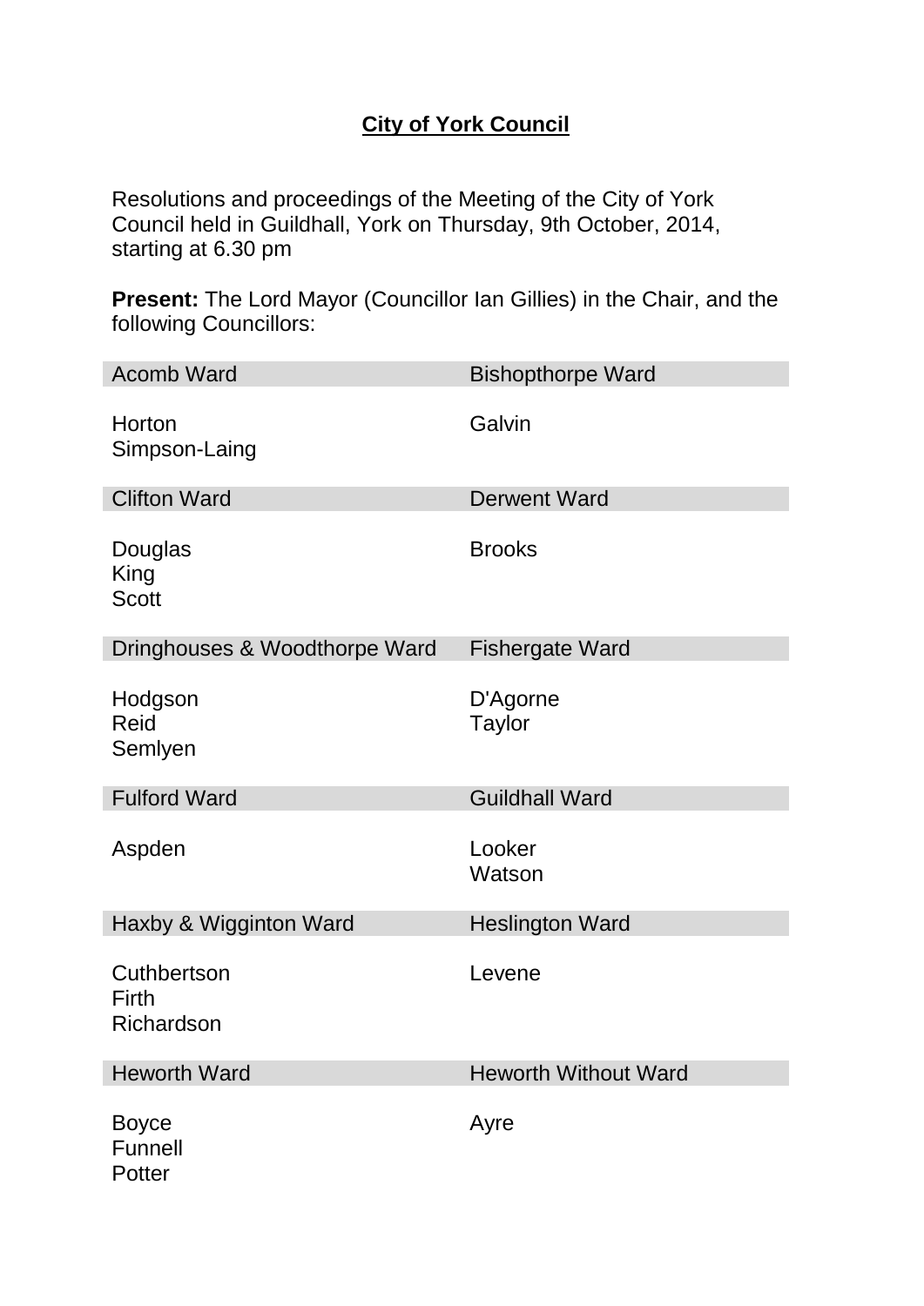# City of York Council

Resolutions and proceedings of the Meeting of the City of York Council held in Guildhall, York on Thursday, 9th October, 2014, starting at 6.30 pm

**Present:** The Lord Mayor (Councillor Ian Gillies) in the Chair, and the following Councillors:

| Acomb Ward | Bishopthorpe Ward |
|---|---|
| Horton<br>Simpson-Laing | Galvin |
| **Clifton Ward** | **Derwent Ward** |
| Douglas<br>King<br>Scott | Brooks |
| **Dringhouses & Woodthorpe Ward** | **Fishergate Ward** |
| Hodgson<br>Reid<br>Semlyen | D'Agorne<br>Taylor |
| **Fulford Ward** | **Guildhall Ward** |
| Aspden | Looker<br>Watson |
| **Haxby & Wigginton Ward** | **Heslington Ward** |
| Cuthbertson<br>Firth<br>Richardson | Levene |
| **Heworth Ward** | **Heworth Without Ward** |
| Boyce<br>Funnell<br>Potter | Ayre |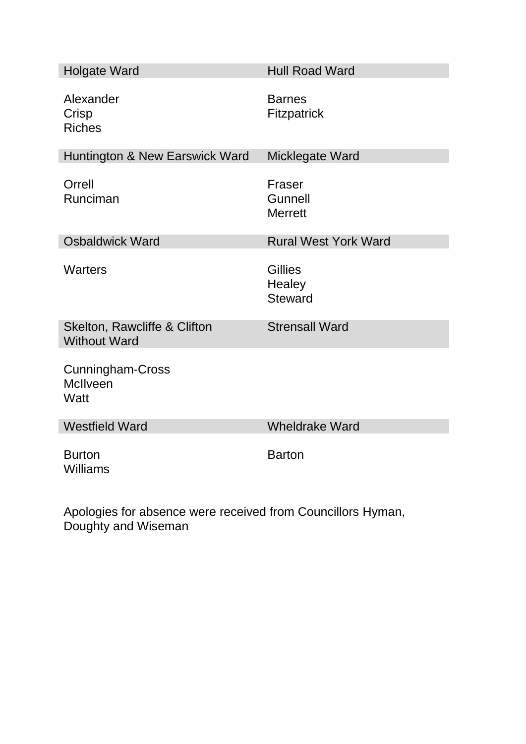| Holgate Ward | Hull Road Ward |
| --- | --- |
| Alexander<br>Crisp<br>Riches | Barnes<br>Fitzpatrick |
| **Huntington & New Earswick Ward** | **Micklegate Ward** |
| Orrell<br>Runciman | Fraser<br>Gunnell<br>Merrett |
| **Osbaldwick Ward** | **Rural West York Ward** |
| Warters | Gillies<br>Healey<br>Steward |
| **Skelton, Rawcliffe & Clifton Without Ward** | **Strensall Ward** |
| Cunningham-Cross<br>McIlveen<br>Watt | |
| **Westfield Ward** | **Wheldrake Ward** |
| Burton<br>Williams | Barton |

Apologies for absence were received from Councillors Hyman, Doughty and Wiseman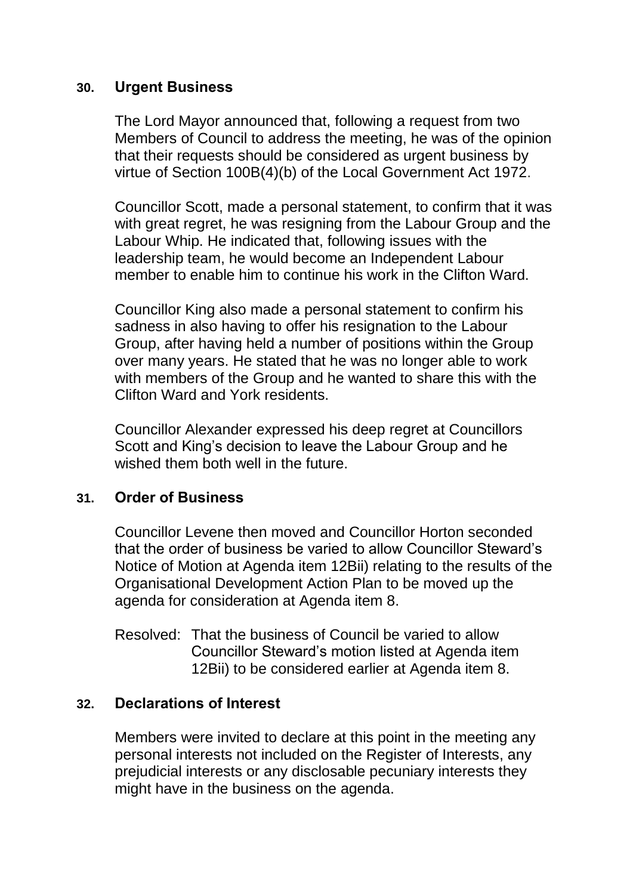## 30. Urgent Business

The Lord Mayor announced that, following a request from two Members of Council to address the meeting, he was of the opinion that their requests should be considered as urgent business by virtue of Section 100B(4)(b) of the Local Government Act 1972.

Councillor Scott, made a personal statement, to confirm that it was with great regret, he was resigning from the Labour Group and the Labour Whip. He indicated that, following issues with the leadership team, he would become an Independent Labour member to enable him to continue his work in the Clifton Ward.

Councillor King also made a personal statement to confirm his sadness in also having to offer his resignation to the Labour Group, after having held a number of positions within the Group over many years. He stated that he was no longer able to work with members of the Group and he wanted to share this with the Clifton Ward and York residents.

Councillor Alexander expressed his deep regret at Councillors Scott and King's decision to leave the Labour Group and he wished them both well in the future.

## 31. Order of Business

Councillor Levene then moved and Councillor Horton seconded that the order of business be varied to allow Councillor Steward's Notice of Motion at Agenda item 12Bii) relating to the results of the Organisational Development Action Plan to be moved up the agenda for consideration at Agenda item 8.

Resolved: That the business of Council be varied to allow Councillor Steward's motion listed at Agenda item 12Bii) to be considered earlier at Agenda item 8.

## 32. Declarations of Interest

Members were invited to declare at this point in the meeting any personal interests not included on the Register of Interests, any prejudicial interests or any disclosable pecuniary interests they might have in the business on the agenda.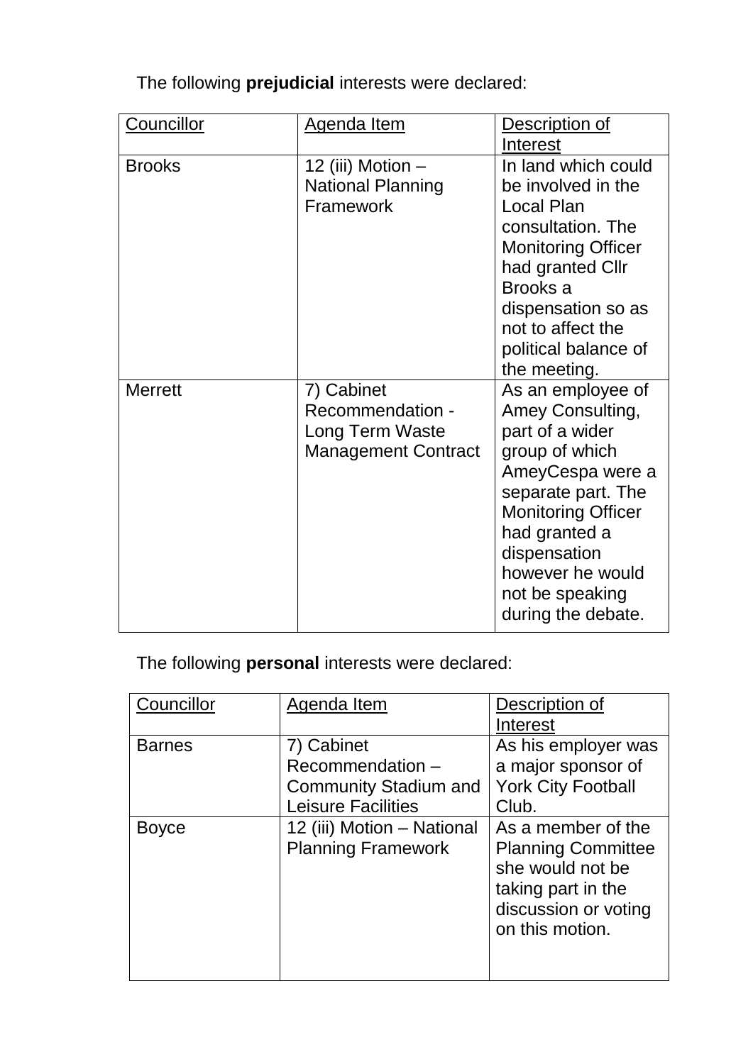The following **prejudicial** interests were declared:

| Councillor | Agenda Item | Description of Interest |
|---|---|---|
| Brooks | 12 (iii) Motion – National Planning Framework | In land which could be involved in the Local Plan consultation. The Monitoring Officer had granted Cllr Brooks a dispensation so as not to affect the political balance of the meeting. |
| Merrett | 7) Cabinet Recommendation - Long Term Waste Management Contract | As an employee of Amey Consulting, part of a wider group of which AmeyCespa were a separate part. The Monitoring Officer had granted a dispensation however he would not be speaking during the debate. |

The following **personal** interests were declared:

| Councillor | Agenda Item | Description of Interest |
|---|---|---|
| Barnes | 7) Cabinet Recommendation – Community Stadium and Leisure Facilities | As his employer was a major sponsor of York City Football Club. |
| Boyce | 12 (iii) Motion – National Planning Framework | As a member of the Planning Committee she would not be taking part in the discussion or voting on this motion. |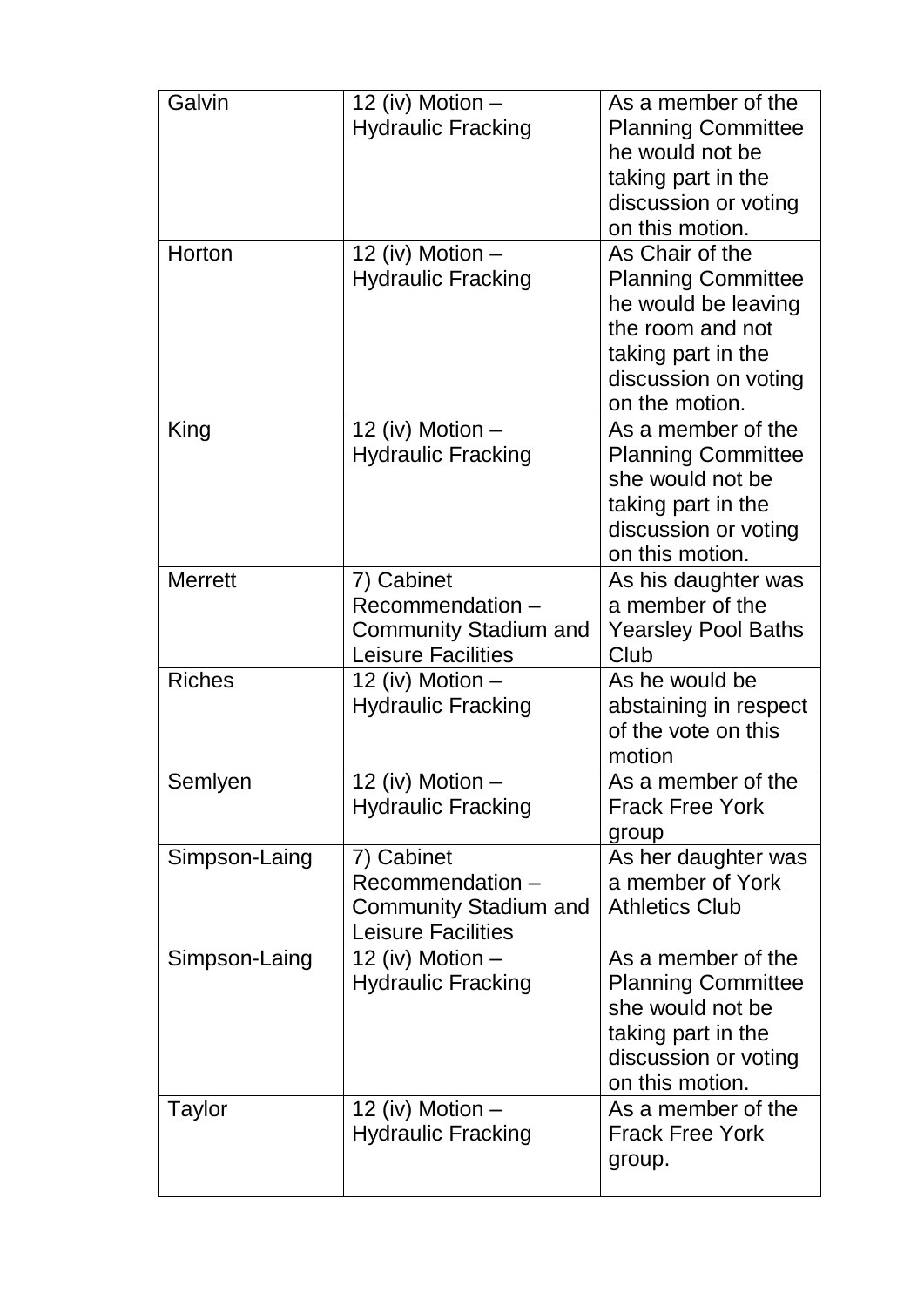| | | |
|---|---|---|
| Galvin | 12 (iv) Motion – Hydraulic Fracking | As a member of the Planning Committee he would not be taking part in the discussion or voting on this motion. |
| Horton | 12 (iv) Motion – Hydraulic Fracking | As Chair of the Planning Committee he would be leaving the room and not taking part in the discussion on voting on the motion. |
| King | 12 (iv) Motion – Hydraulic Fracking | As a member of the Planning Committee she would not be taking part in the discussion or voting on this motion. |
| Merrett | 7) Cabinet Recommendation – Community Stadium and Leisure Facilities | As his daughter was a member of the Yearsley Pool Baths Club |
| Riches | 12 (iv) Motion – Hydraulic Fracking | As he would be abstaining in respect of the vote on this motion |
| Semlyen | 12 (iv) Motion – Hydraulic Fracking | As a member of the Frack Free York group |
| Simpson-Laing | 7) Cabinet Recommendation – Community Stadium and Leisure Facilities | As her daughter was a member of York Athletics Club |
| Simpson-Laing | 12 (iv) Motion – Hydraulic Fracking | As a member of the Planning Committee she would not be taking part in the discussion or voting on this motion. |
| Taylor | 12 (iv) Motion – Hydraulic Fracking | As a member of the Frack Free York group. |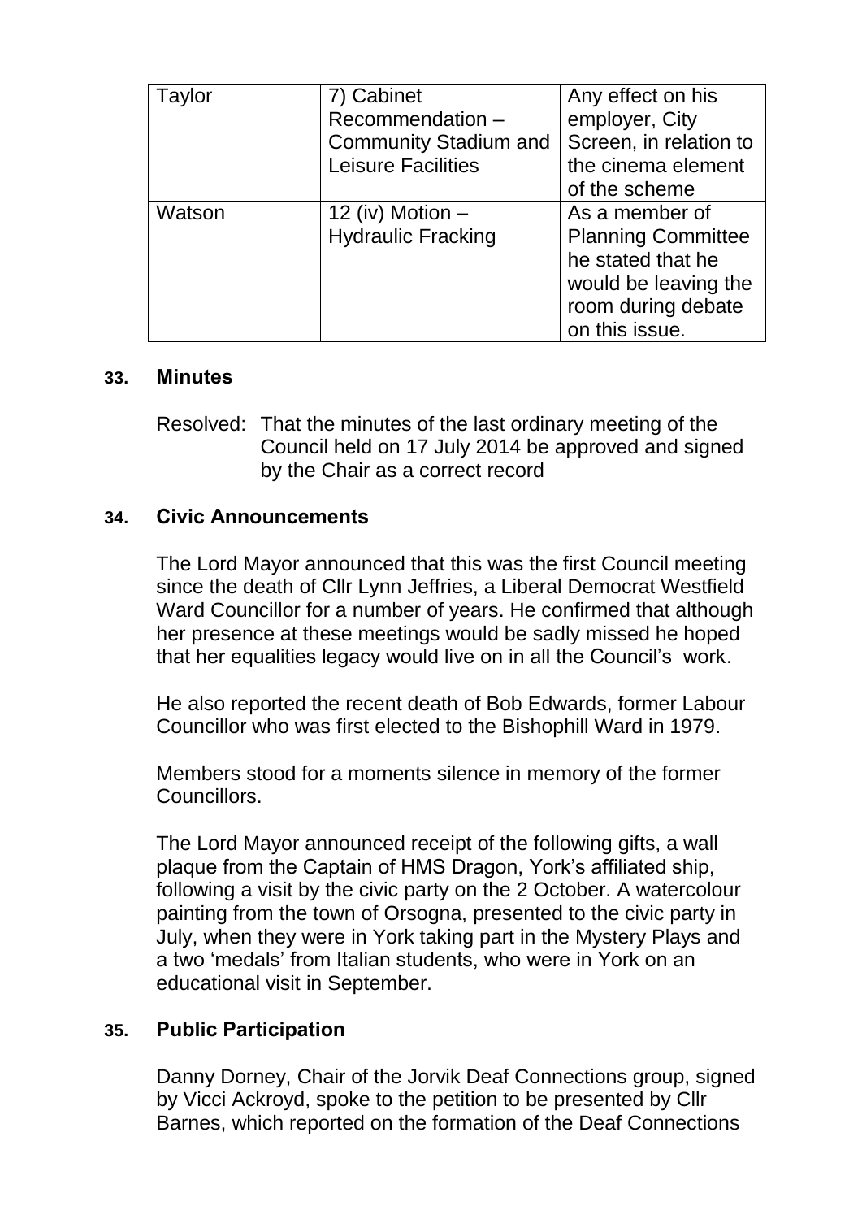| Taylor | 7) Cabinet Recommendation – Community Stadium and Leisure Facilities | Any effect on his employer, City Screen, in relation to the cinema element of the scheme |
|---|---|---|
| Watson | 12 (iv) Motion – Hydraulic Fracking | As a member of Planning Committee he stated that he would be leaving the room during debate on this issue. |

### 33. Minutes

Resolved: That the minutes of the last ordinary meeting of the Council held on 17 July 2014 be approved and signed by the Chair as a correct record

### 34. Civic Announcements

The Lord Mayor announced that this was the first Council meeting since the death of Cllr Lynn Jeffries, a Liberal Democrat Westfield Ward Councillor for a number of years. He confirmed that although her presence at these meetings would be sadly missed he hoped that her equalities legacy would live on in all the Council's work.

He also reported the recent death of Bob Edwards, former Labour Councillor who was first elected to the Bishophill Ward in 1979.

Members stood for a moments silence in memory of the former Councillors.

The Lord Mayor announced receipt of the following gifts, a wall plaque from the Captain of HMS Dragon, York's affiliated ship, following a visit by the civic party on the 2 October. A watercolour painting from the town of Orsogna, presented to the civic party in July, when they were in York taking part in the Mystery Plays and a two 'medals' from Italian students, who were in York on an educational visit in September.

### 35. Public Participation

Danny Dorney, Chair of the Jorvik Deaf Connections group, signed by Vicci Ackroyd, spoke to the petition to be presented by Cllr Barnes, which reported on the formation of the Deaf Connections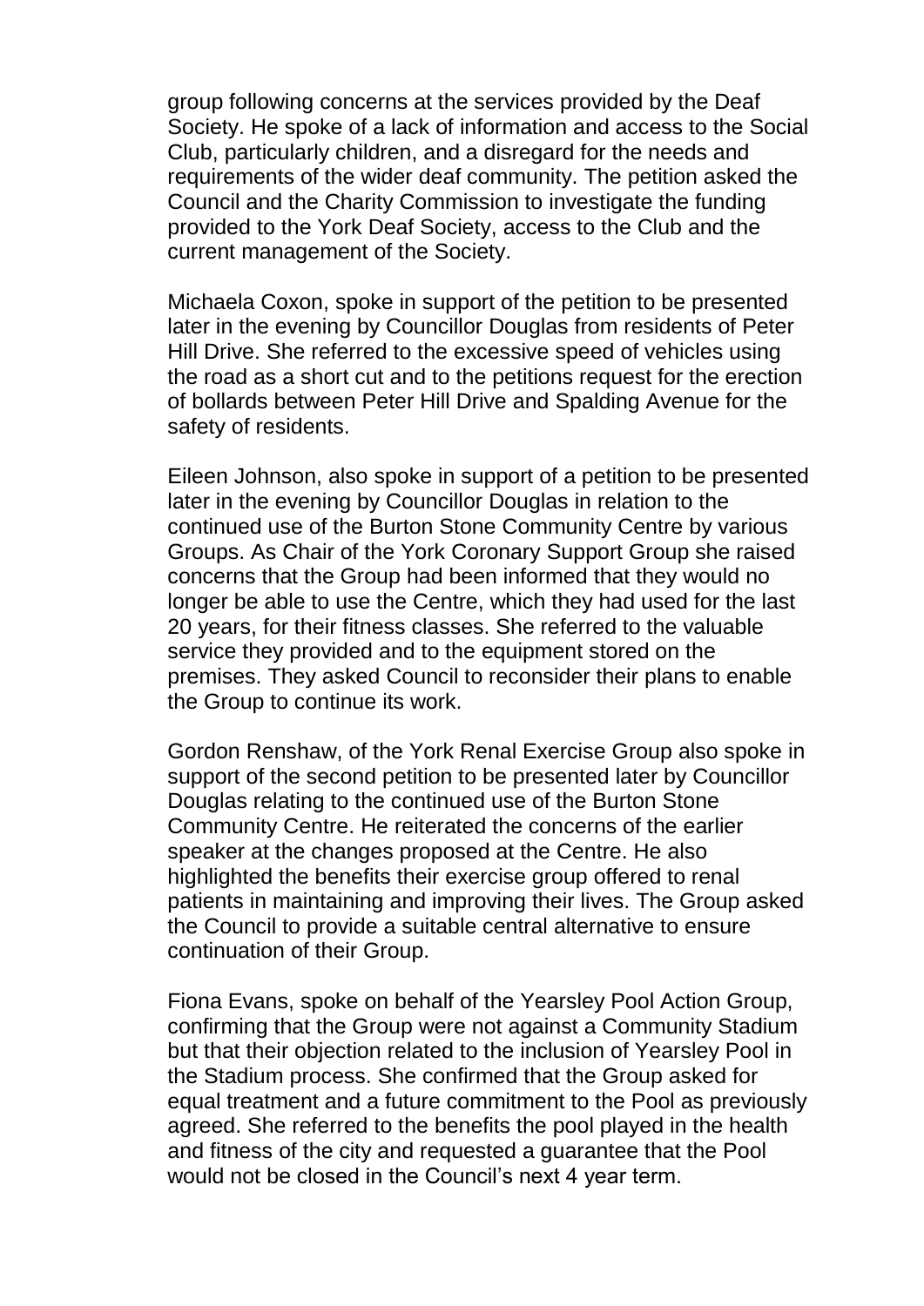group following concerns at the services provided by the Deaf Society. He spoke of a lack of information and access to the Social Club, particularly children, and a disregard for the needs and requirements of the wider deaf community. The petition asked the Council and the Charity Commission to investigate the funding provided to the York Deaf Society, access to the Club and the current management of the Society.

Michaela Coxon, spoke in support of the petition to be presented later in the evening by Councillor Douglas from residents of Peter Hill Drive. She referred to the excessive speed of vehicles using the road as a short cut and to the petitions request for the erection of bollards between Peter Hill Drive and Spalding Avenue for the safety of residents.

Eileen Johnson, also spoke in support of a petition to be presented later in the evening by Councillor Douglas in relation to the continued use of the Burton Stone Community Centre by various Groups. As Chair of the York Coronary Support Group she raised concerns that the Group had been informed that they would no longer be able to use the Centre, which they had used for the last 20 years, for their fitness classes. She referred to the valuable service they provided and to the equipment stored on the premises. They asked Council to reconsider their plans to enable the Group to continue its work.

Gordon Renshaw, of the York Renal Exercise Group also spoke in support of the second petition to be presented later by Councillor Douglas relating to the continued use of the Burton Stone Community Centre. He reiterated the concerns of the earlier speaker at the changes proposed at the Centre. He also highlighted the benefits their exercise group offered to renal patients in maintaining and improving their lives. The Group asked the Council to provide a suitable central alternative to ensure continuation of their Group.

Fiona Evans, spoke on behalf of the Yearsley Pool Action Group, confirming that the Group were not against a Community Stadium but that their objection related to the inclusion of Yearsley Pool in the Stadium process. She confirmed that the Group asked for equal treatment and a future commitment to the Pool as previously agreed. She referred to the benefits the pool played in the health and fitness of the city and requested a guarantee that the Pool would not be closed in the Council's next 4 year term.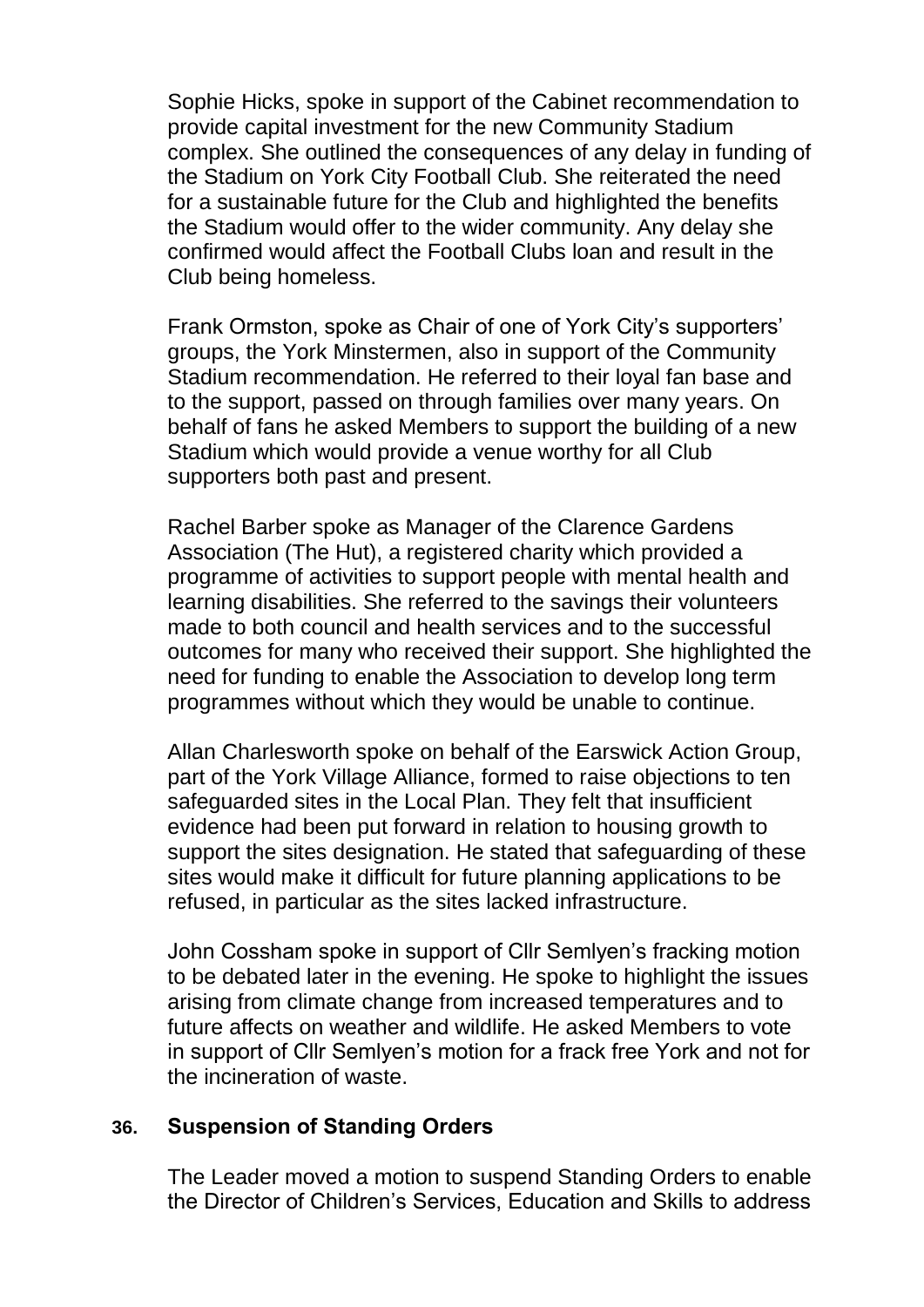Sophie Hicks, spoke in support of the Cabinet recommendation to provide capital investment for the new Community Stadium complex. She outlined the consequences of any delay in funding of the Stadium on York City Football Club. She reiterated the need for a sustainable future for the Club and highlighted the benefits the Stadium would offer to the wider community. Any delay she confirmed would affect the Football Clubs loan and result in the Club being homeless.

Frank Ormston, spoke as Chair of one of York City's supporters' groups, the York Minstermen, also in support of the Community Stadium recommendation. He referred to their loyal fan base and to the support, passed on through families over many years. On behalf of fans he asked Members to support the building of a new Stadium which would provide a venue worthy for all Club supporters both past and present.

Rachel Barber spoke as Manager of the Clarence Gardens Association (The Hut), a registered charity which provided a programme of activities to support people with mental health and learning disabilities. She referred to the savings their volunteers made to both council and health services and to the successful outcomes for many who received their support. She highlighted the need for funding to enable the Association to develop long term programmes without which they would be unable to continue.

Allan Charlesworth spoke on behalf of the Earswick Action Group, part of the York Village Alliance, formed to raise objections to ten safeguarded sites in the Local Plan. They felt that insufficient evidence had been put forward in relation to housing growth to support the sites designation. He stated that safeguarding of these sites would make it difficult for future planning applications to be refused, in particular as the sites lacked infrastructure.

John Cossham spoke in support of Cllr Semlyen's fracking motion to be debated later in the evening. He spoke to highlight the issues arising from climate change from increased temperatures and to future affects on weather and wildlife. He asked Members to vote in support of Cllr Semlyen's motion for a frack free York and not for the incineration of waste.

### 36. Suspension of Standing Orders

The Leader moved a motion to suspend Standing Orders to enable the Director of Children's Services, Education and Skills to address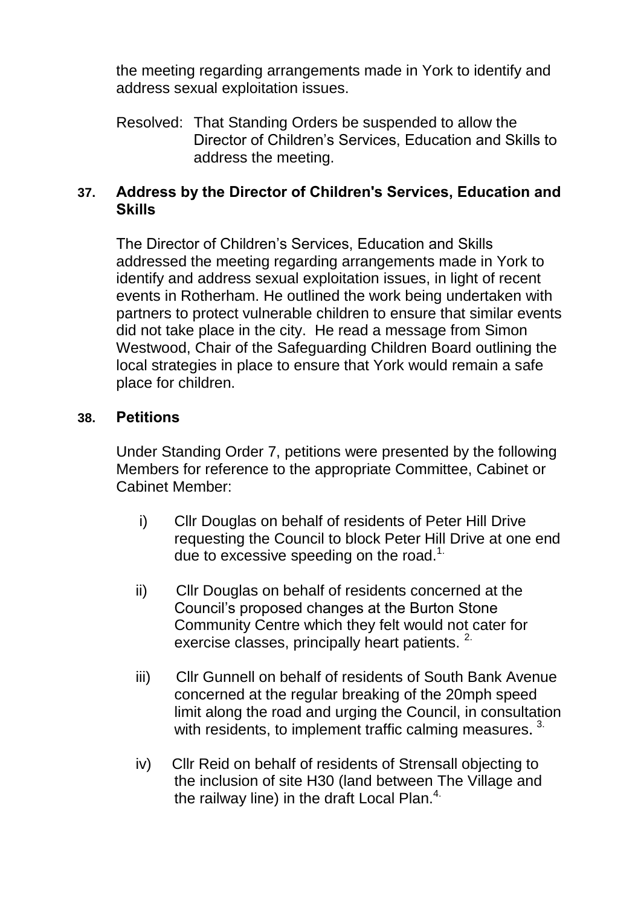the meeting regarding arrangements made in York to identify and address sexual exploitation issues.

Resolved: That Standing Orders be suspended to allow the Director of Children's Services, Education and Skills to address the meeting.

## 37. Address by the Director of Children's Services, Education and Skills

The Director of Children's Services, Education and Skills addressed the meeting regarding arrangements made in York to identify and address sexual exploitation issues, in light of recent events in Rotherham. He outlined the work being undertaken with partners to protect vulnerable children to ensure that similar events did not take place in the city. He read a message from Simon Westwood, Chair of the Safeguarding Children Board outlining the local strategies in place to ensure that York would remain a safe place for children.

## 38. Petitions

Under Standing Order 7, petitions were presented by the following Members for reference to the appropriate Committee, Cabinet or Cabinet Member:

i) Cllr Douglas on behalf of residents of Peter Hill Drive requesting the Council to block Peter Hill Drive at one end due to excessive speeding on the road.[1.]

ii) Cllr Douglas on behalf of residents concerned at the Council's proposed changes at the Burton Stone Community Centre which they felt would not cater for exercise classes, principally heart patients. [2.]

iii) Cllr Gunnell on behalf of residents of South Bank Avenue concerned at the regular breaking of the 20mph speed limit along the road and urging the Council, in consultation with residents, to implement traffic calming measures. [3.]

iv) Cllr Reid on behalf of residents of Strensall objecting to the inclusion of site H30 (land between The Village and the railway line) in the draft Local Plan.[4.]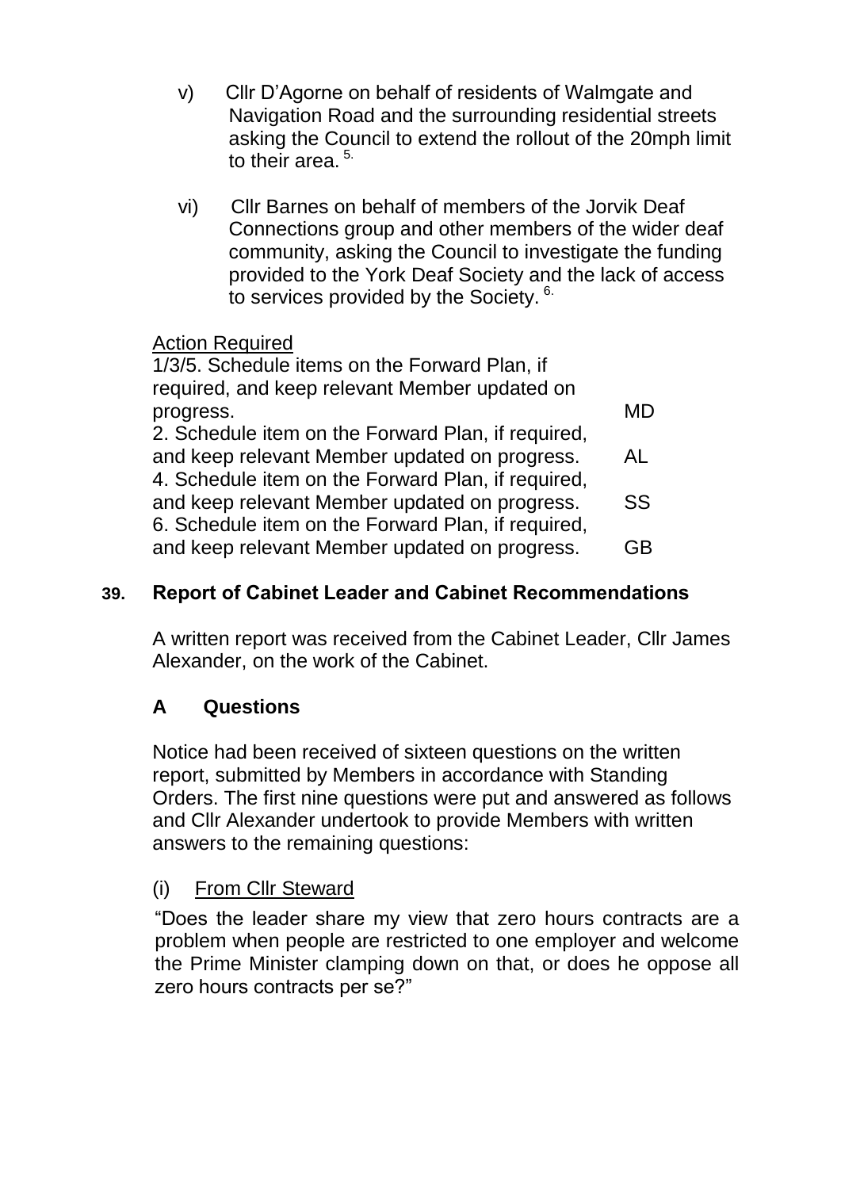v) Cllr D'Agorne on behalf of residents of Walmgate and Navigation Road and the surrounding residential streets asking the Council to extend the rollout of the 20mph limit to their area.[5.]

vi) Cllr Barnes on behalf of members of the Jorvik Deaf Connections group and other members of the wider deaf community, asking the Council to investigate the funding provided to the York Deaf Society and the lack of access to services provided by the Society.[6.]

<u>Action Required</u>

| | |
|---|---|
| 1/3/5. Schedule items on the Forward Plan, if required, and keep relevant Member updated on progress. | MD |
| 2. Schedule item on the Forward Plan, if required, and keep relevant Member updated on progress. | AL |
| 4. Schedule item on the Forward Plan, if required, and keep relevant Member updated on progress. | SS |
| 6. Schedule item on the Forward Plan, if required, and keep relevant Member updated on progress. | GB |

## 39. Report of Cabinet Leader and Cabinet Recommendations

A written report was received from the Cabinet Leader, Cllr James Alexander, on the work of the Cabinet.

### A Questions

Notice had been received of sixteen questions on the written report, submitted by Members in accordance with Standing Orders. The first nine questions were put and answered as follows and Cllr Alexander undertook to provide Members with written answers to the remaining questions:

(i) <u>From Cllr Steward</u>

"Does the leader share my view that zero hours contracts are a problem when people are restricted to one employer and welcome the Prime Minister clamping down on that, or does he oppose all zero hours contracts per se?"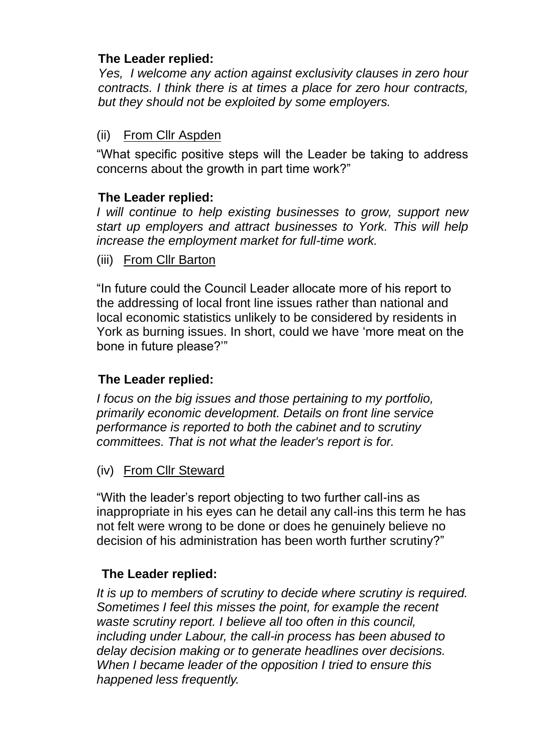**The Leader replied:**

*Yes, I welcome any action against exclusivity clauses in zero hour contracts. I think there is at times a place for zero hour contracts, but they should not be exploited by some employers.*

(ii) From Cllr Aspden

"What specific positive steps will the Leader be taking to address concerns about the growth in part time work?"

**The Leader replied:**

*I will continue to help existing businesses to grow, support new start up employers and attract businesses to York. This will help increase the employment market for full-time work.*

(iii) From Cllr Barton

"In future could the Council Leader allocate more of his report to the addressing of local front line issues rather than national and local economic statistics unlikely to be considered by residents in York as burning issues. In short, could we have 'more meat on the bone in future please?'"

**The Leader replied:**

*I focus on the big issues and those pertaining to my portfolio, primarily economic development. Details on front line service performance is reported to both the cabinet and to scrutiny committees. That is not what the leader's report is for.*

(iv) From Cllr Steward

"With the leader's report objecting to two further call-ins as inappropriate in his eyes can he detail any call-ins this term he has not felt were wrong to be done or does he genuinely believe no decision of his administration has been worth further scrutiny?"

**The Leader replied:**

*It is up to members of scrutiny to decide where scrutiny is required. Sometimes I feel this misses the point, for example the recent waste scrutiny report. I believe all too often in this council, including under Labour, the call-in process has been abused to delay decision making or to generate headlines over decisions. When I became leader of the opposition I tried to ensure this happened less frequently.*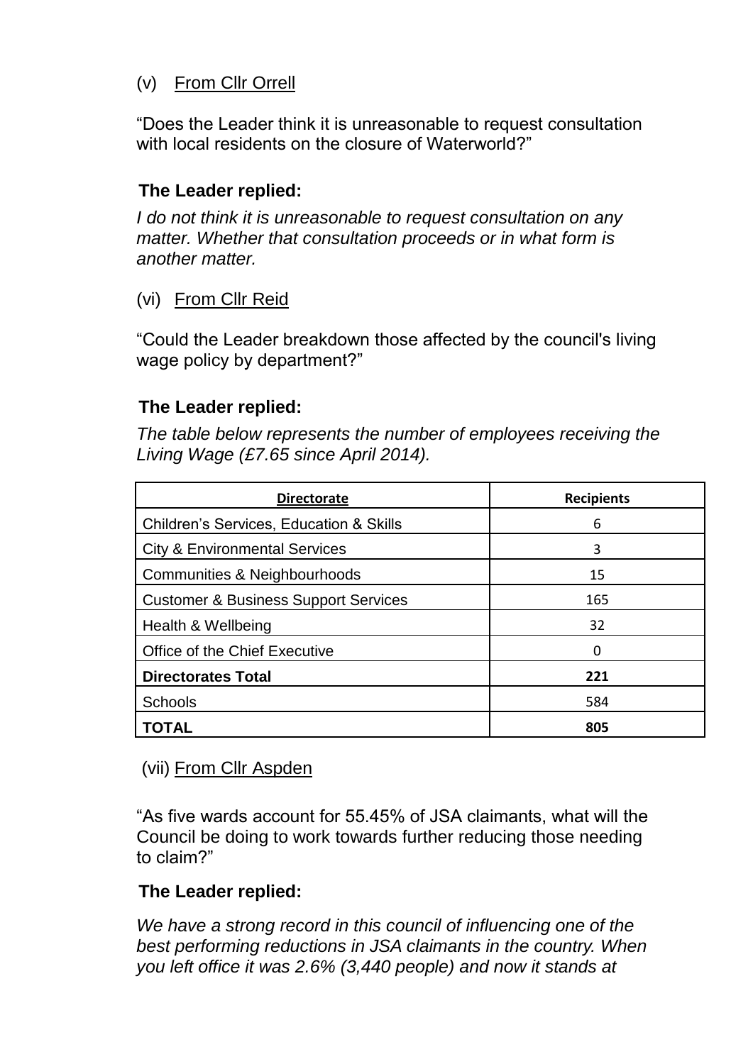(v) From Cllr Orrell

"Does the Leader think it is unreasonable to request consultation with local residents on the closure of Waterworld?"

**The Leader replied:**

*I do not think it is unreasonable to request consultation on any matter. Whether that consultation proceeds or in what form is another matter.*

(vi) From Cllr Reid

"Could the Leader breakdown those affected by the council's living wage policy by department?"

**The Leader replied:**

*The table below represents the number of employees receiving the Living Wage (£7.65 since April 2014).*

| **Directorate** | **Recipients** |
|---|---|
| Children's Services, Education & Skills | 6 |
| City & Environmental Services | 3 |
| Communities & Neighbourhoods | 15 |
| Customer & Business Support Services | 165 |
| Health & Wellbeing | 32 |
| Office of the Chief Executive | 0 |
| **Directorates Total** | **221** |
| Schools | 584 |
| **TOTAL** | **805** |

(vii) From Cllr Aspden

"As five wards account for 55.45% of JSA claimants, what will the Council be doing to work towards further reducing those needing to claim?"

**The Leader replied:**

*We have a strong record in this council of influencing one of the best performing reductions in JSA claimants in the country. When you left office it was 2.6% (3,440 people) and now it stands at*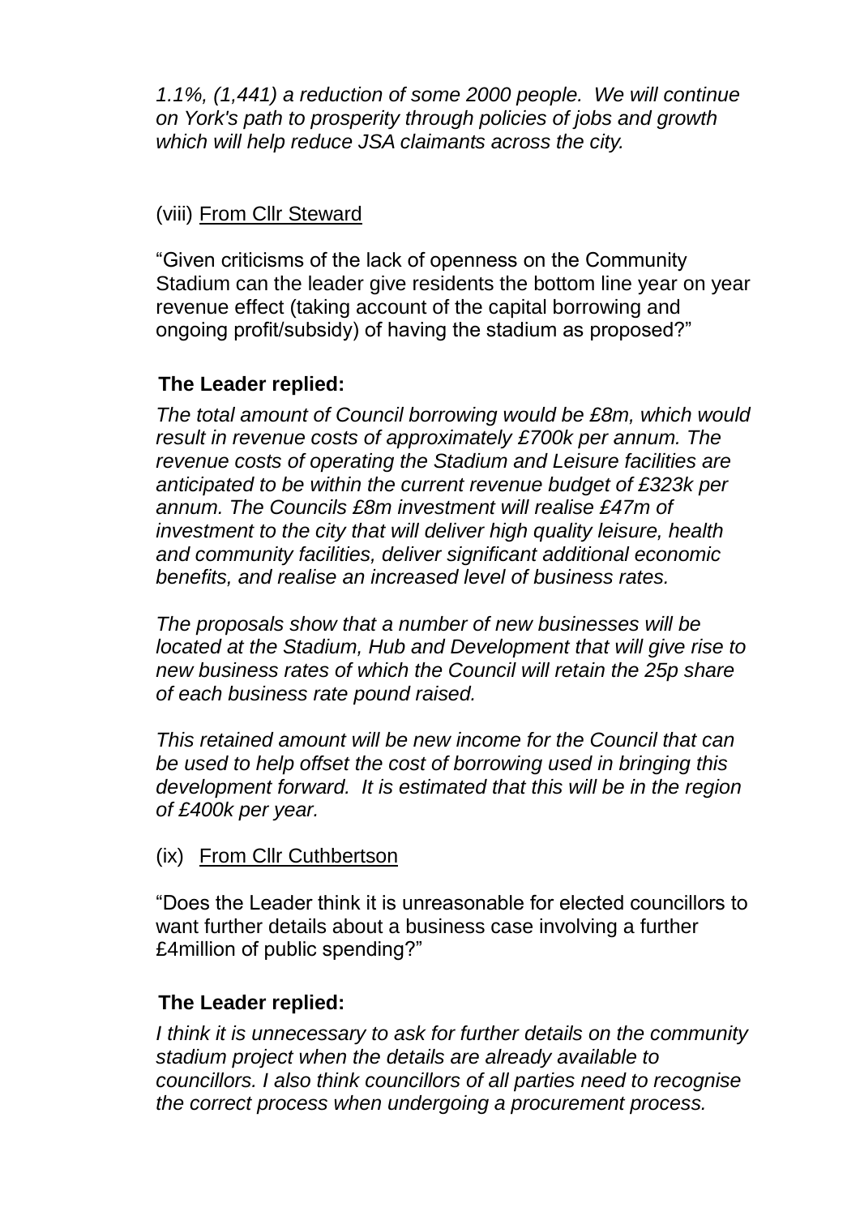*1.1%, (1,441) a reduction of some 2000 people. We will continue on York's path to prosperity through policies of jobs and growth which will help reduce JSA claimants across the city.*

(viii) From Cllr Steward

"Given criticisms of the lack of openness on the Community Stadium can the leader give residents the bottom line year on year revenue effect (taking account of the capital borrowing and ongoing profit/subsidy) of having the stadium as proposed?"

**The Leader replied:**

*The total amount of Council borrowing would be £8m, which would result in revenue costs of approximately £700k per annum. The revenue costs of operating the Stadium and Leisure facilities are anticipated to be within the current revenue budget of £323k per annum. The Councils £8m investment will realise £47m of investment to the city that will deliver high quality leisure, health and community facilities, deliver significant additional economic benefits, and realise an increased level of business rates.*

*The proposals show that a number of new businesses will be located at the Stadium, Hub and Development that will give rise to new business rates of which the Council will retain the 25p share of each business rate pound raised.*

*This retained amount will be new income for the Council that can be used to help offset the cost of borrowing used in bringing this development forward. It is estimated that this will be in the region of £400k per year.*

(ix) From Cllr Cuthbertson

"Does the Leader think it is unreasonable for elected councillors to want further details about a business case involving a further £4million of public spending?"

**The Leader replied:**

*I think it is unnecessary to ask for further details on the community stadium project when the details are already available to councillors. I also think councillors of all parties need to recognise the correct process when undergoing a procurement process.*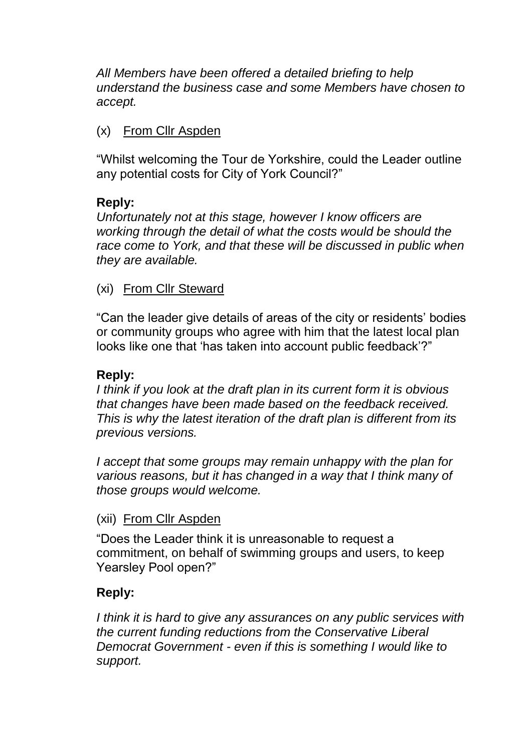*All Members have been offered a detailed briefing to help understand the business case and some Members have chosen to accept.*

(x) From Cllr Aspden

"Whilst welcoming the Tour de Yorkshire, could the Leader outline any potential costs for City of York Council?"

**Reply:**
*Unfortunately not at this stage, however I know officers are working through the detail of what the costs would be should the race come to York, and that these will be discussed in public when they are available.*

(xi) From Cllr Steward

"Can the leader give details of areas of the city or residents' bodies or community groups who agree with him that the latest local plan looks like one that 'has taken into account public feedback'?"

**Reply:**
*I think if you look at the draft plan in its current form it is obvious that changes have been made based on the feedback received. This is why the latest iteration of the draft plan is different from its previous versions.*

*I accept that some groups may remain unhappy with the plan for various reasons, but it has changed in a way that I think many of those groups would welcome.*

(xii) From Cllr Aspden

"Does the Leader think it is unreasonable to request a commitment, on behalf of swimming groups and users, to keep Yearsley Pool open?"

**Reply:**

*I think it is hard to give any assurances on any public services with the current funding reductions from the Conservative Liberal Democrat Government - even if this is something I would like to support.*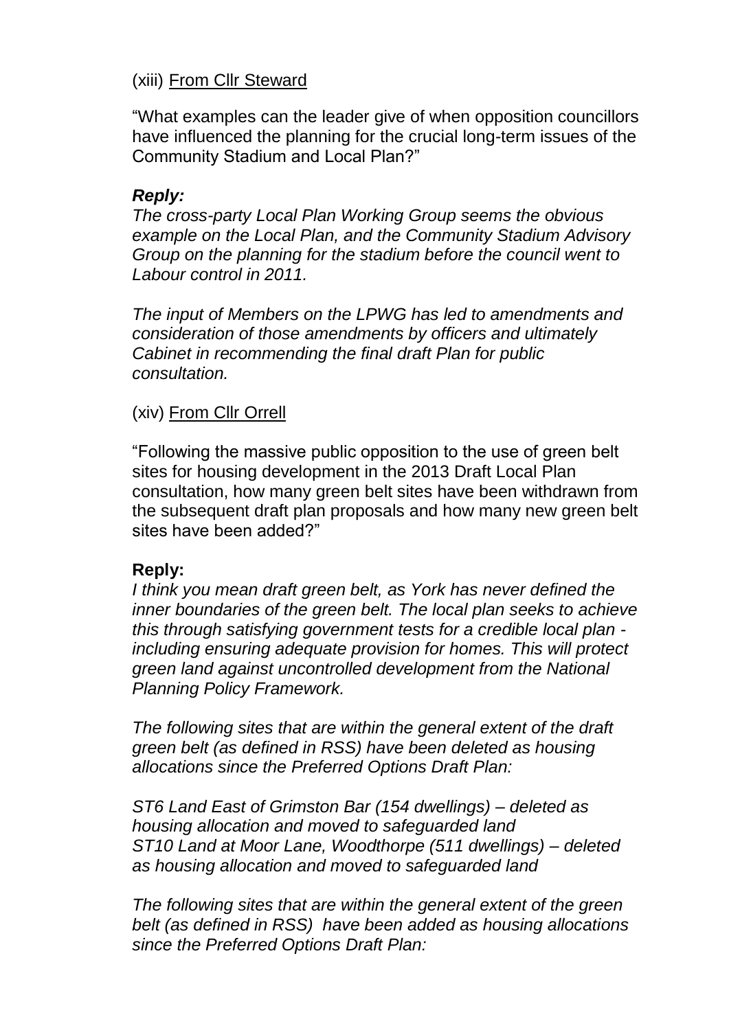(xiii) <u>From Cllr Steward</u>

"What examples can the leader give of when opposition councillors have influenced the planning for the crucial long-term issues of the Community Stadium and Local Plan?"

***Reply:***

*The cross-party Local Plan Working Group seems the obvious example on the Local Plan, and the Community Stadium Advisory Group on the planning for the stadium before the council went to Labour control in 2011.*

*The input of Members on the LPWG has led to amendments and consideration of those amendments by officers and ultimately Cabinet in recommending the final draft Plan for public consultation.*

(xiv) <u>From Cllr Orrell</u>

"Following the massive public opposition to the use of green belt sites for housing development in the 2013 Draft Local Plan consultation, how many green belt sites have been withdrawn from the subsequent draft plan proposals and how many new green belt sites have been added?"

**Reply:**

*I think you mean draft green belt, as York has never defined the inner boundaries of the green belt. The local plan seeks to achieve this through satisfying government tests for a credible local plan - including ensuring adequate provision for homes. This will protect green land against uncontrolled development from the National Planning Policy Framework.*

*The following sites that are within the general extent of the draft green belt (as defined in RSS) have been deleted as housing allocations since the Preferred Options Draft Plan:*

*ST6 Land East of Grimston Bar (154 dwellings) – deleted as housing allocation and moved to safeguarded land*
*ST10 Land at Moor Lane, Woodthorpe (511 dwellings) – deleted as housing allocation and moved to safeguarded land*

*The following sites that are within the general extent of the green belt (as defined in RSS) have been added as housing allocations since the Preferred Options Draft Plan:*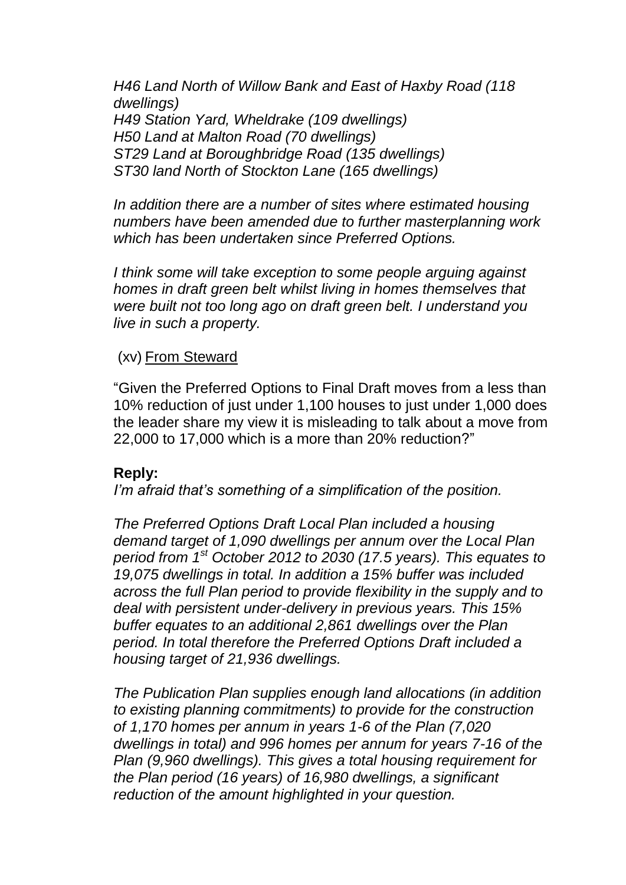*H46 Land North of Willow Bank and East of Haxby Road (118 dwellings)*
*H49 Station Yard, Wheldrake (109 dwellings)*
*H50 Land at Malton Road (70 dwellings)*
*ST29 Land at Boroughbridge Road (135 dwellings)*
*ST30 land North of Stockton Lane (165 dwellings)*

*In addition there are a number of sites where estimated housing numbers have been amended due to further masterplanning work which has been undertaken since Preferred Options.*

*I think some will take exception to some people arguing against homes in draft green belt whilst living in homes themselves that were built not too long ago on draft green belt. I understand you live in such a property.*

(xv) From Steward

"Given the Preferred Options to Final Draft moves from a less than 10% reduction of just under 1,100 houses to just under 1,000 does the leader share my view it is misleading to talk about a move from 22,000 to 17,000 which is a more than 20% reduction?"

**Reply:**

*I'm afraid that's something of a simplification of the position.*

*The Preferred Options Draft Local Plan included a housing demand target of 1,090 dwellings per annum over the Local Plan period from 1st October 2012 to 2030 (17.5 years). This equates to 19,075 dwellings in total. In addition a 15% buffer was included across the full Plan period to provide flexibility in the supply and to deal with persistent under-delivery in previous years. This 15% buffer equates to an additional 2,861 dwellings over the Plan period. In total therefore the Preferred Options Draft included a housing target of 21,936 dwellings.*

*The Publication Plan supplies enough land allocations (in addition to existing planning commitments) to provide for the construction of 1,170 homes per annum in years 1-6 of the Plan (7,020 dwellings in total) and 996 homes per annum for years 7-16 of the Plan (9,960 dwellings). This gives a total housing requirement for the Plan period (16 years) of 16,980 dwellings, a significant reduction of the amount highlighted in your question.*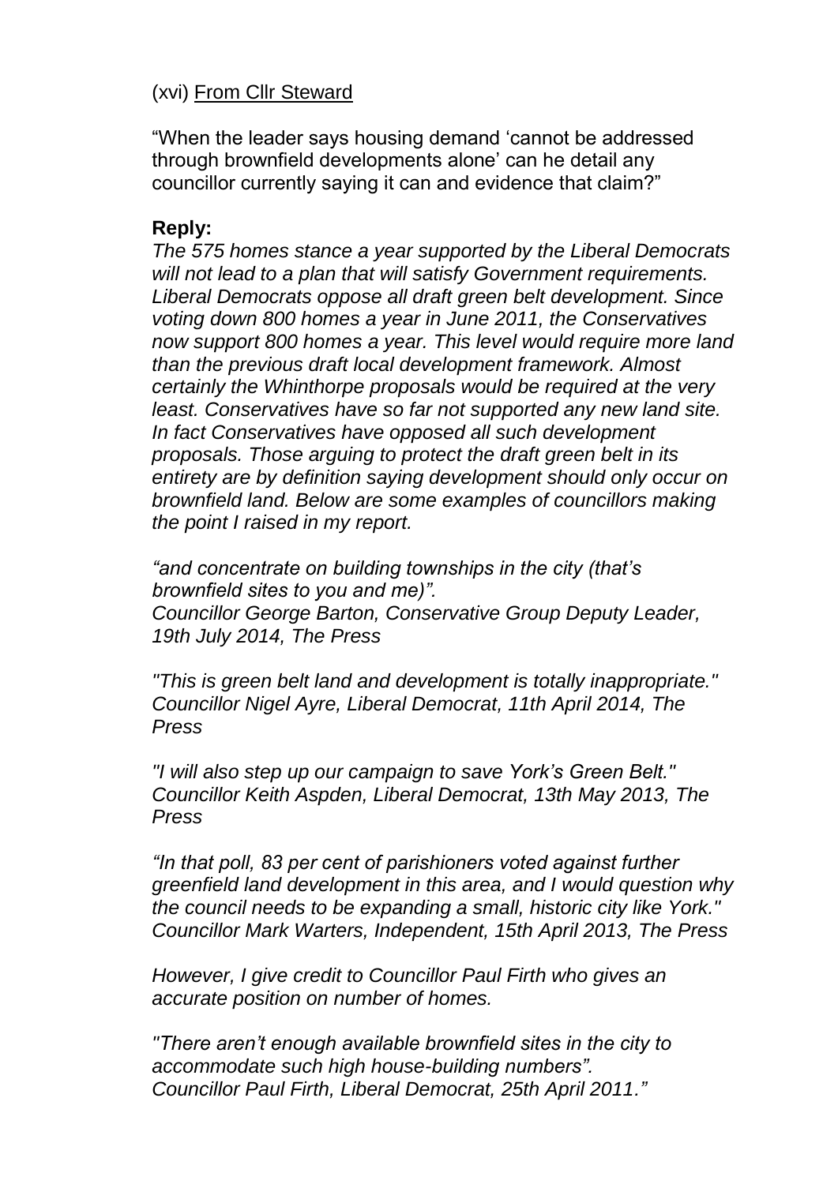(xvi) From Cllr Steward

"When the leader says housing demand 'cannot be addressed through brownfield developments alone' can he detail any councillor currently saying it can and evidence that claim?"

**Reply:**

*The 575 homes stance a year supported by the Liberal Democrats will not lead to a plan that will satisfy Government requirements. Liberal Democrats oppose all draft green belt development. Since voting down 800 homes a year in June 2011, the Conservatives now support 800 homes a year. This level would require more land than the previous draft local development framework. Almost certainly the Whinthorpe proposals would be required at the very least. Conservatives have so far not supported any new land site. In fact Conservatives have opposed all such development proposals. Those arguing to protect the draft green belt in its entirety are by definition saying development should only occur on brownfield land. Below are some examples of councillors making the point I raised in my report.*

*"and concentrate on building townships in the city (that's brownfield sites to you and me)".*
*Councillor George Barton, Conservative Group Deputy Leader, 19th July 2014, The Press*

*"This is green belt land and development is totally inappropriate." Councillor Nigel Ayre, Liberal Democrat, 11th April 2014, The Press*

*"I will also step up our campaign to save York's Green Belt." Councillor Keith Aspden, Liberal Democrat, 13th May 2013, The Press*

*"In that poll, 83 per cent of parishioners voted against further greenfield land development in this area, and I would question why the council needs to be expanding a small, historic city like York." Councillor Mark Warters, Independent, 15th April 2013, The Press*

*However, I give credit to Councillor Paul Firth who gives an accurate position on number of homes.*

*"There aren't enough available brownfield sites in the city to accommodate such high house-building numbers".*
*Councillor Paul Firth, Liberal Democrat, 25th April 2011."*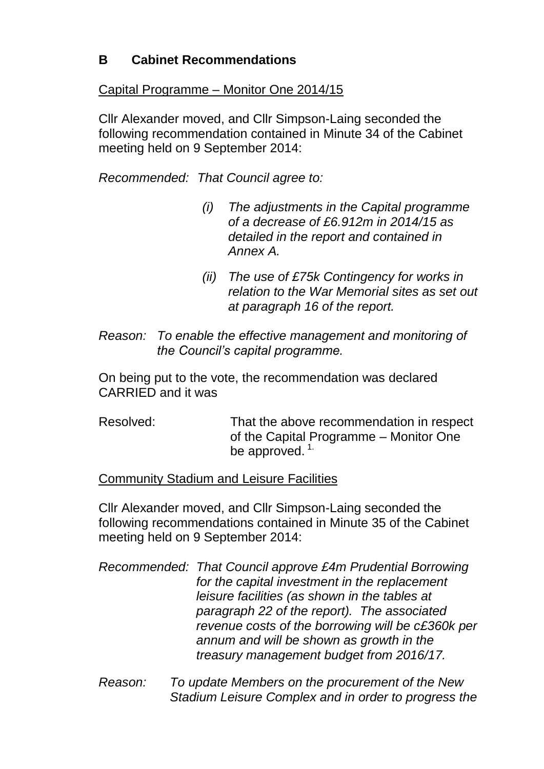## B Cabinet Recommendations

Capital Programme – Monitor One 2014/15

Cllr Alexander moved, and Cllr Simpson-Laing seconded the following recommendation contained in Minute 34 of the Cabinet meeting held on 9 September 2014:

*Recommended: That Council agree to:*

*(i) The adjustments in the Capital programme of a decrease of £6.912m in 2014/15 as detailed in the report and contained in Annex A.*

*(ii) The use of £75k Contingency for works in relation to the War Memorial sites as set out at paragraph 16 of the report.*

*Reason: To enable the effective management and monitoring of the Council's capital programme.*

On being put to the vote, the recommendation was declared CARRIED and it was

Resolved: That the above recommendation in respect of the Capital Programme – Monitor One be approved. [1.]

Community Stadium and Leisure Facilities

Cllr Alexander moved, and Cllr Simpson-Laing seconded the following recommendations contained in Minute 35 of the Cabinet meeting held on 9 September 2014:

*Recommended: That Council approve £4m Prudential Borrowing for the capital investment in the replacement leisure facilities (as shown in the tables at paragraph 22 of the report). The associated revenue costs of the borrowing will be c£360k per annum and will be shown as growth in the treasury management budget from 2016/17.*

*Reason: To update Members on the procurement of the New Stadium Leisure Complex and in order to progress the*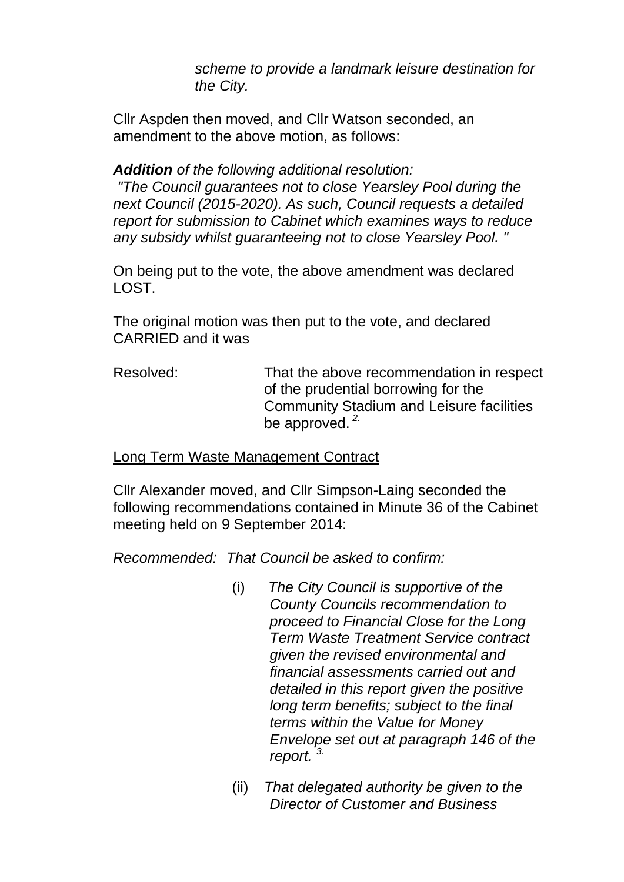*scheme to provide a landmark leisure destination for the City.*

Cllr Aspden then moved, and Cllr Watson seconded, an amendment to the above motion, as follows:

***Addition** of the following additional resolution:*
*"The Council guarantees not to close Yearsley Pool during the next Council (2015-2020). As such, Council requests a detailed report for submission to Cabinet which examines ways to reduce any subsidy whilst guaranteeing not to close Yearsley Pool. "*

On being put to the vote, the above amendment was declared LOST.

The original motion was then put to the vote, and declared CARRIED and it was

Resolved: That the above recommendation in respect of the prudential borrowing for the Community Stadium and Leisure facilities be approved. [2.]

Long Term Waste Management Contract

Cllr Alexander moved, and Cllr Simpson-Laing seconded the following recommendations contained in Minute 36 of the Cabinet meeting held on 9 September 2014:

*Recommended: That Council be asked to confirm:*

(i) *The City Council is supportive of the County Councils recommendation to proceed to Financial Close for the Long Term Waste Treatment Service contract given the revised environmental and financial assessments carried out and detailed in this report given the positive long term benefits; subject to the final terms within the Value for Money Envelope set out at paragraph 146 of the report.* [3.]

(ii) *That delegated authority be given to the Director of Customer and Business*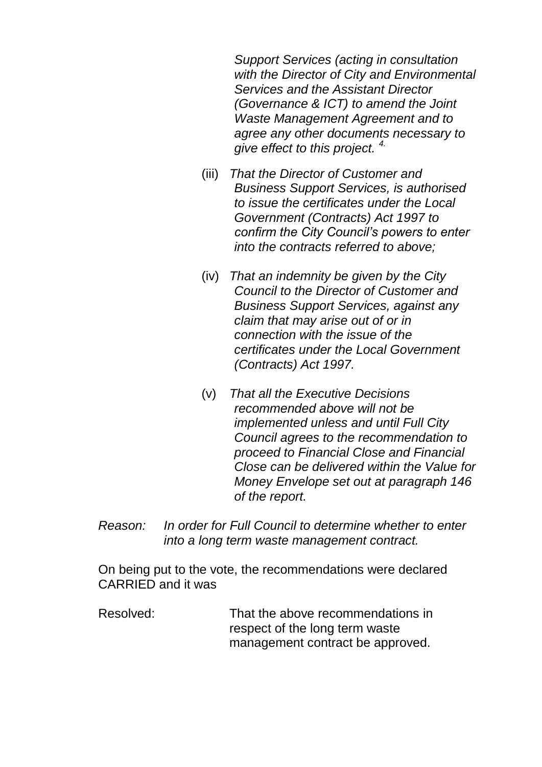*Support Services (acting in consultation with the Director of City and Environmental Services and the Assistant Director (Governance & ICT) to amend the Joint Waste Management Agreement and to agree any other documents necessary to give effect to this project.* [4.]

(iii) *That the Director of Customer and Business Support Services, is authorised to issue the certificates under the Local Government (Contracts) Act 1997 to confirm the City Council's powers to enter into the contracts referred to above;*

(iv) *That an indemnity be given by the City Council to the Director of Customer and Business Support Services, against any claim that may arise out of or in connection with the issue of the certificates under the Local Government (Contracts) Act 1997.*

(v) *That all the Executive Decisions recommended above will not be implemented unless and until Full City Council agrees to the recommendation to proceed to Financial Close and Financial Close can be delivered within the Value for Money Envelope set out at paragraph 146 of the report.*

*Reason: In order for Full Council to determine whether to enter into a long term waste management contract.*

On being put to the vote, the recommendations were declared CARRIED and it was

Resolved: That the above recommendations in respect of the long term waste management contract be approved.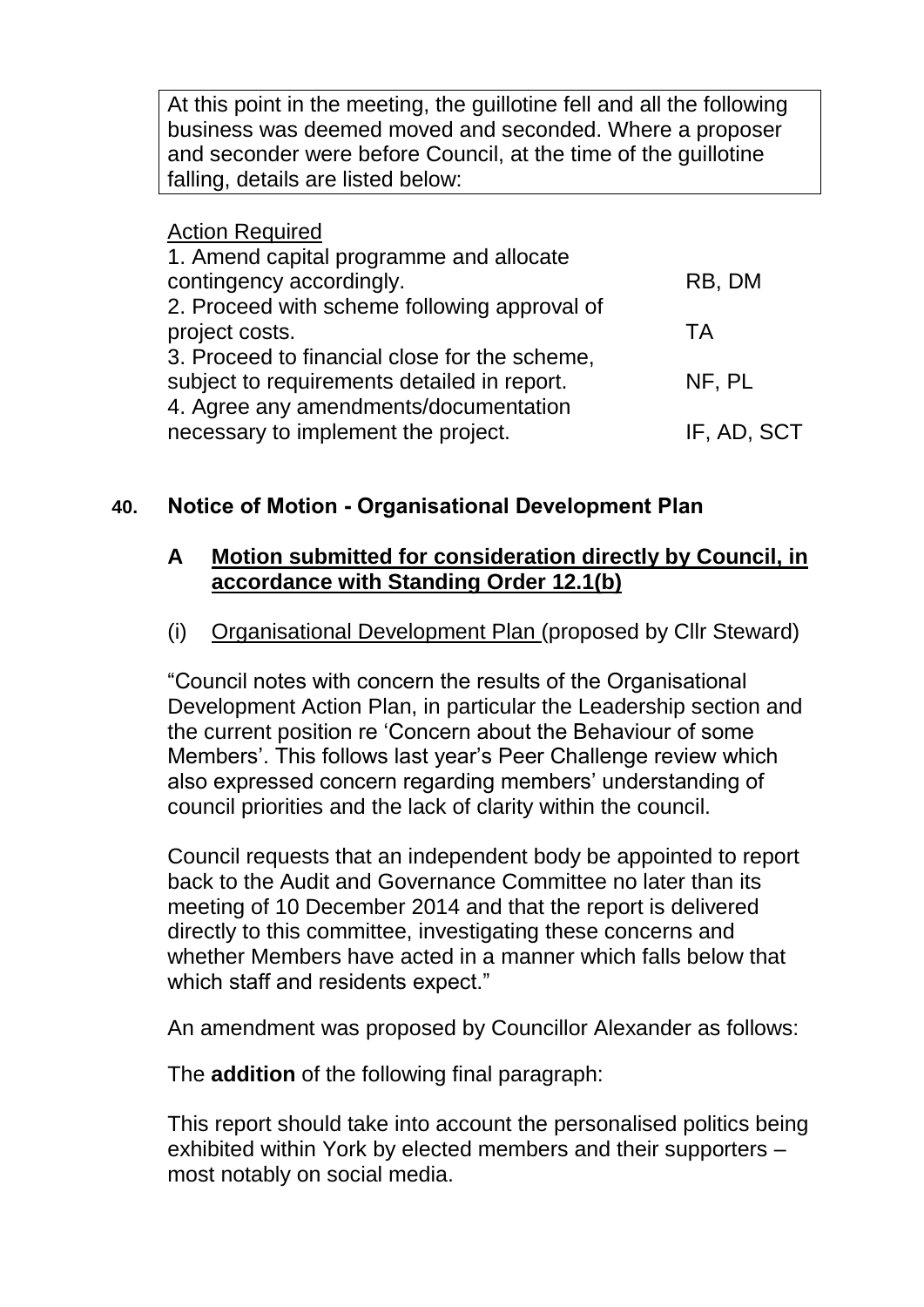At this point in the meeting, the guillotine fell and all the following business was deemed moved and seconded. Where a proposer and seconder were before Council, at the time of the guillotine falling, details are listed below:

Action Required

| | |
|---|---|
| 1. Amend capital programme and allocate contingency accordingly. | RB, DM |
| 2. Proceed with scheme following approval of project costs. | TA |
| 3. Proceed to financial close for the scheme, subject to requirements detailed in report. | NF, PL |
| 4. Agree any amendments/documentation necessary to implement the project. | IF, AD, SCT |

## 40. Notice of Motion - Organisational Development Plan

### A Motion submitted for consideration directly by Council, in accordance with Standing Order 12.1(b)

(i) Organisational Development Plan (proposed by Cllr Steward)

"Council notes with concern the results of the Organisational Development Action Plan, in particular the Leadership section and the current position re 'Concern about the Behaviour of some Members'. This follows last year's Peer Challenge review which also expressed concern regarding members' understanding of council priorities and the lack of clarity within the council.

Council requests that an independent body be appointed to report back to the Audit and Governance Committee no later than its meeting of 10 December 2014 and that the report is delivered directly to this committee, investigating these concerns and whether Members have acted in a manner which falls below that which staff and residents expect."

An amendment was proposed by Councillor Alexander as follows:

The **addition** of the following final paragraph:

This report should take into account the personalised politics being exhibited within York by elected members and their supporters – most notably on social media.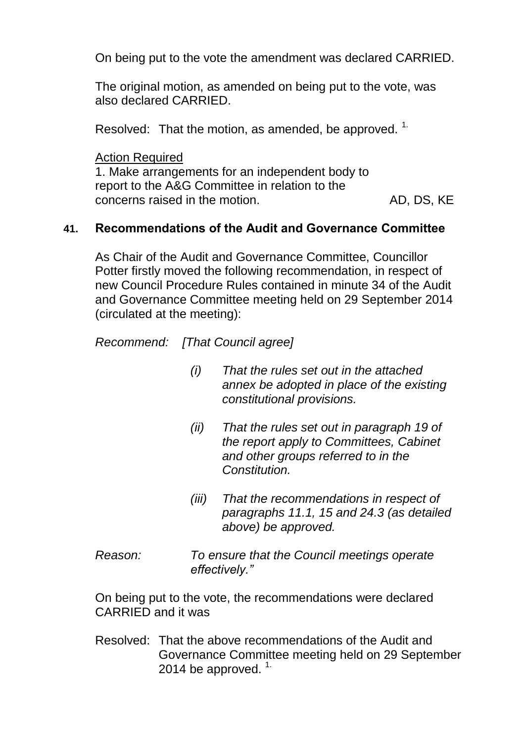On being put to the vote the amendment was declared CARRIED.

The original motion, as amended on being put to the vote, was also declared CARRIED.

Resolved: That the motion, as amended, be approved. [1.]

Action Required

1. Make arrangements for an independent body to report to the A&G Committee in relation to the concerns raised in the motion. AD, DS, KE

## 41. Recommendations of the Audit and Governance Committee

As Chair of the Audit and Governance Committee, Councillor Potter firstly moved the following recommendation, in respect of new Council Procedure Rules contained in minute 34 of the Audit and Governance Committee meeting held on 29 September 2014 (circulated at the meeting):

*Recommend: [That Council agree]*

*(i) That the rules set out in the attached annex be adopted in place of the existing constitutional provisions.*

*(ii) That the rules set out in paragraph 19 of the report apply to Committees, Cabinet and other groups referred to in the Constitution.*

*(iii) That the recommendations in respect of paragraphs 11.1, 15 and 24.3 (as detailed above) be approved.*

*Reason: To ensure that the Council meetings operate effectively."*

On being put to the vote, the recommendations were declared CARRIED and it was

Resolved: That the above recommendations of the Audit and Governance Committee meeting held on 29 September 2014 be approved. [1.]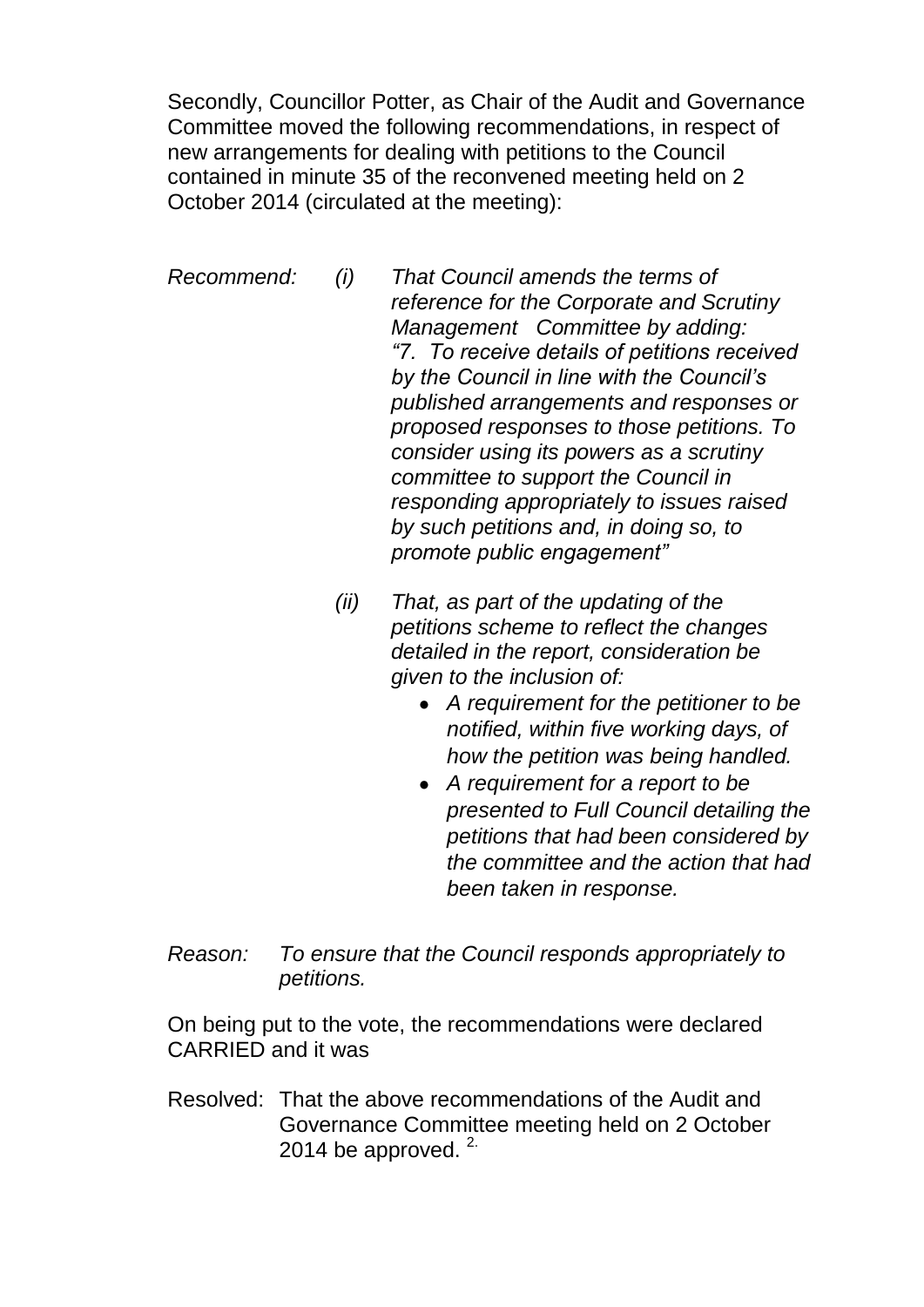Secondly, Councillor Potter, as Chair of the Audit and Governance Committee moved the following recommendations, in respect of new arrangements for dealing with petitions to the Council contained in minute 35 of the reconvened meeting held on 2 October 2014 (circulated at the meeting):

*Recommend:* *(i)* *That Council amends the terms of reference for the Corporate and Scrutiny Management Committee by adding: "7. To receive details of petitions received by the Council in line with the Council's published arrangements and responses or proposed responses to those petitions. To consider using its powers as a scrutiny committee to support the Council in responding appropriately to issues raised by such petitions and, in doing so, to promote public engagement"*

*(ii)* *That, as part of the updating of the petitions scheme to reflect the changes detailed in the report, consideration be given to the inclusion of:*

- *A requirement for the petitioner to be notified, within five working days, of how the petition was being handled.*
- *A requirement for a report to be presented to Full Council detailing the petitions that had been considered by the committee and the action that had been taken in response.*

*Reason:* *To ensure that the Council responds appropriately to petitions.*

On being put to the vote, the recommendations were declared CARRIED and it was

Resolved: That the above recommendations of the Audit and Governance Committee meeting held on 2 October 2014 be approved. [2.]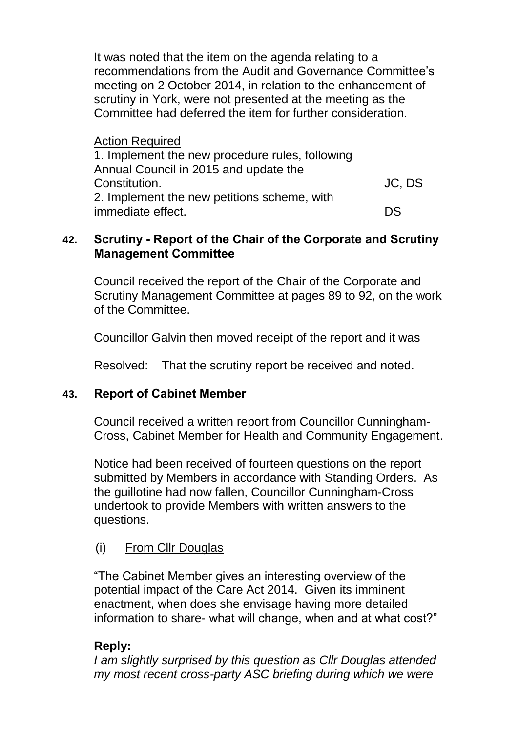It was noted that the item on the agenda relating to a recommendations from the Audit and Governance Committee's meeting on 2 October 2014, in relation to the enhancement of scrutiny in York, were not presented at the meeting as the Committee had deferred the item for further consideration.

Action Required

| | |
|---|---|
| 1. Implement the new procedure rules, following Annual Council in 2015 and update the Constitution. | JC, DS |
| 2. Implement the new petitions scheme, with immediate effect. | DS |

## 42. Scrutiny - Report of the Chair of the Corporate and Scrutiny Management Committee

Council received the report of the Chair of the Corporate and Scrutiny Management Committee at pages 89 to 92, on the work of the Committee.

Councillor Galvin then moved receipt of the report and it was

Resolved: That the scrutiny report be received and noted.

## 43. Report of Cabinet Member

Council received a written report from Councillor Cunningham-Cross, Cabinet Member for Health and Community Engagement.

Notice had been received of fourteen questions on the report submitted by Members in accordance with Standing Orders. As the guillotine had now fallen, Councillor Cunningham-Cross undertook to provide Members with written answers to the questions.

(i) From Cllr Douglas

"The Cabinet Member gives an interesting overview of the potential impact of the Care Act 2014. Given its imminent enactment, when does she envisage having more detailed information to share- what will change, when and at what cost?"

**Reply:**

*I am slightly surprised by this question as Cllr Douglas attended my most recent cross-party ASC briefing during which we were*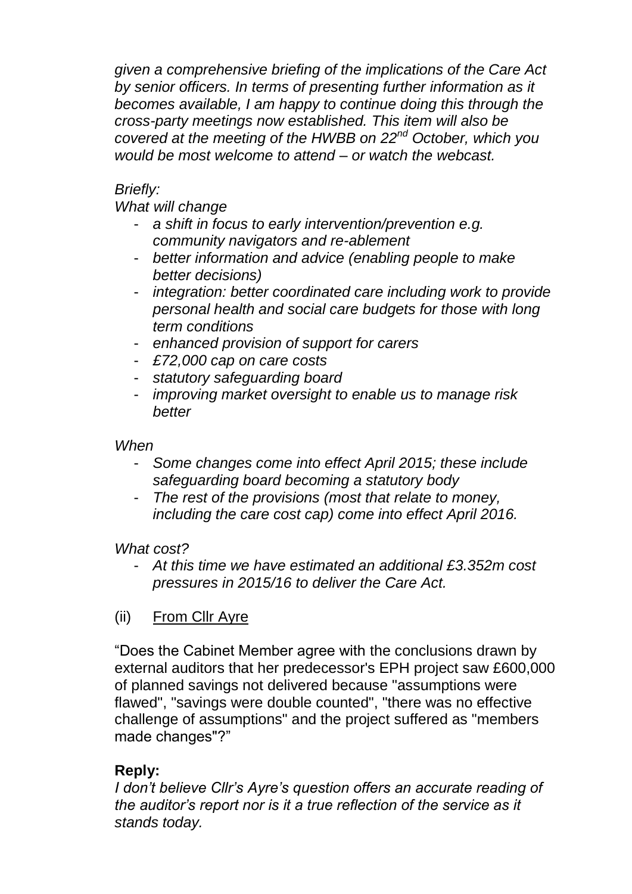*given a comprehensive briefing of the implications of the Care Act by senior officers. In terms of presenting further information as it becomes available, I am happy to continue doing this through the cross-party meetings now established. This item will also be covered at the meeting of the HWBB on 22nd October, which you would be most welcome to attend – or watch the webcast.*

*Briefly:*

*What will change*

- *a shift in focus to early intervention/prevention e.g. community navigators and re-ablement*
- *better information and advice (enabling people to make better decisions)*
- *integration: better coordinated care including work to provide personal health and social care budgets for those with long term conditions*
- *enhanced provision of support for carers*
- *£72,000 cap on care costs*
- *statutory safeguarding board*
- *improving market oversight to enable us to manage risk better*

*When*

- *Some changes come into effect April 2015; these include safeguarding board becoming a statutory body*
- *The rest of the provisions (most that relate to money, including the care cost cap) come into effect April 2016.*

*What cost?*

- *At this time we have estimated an additional £3.352m cost pressures in 2015/16 to deliver the Care Act.*

(ii) From Cllr Ayre

"Does the Cabinet Member agree with the conclusions drawn by external auditors that her predecessor's EPH project saw £600,000 of planned savings not delivered because "assumptions were flawed", "savings were double counted", "there was no effective challenge of assumptions" and the project suffered as "members made changes"?"

**Reply:**

*I don't believe Cllr's Ayre's question offers an accurate reading of the auditor's report nor is it a true reflection of the service as it stands today.*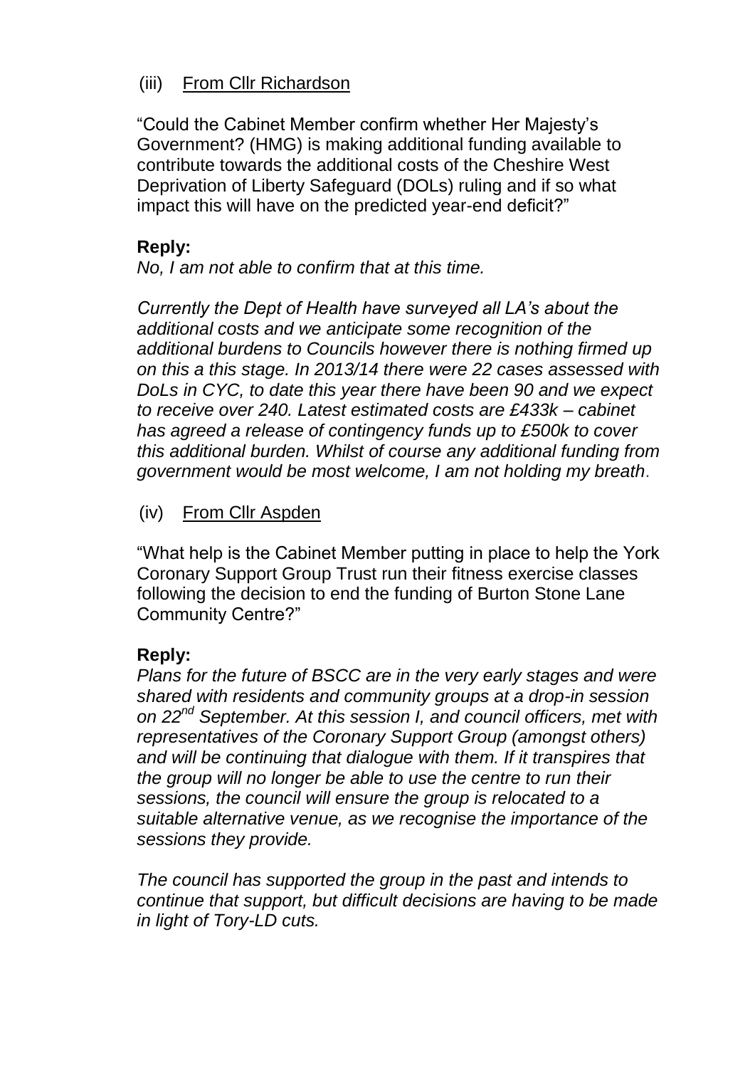(iii) From Cllr Richardson

"Could the Cabinet Member confirm whether Her Majesty's Government? (HMG) is making additional funding available to contribute towards the additional costs of the Cheshire West Deprivation of Liberty Safeguard (DOLs) ruling and if so what impact this will have on the predicted year-end deficit?"

**Reply:**

*No, I am not able to confirm that at this time.*

*Currently the Dept of Health have surveyed all LA's about the additional costs and we anticipate some recognition of the additional burdens to Councils however there is nothing firmed up on this a this stage. In 2013/14 there were 22 cases assessed with DoLs in CYC, to date this year there have been 90 and we expect to receive over 240. Latest estimated costs are £433k – cabinet has agreed a release of contingency funds up to £500k to cover this additional burden. Whilst of course any additional funding from government would be most welcome, I am not holding my breath.*

(iv) From Cllr Aspden

"What help is the Cabinet Member putting in place to help the York Coronary Support Group Trust run their fitness exercise classes following the decision to end the funding of Burton Stone Lane Community Centre?"

**Reply:**

*Plans for the future of BSCC are in the very early stages and were shared with residents and community groups at a drop-in session on 22nd September. At this session I, and council officers, met with representatives of the Coronary Support Group (amongst others) and will be continuing that dialogue with them. If it transpires that the group will no longer be able to use the centre to run their sessions, the council will ensure the group is relocated to a suitable alternative venue, as we recognise the importance of the sessions they provide.*

*The council has supported the group in the past and intends to continue that support, but difficult decisions are having to be made in light of Tory-LD cuts.*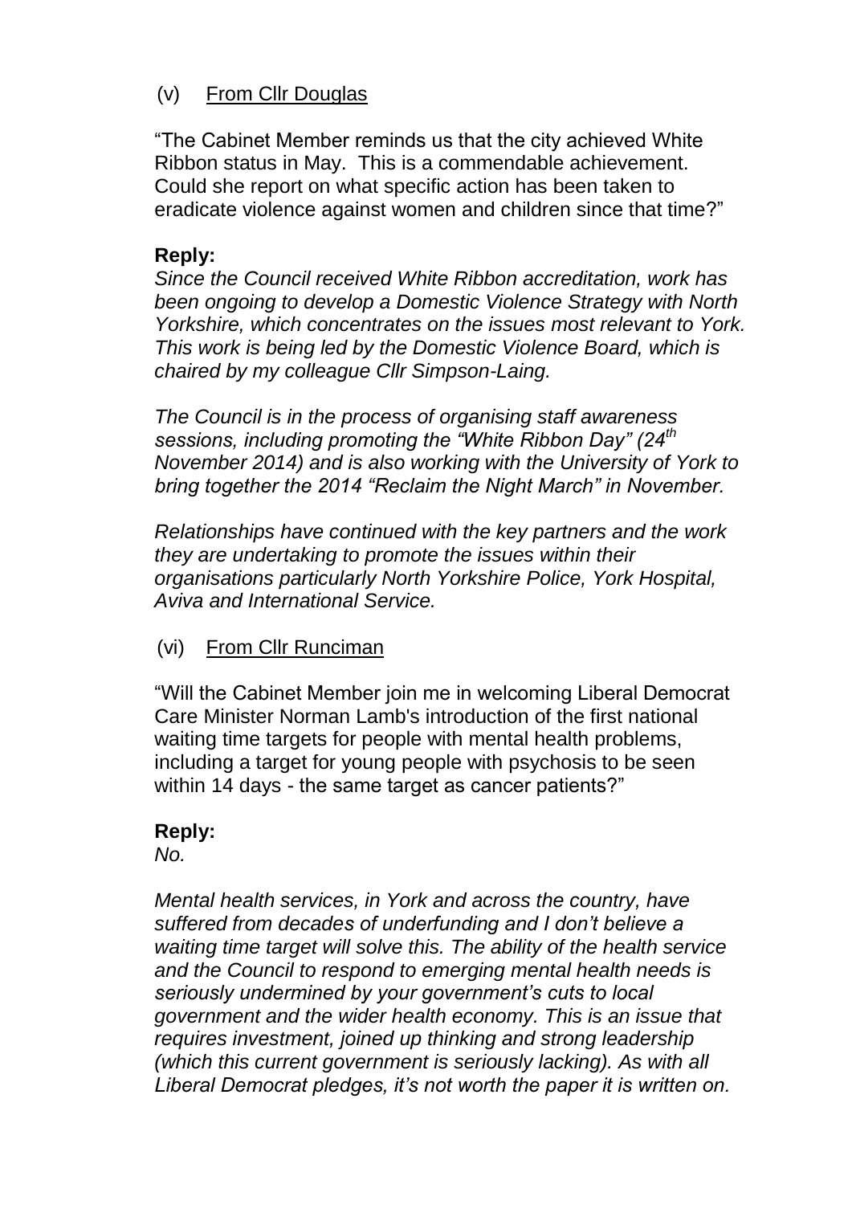(v) From Cllr Douglas

"The Cabinet Member reminds us that the city achieved White Ribbon status in May. This is a commendable achievement. Could she report on what specific action has been taken to eradicate violence against women and children since that time?"

**Reply:**

*Since the Council received White Ribbon accreditation, work has been ongoing to develop a Domestic Violence Strategy with North Yorkshire, which concentrates on the issues most relevant to York. This work is being led by the Domestic Violence Board, which is chaired by my colleague Cllr Simpson-Laing.*

*The Council is in the process of organising staff awareness sessions, including promoting the "White Ribbon Day" (24th November 2014) and is also working with the University of York to bring together the 2014 "Reclaim the Night March" in November.*

*Relationships have continued with the key partners and the work they are undertaking to promote the issues within their organisations particularly North Yorkshire Police, York Hospital, Aviva and International Service.*

(vi) From Cllr Runciman

"Will the Cabinet Member join me in welcoming Liberal Democrat Care Minister Norman Lamb's introduction of the first national waiting time targets for people with mental health problems, including a target for young people with psychosis to be seen within 14 days - the same target as cancer patients?"

**Reply:**

*No.*

*Mental health services, in York and across the country, have suffered from decades of underfunding and I don't believe a waiting time target will solve this. The ability of the health service and the Council to respond to emerging mental health needs is seriously undermined by your government's cuts to local government and the wider health economy. This is an issue that requires investment, joined up thinking and strong leadership (which this current government is seriously lacking). As with all Liberal Democrat pledges, it's not worth the paper it is written on.*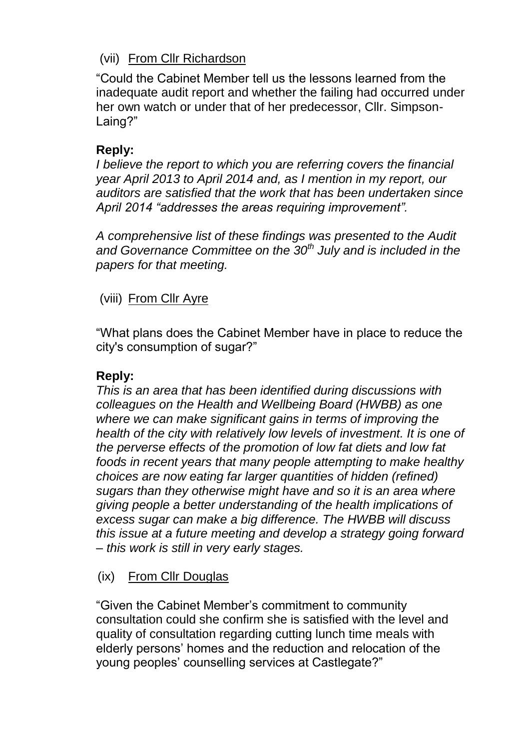(vii) From Cllr Richardson

"Could the Cabinet Member tell us the lessons learned from the inadequate audit report and whether the failing had occurred under her own watch or under that of her predecessor, Cllr. Simpson-Laing?"

**Reply:**

*I believe the report to which you are referring covers the financial year April 2013 to April 2014 and, as I mention in my report, our auditors are satisfied that the work that has been undertaken since April 2014 "addresses the areas requiring improvement".*

*A comprehensive list of these findings was presented to the Audit and Governance Committee on the 30th July and is included in the papers for that meeting.*

(viii) From Cllr Ayre

"What plans does the Cabinet Member have in place to reduce the city's consumption of sugar?"

**Reply:**

*This is an area that has been identified during discussions with colleagues on the Health and Wellbeing Board (HWBB) as one where we can make significant gains in terms of improving the health of the city with relatively low levels of investment. It is one of the perverse effects of the promotion of low fat diets and low fat foods in recent years that many people attempting to make healthy choices are now eating far larger quantities of hidden (refined) sugars than they otherwise might have and so it is an area where giving people a better understanding of the health implications of excess sugar can make a big difference. The HWBB will discuss this issue at a future meeting and develop a strategy going forward – this work is still in very early stages.*

(ix) From Cllr Douglas

"Given the Cabinet Member's commitment to community consultation could she confirm she is satisfied with the level and quality of consultation regarding cutting lunch time meals with elderly persons' homes and the reduction and relocation of the young peoples' counselling services at Castlegate?"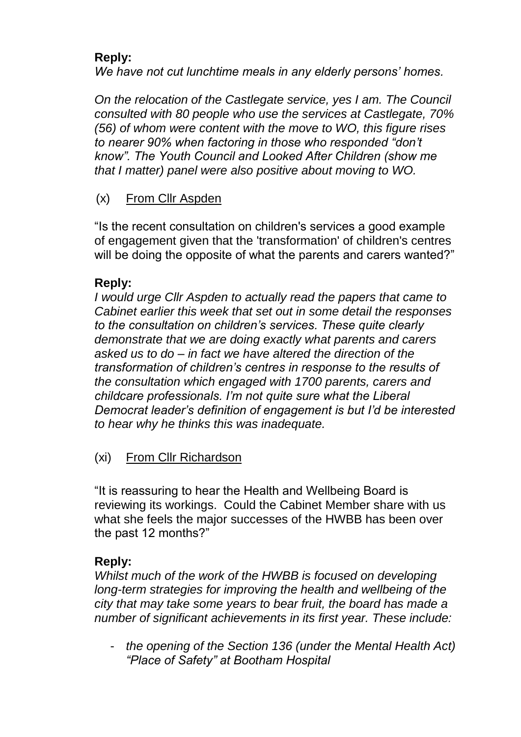**Reply:**
*We have not cut lunchtime meals in any elderly persons' homes.*

*On the relocation of the Castlegate service, yes I am. The Council consulted with 80 people who use the services at Castlegate, 70% (56) of whom were content with the move to WO, this figure rises to nearer 90% when factoring in those who responded "don't know". The Youth Council and Looked After Children (show me that I matter) panel were also positive about moving to WO.*

(x) From Cllr Aspden

"Is the recent consultation on children's services a good example of engagement given that the 'transformation' of children's centres will be doing the opposite of what the parents and carers wanted?"

**Reply:**
*I would urge Cllr Aspden to actually read the papers that came to Cabinet earlier this week that set out in some detail the responses to the consultation on children's services. These quite clearly demonstrate that we are doing exactly what parents and carers asked us to do – in fact we have altered the direction of the transformation of children's centres in response to the results of the consultation which engaged with 1700 parents, carers and childcare professionals. I'm not quite sure what the Liberal Democrat leader's definition of engagement is but I'd be interested to hear why he thinks this was inadequate.*

(xi) From Cllr Richardson

"It is reassuring to hear the Health and Wellbeing Board is reviewing its workings. Could the Cabinet Member share with us what she feels the major successes of the HWBB has been over the past 12 months?"

**Reply:**
*Whilst much of the work of the HWBB is focused on developing long-term strategies for improving the health and wellbeing of the city that may take some years to bear fruit, the board has made a number of significant achievements in its first year. These include:*

- *the opening of the Section 136 (under the Mental Health Act) "Place of Safety" at Bootham Hospital*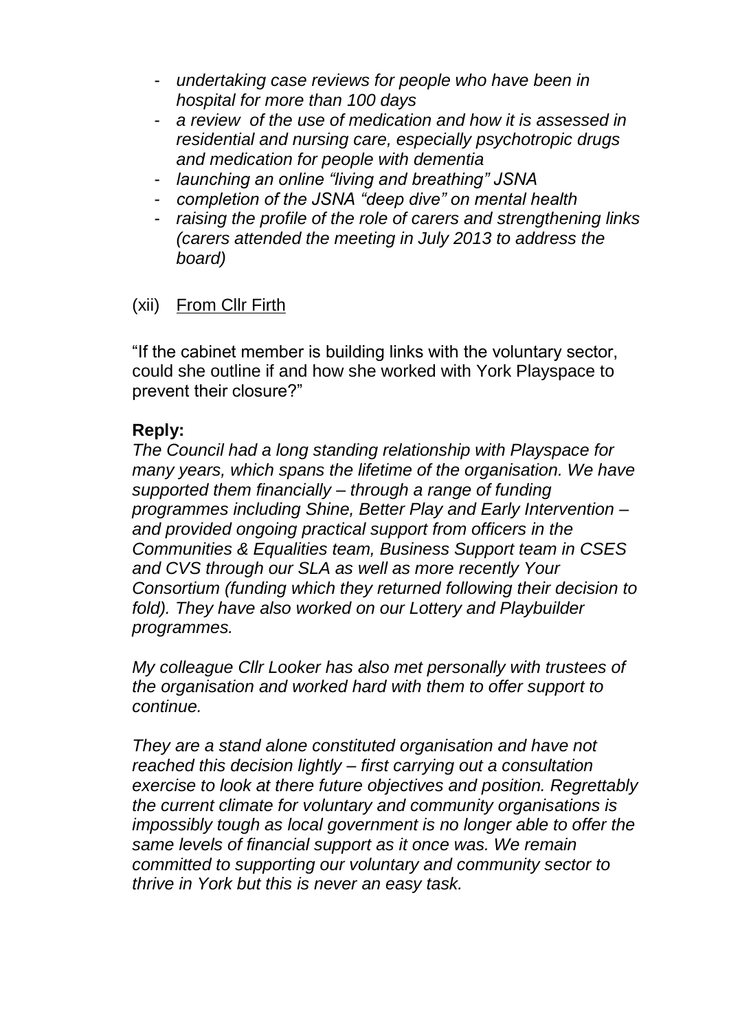- *undertaking case reviews for people who have been in hospital for more than 100 days*
- *a review of the use of medication and how it is assessed in residential and nursing care, especially psychotropic drugs and medication for people with dementia*
- *launching an online "living and breathing" JSNA*
- *completion of the JSNA "deep dive" on mental health*
- *raising the profile of the role of carers and strengthening links (carers attended the meeting in July 2013 to address the board)*

(xii) From Cllr Firth

"If the cabinet member is building links with the voluntary sector, could she outline if and how she worked with York Playspace to prevent their closure?"

**Reply:**
*The Council had a long standing relationship with Playspace for many years, which spans the lifetime of the organisation. We have supported them financially – through a range of funding programmes including Shine, Better Play and Early Intervention – and provided ongoing practical support from officers in the Communities & Equalities team, Business Support team in CSES and CVS through our SLA as well as more recently Your Consortium (funding which they returned following their decision to fold). They have also worked on our Lottery and Playbuilder programmes.*

*My colleague Cllr Looker has also met personally with trustees of the organisation and worked hard with them to offer support to continue.*

*They are a stand alone constituted organisation and have not reached this decision lightly – first carrying out a consultation exercise to look at there future objectives and position. Regrettably the current climate for voluntary and community organisations is impossibly tough as local government is no longer able to offer the same levels of financial support as it once was. We remain committed to supporting our voluntary and community sector to thrive in York but this is never an easy task.*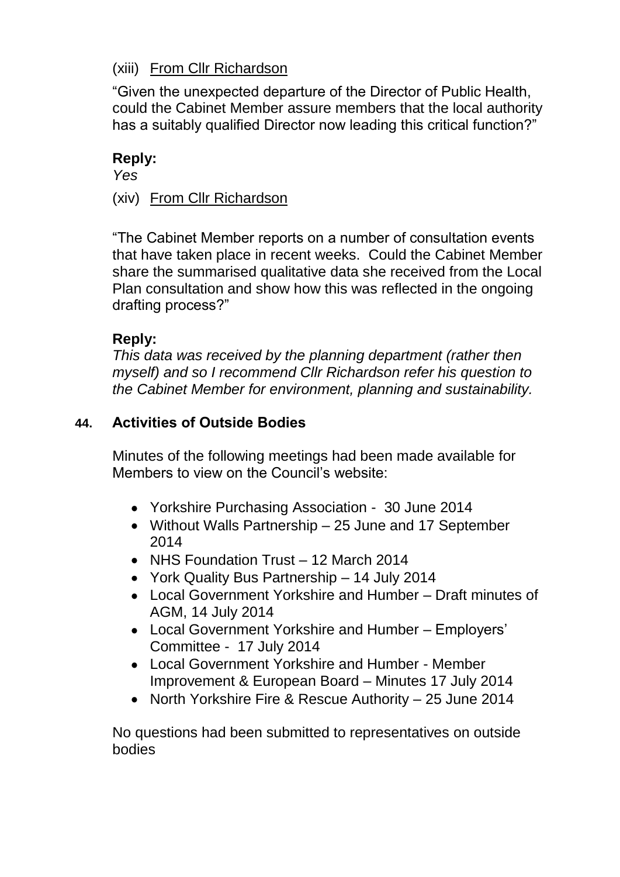(xiii) <u>From Cllr Richardson</u>

"Given the unexpected departure of the Director of Public Health, could the Cabinet Member assure members that the local authority has a suitably qualified Director now leading this critical function?"

**Reply:**

*Yes*

(xiv) <u>From Cllr Richardson</u>

"The Cabinet Member reports on a number of consultation events that have taken place in recent weeks. Could the Cabinet Member share the summarised qualitative data she received from the Local Plan consultation and show how this was reflected in the ongoing drafting process?"

**Reply:**

*This data was received by the planning department (rather then myself) and so I recommend Cllr Richardson refer his question to the Cabinet Member for environment, planning and sustainability.*

**44. Activities of Outside Bodies**

Minutes of the following meetings had been made available for Members to view on the Council's website:

- Yorkshire Purchasing Association - 30 June 2014
- Without Walls Partnership – 25 June and 17 September 2014
- NHS Foundation Trust – 12 March 2014
- York Quality Bus Partnership – 14 July 2014
- Local Government Yorkshire and Humber – Draft minutes of AGM, 14 July 2014
- Local Government Yorkshire and Humber – Employers' Committee - 17 July 2014
- Local Government Yorkshire and Humber - Member Improvement & European Board – Minutes 17 July 2014
- North Yorkshire Fire & Rescue Authority – 25 June 2014

No questions had been submitted to representatives on outside bodies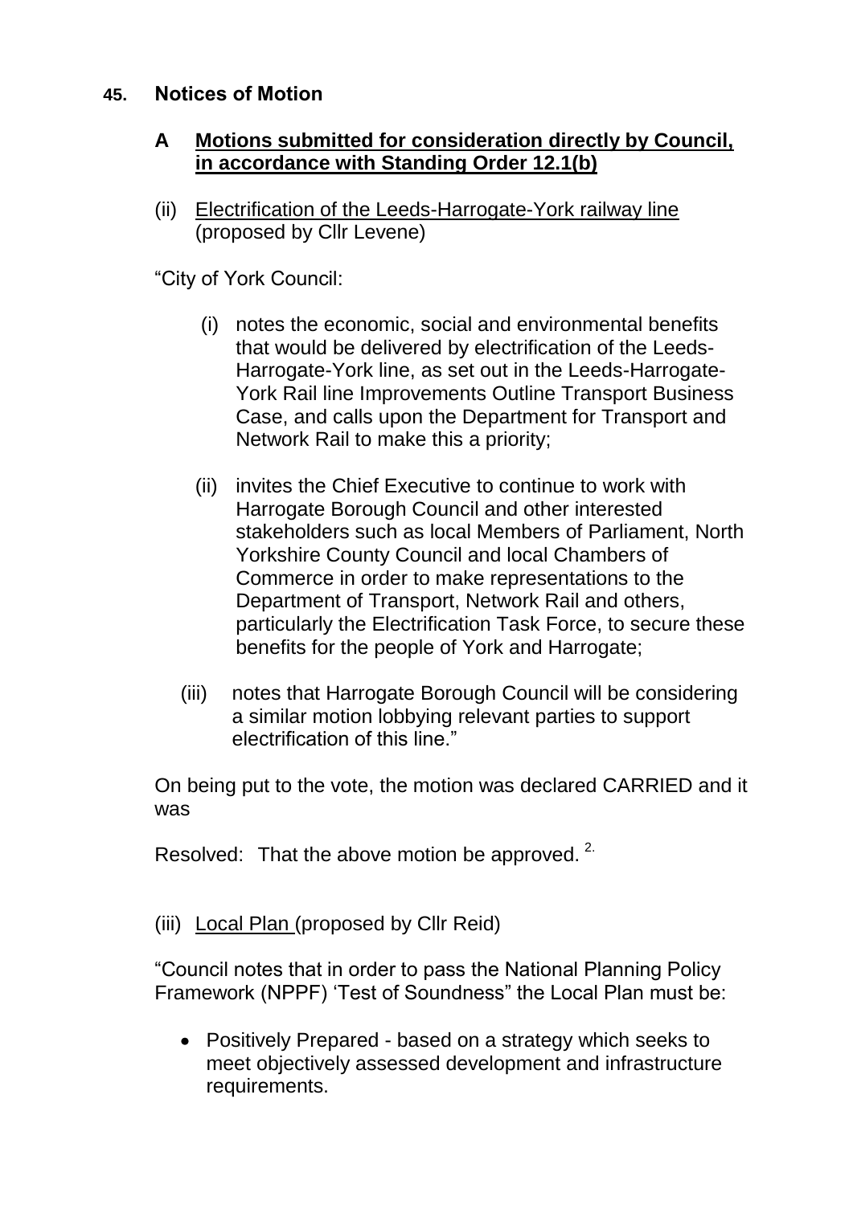## 45. Notices of Motion

### A Motions submitted for consideration directly by Council, in accordance with Standing Order 12.1(b)

(ii) Electrification of the Leeds-Harrogate-York railway line (proposed by Cllr Levene)

"City of York Council:

(i) notes the economic, social and environmental benefits that would be delivered by electrification of the Leeds-Harrogate-York line, as set out in the Leeds-Harrogate-York Rail line Improvements Outline Transport Business Case, and calls upon the Department for Transport and Network Rail to make this a priority;

(ii) invites the Chief Executive to continue to work with Harrogate Borough Council and other interested stakeholders such as local Members of Parliament, North Yorkshire County Council and local Chambers of Commerce in order to make representations to the Department of Transport, Network Rail and others, particularly the Electrification Task Force, to secure these benefits for the people of York and Harrogate;

(iii) notes that Harrogate Borough Council will be considering a similar motion lobbying relevant parties to support electrification of this line."

On being put to the vote, the motion was declared CARRIED and it was

Resolved: That the above motion be approved. [2.]

(iii) Local Plan (proposed by Cllr Reid)

"Council notes that in order to pass the National Planning Policy Framework (NPPF) 'Test of Soundness" the Local Plan must be:

- Positively Prepared - based on a strategy which seeks to meet objectively assessed development and infrastructure requirements.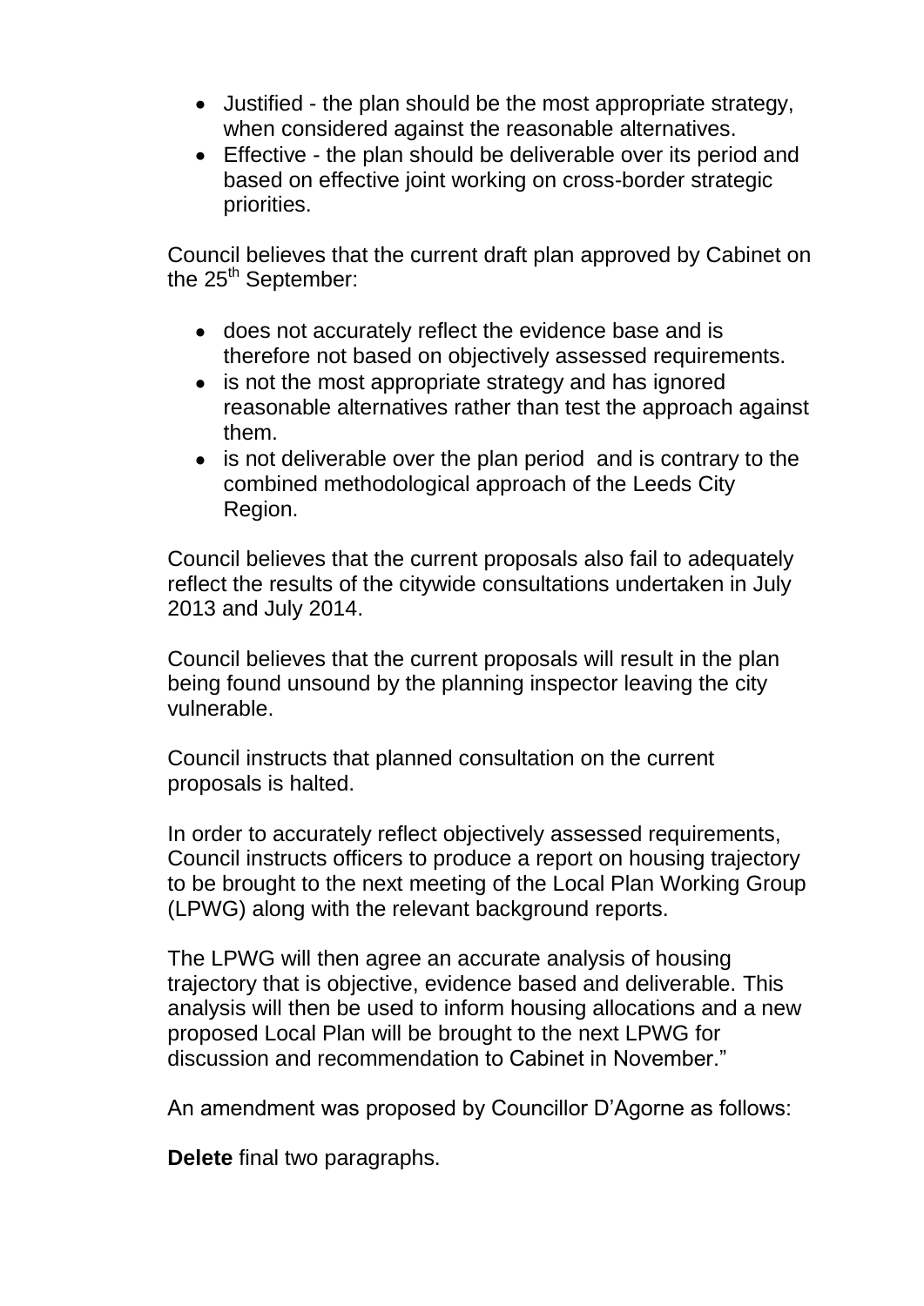- Justified - the plan should be the most appropriate strategy, when considered against the reasonable alternatives.
- Effective - the plan should be deliverable over its period and based on effective joint working on cross-border strategic priorities.

Council believes that the current draft plan approved by Cabinet on the 25th September:

- does not accurately reflect the evidence base and is therefore not based on objectively assessed requirements.
- is not the most appropriate strategy and has ignored reasonable alternatives rather than test the approach against them.
- is not deliverable over the plan period and is contrary to the combined methodological approach of the Leeds City Region.

Council believes that the current proposals also fail to adequately reflect the results of the citywide consultations undertaken in July 2013 and July 2014.

Council believes that the current proposals will result in the plan being found unsound by the planning inspector leaving the city vulnerable.

Council instructs that planned consultation on the current proposals is halted.

In order to accurately reflect objectively assessed requirements, Council instructs officers to produce a report on housing trajectory to be brought to the next meeting of the Local Plan Working Group (LPWG) along with the relevant background reports.

The LPWG will then agree an accurate analysis of housing trajectory that is objective, evidence based and deliverable. This analysis will then be used to inform housing allocations and a new proposed Local Plan will be brought to the next LPWG for discussion and recommendation to Cabinet in November."

An amendment was proposed by Councillor D'Agorne as follows:

**Delete** final two paragraphs.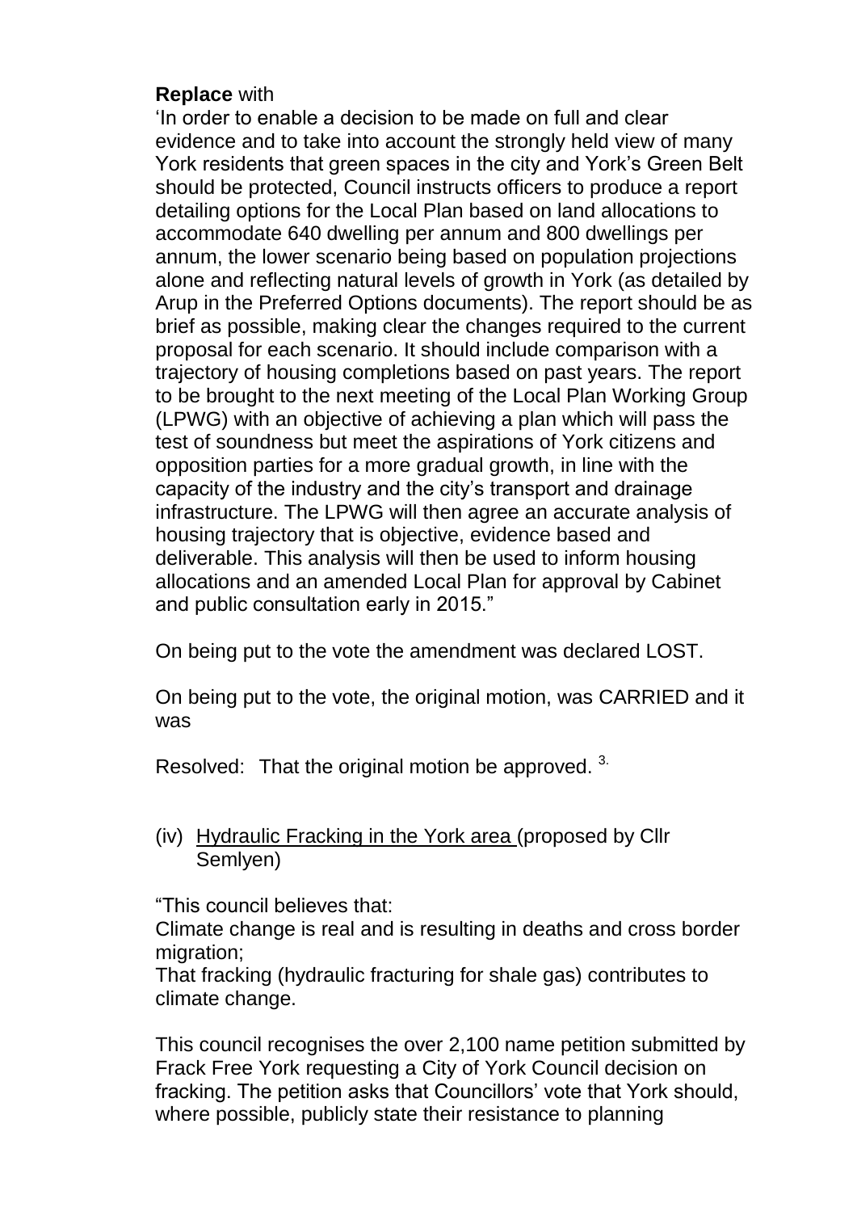**Replace** with

'In order to enable a decision to be made on full and clear evidence and to take into account the strongly held view of many York residents that green spaces in the city and York's Green Belt should be protected, Council instructs officers to produce a report detailing options for the Local Plan based on land allocations to accommodate 640 dwelling per annum and 800 dwellings per annum, the lower scenario being based on population projections alone and reflecting natural levels of growth in York (as detailed by Arup in the Preferred Options documents). The report should be as brief as possible, making clear the changes required to the current proposal for each scenario. It should include comparison with a trajectory of housing completions based on past years. The report to be brought to the next meeting of the Local Plan Working Group (LPWG) with an objective of achieving a plan which will pass the test of soundness but meet the aspirations of York citizens and opposition parties for a more gradual growth, in line with the capacity of the industry and the city's transport and drainage infrastructure. The LPWG will then agree an accurate analysis of housing trajectory that is objective, evidence based and deliverable. This analysis will then be used to inform housing allocations and an amended Local Plan for approval by Cabinet and public consultation early in 2015."

On being put to the vote the amendment was declared LOST.

On being put to the vote, the original motion, was CARRIED and it was

Resolved: That the original motion be approved. [3.]

(iv) Hydraulic Fracking in the York area (proposed by Cllr Semlyen)

"This council believes that:

Climate change is real and is resulting in deaths and cross border migration;

That fracking (hydraulic fracturing for shale gas) contributes to climate change.

This council recognises the over 2,100 name petition submitted by Frack Free York requesting a City of York Council decision on fracking. The petition asks that Councillors' vote that York should, where possible, publicly state their resistance to planning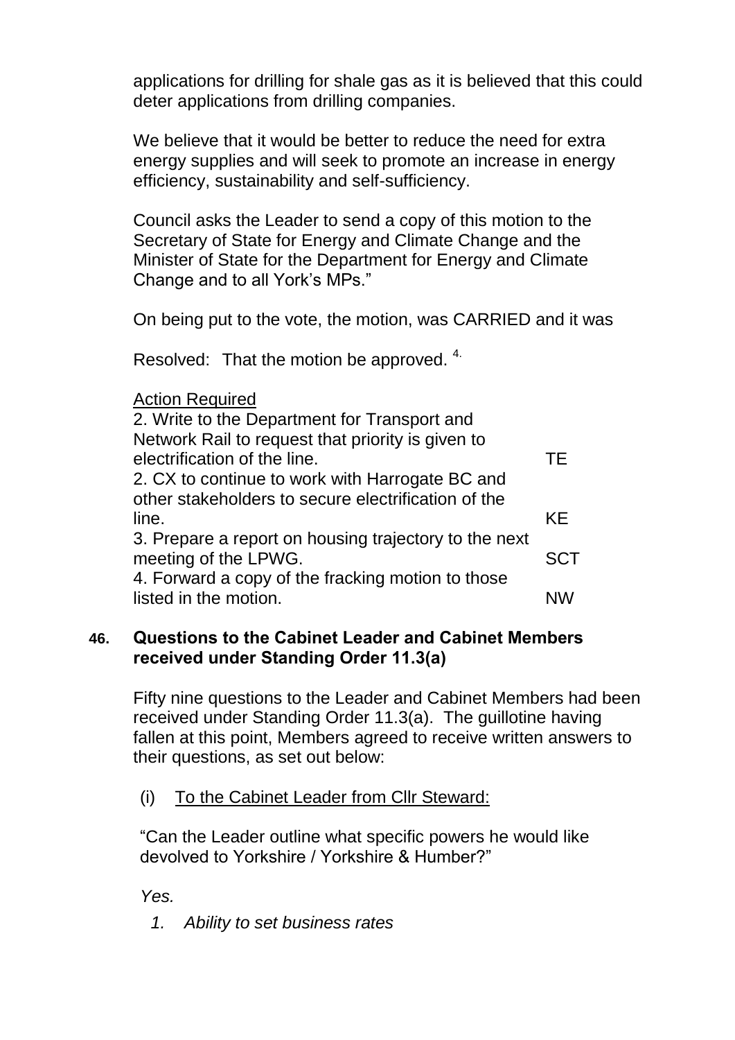applications for drilling for shale gas as it is believed that this could deter applications from drilling companies.

We believe that it would be better to reduce the need for extra energy supplies and will seek to promote an increase in energy efficiency, sustainability and self-sufficiency.

Council asks the Leader to send a copy of this motion to the Secretary of State for Energy and Climate Change and the Minister of State for the Department for Energy and Climate Change and to all York's MPs."

On being put to the vote, the motion, was CARRIED and it was

Resolved: That the motion be approved. [4.]

Action Required

| | |
|---|---|
| 2. Write to the Department for Transport and Network Rail to request that priority is given to electrification of the line. | TE |
| 2. CX to continue to work with Harrogate BC and other stakeholders to secure electrification of the line. | KE |
| 3. Prepare a report on housing trajectory to the next meeting of the LPWG. | SCT |
| 4. Forward a copy of the fracking motion to those listed in the motion. | NW |

## 46. Questions to the Cabinet Leader and Cabinet Members received under Standing Order 11.3(a)

Fifty nine questions to the Leader and Cabinet Members had been received under Standing Order 11.3(a). The guillotine having fallen at this point, Members agreed to receive written answers to their questions, as set out below:

(i) To the Cabinet Leader from Cllr Steward:

"Can the Leader outline what specific powers he would like devolved to Yorkshire / Yorkshire & Humber?"

*Yes.*

1. *Ability to set business rates*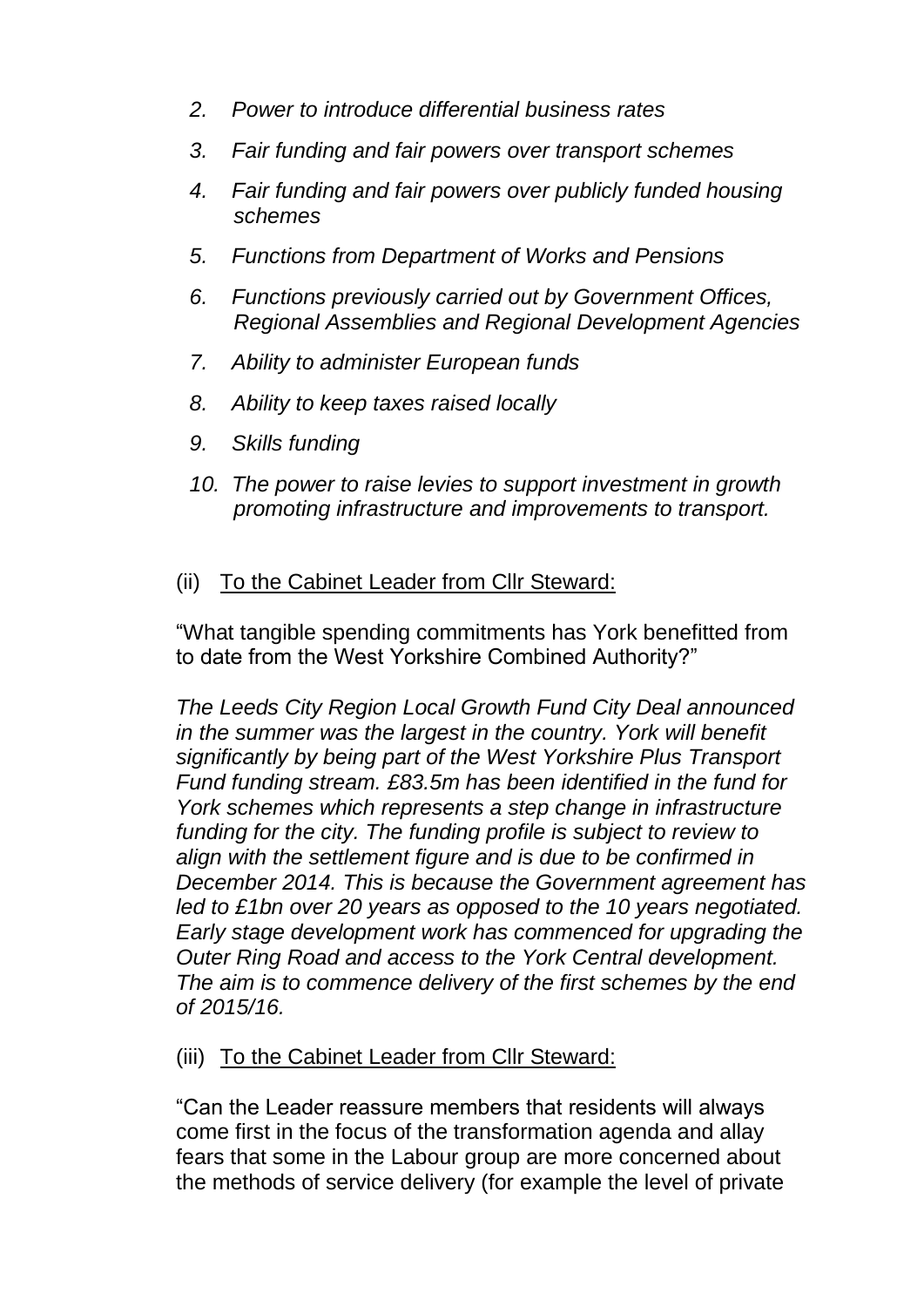2. *Power to introduce differential business rates*
3. *Fair funding and fair powers over transport schemes*
4. *Fair funding and fair powers over publicly funded housing schemes*
5. *Functions from Department of Works and Pensions*
6. *Functions previously carried out by Government Offices, Regional Assemblies and Regional Development Agencies*
7. *Ability to administer European funds*
8. *Ability to keep taxes raised locally*
9. *Skills funding*
10. *The power to raise levies to support investment in growth promoting infrastructure and improvements to transport.*

(ii) <u>To the Cabinet Leader from Cllr Steward:</u>

"What tangible spending commitments has York benefitted from to date from the West Yorkshire Combined Authority?"

*The Leeds City Region Local Growth Fund City Deal announced in the summer was the largest in the country. York will benefit significantly by being part of the West Yorkshire Plus Transport Fund funding stream. £83.5m has been identified in the fund for York schemes which represents a step change in infrastructure funding for the city. The funding profile is subject to review to align with the settlement figure and is due to be confirmed in December 2014. This is because the Government agreement has led to £1bn over 20 years as opposed to the 10 years negotiated. Early stage development work has commenced for upgrading the Outer Ring Road and access to the York Central development. The aim is to commence delivery of the first schemes by the end of 2015/16.*

(iii) <u>To the Cabinet Leader from Cllr Steward:</u>

"Can the Leader reassure members that residents will always come first in the focus of the transformation agenda and allay fears that some in the Labour group are more concerned about the methods of service delivery (for example the level of private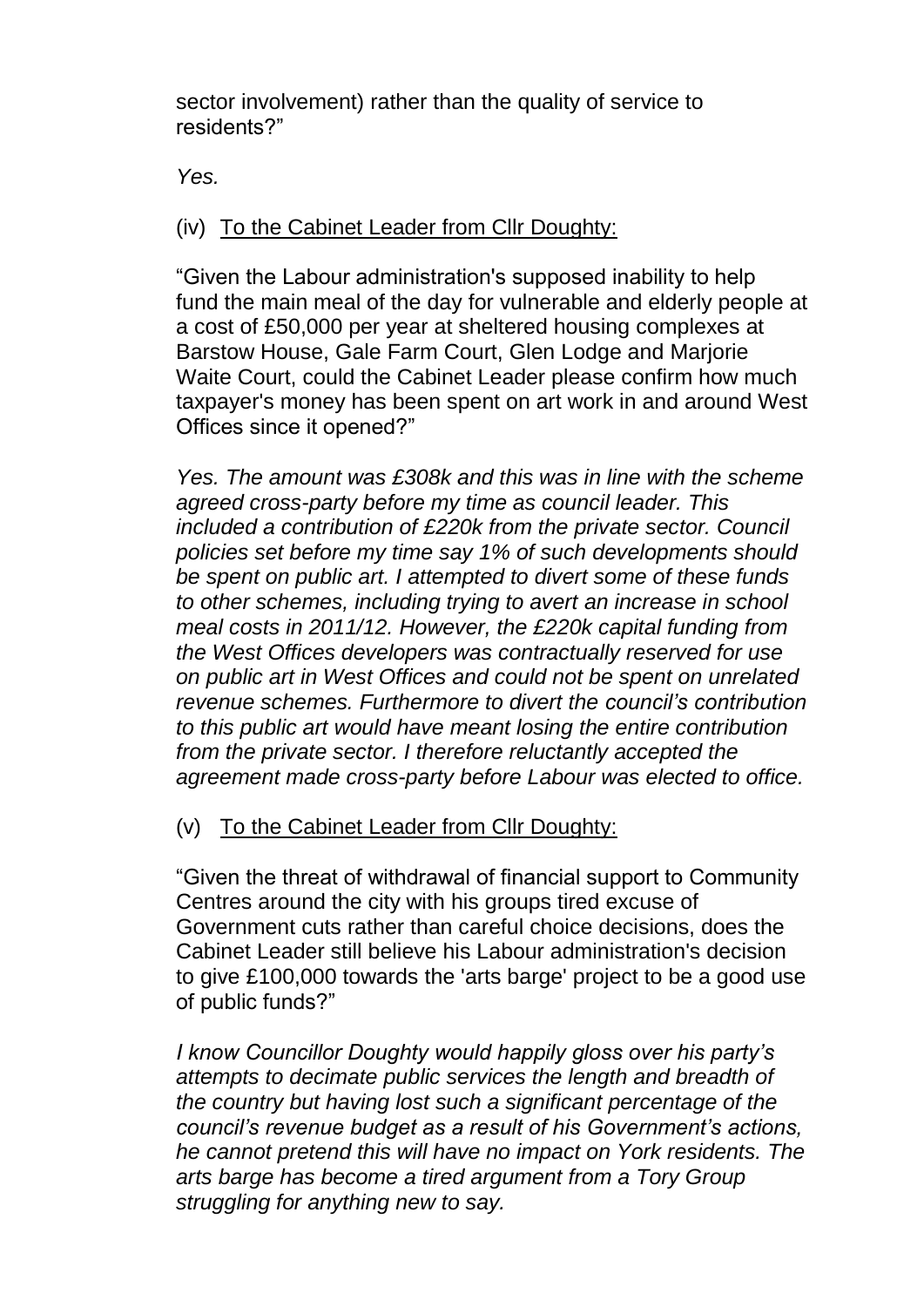sector involvement) rather than the quality of service to residents?"

*Yes.*

(iv) To the Cabinet Leader from Cllr Doughty:

"Given the Labour administration's supposed inability to help fund the main meal of the day for vulnerable and elderly people at a cost of £50,000 per year at sheltered housing complexes at Barstow House, Gale Farm Court, Glen Lodge and Marjorie Waite Court, could the Cabinet Leader please confirm how much taxpayer's money has been spent on art work in and around West Offices since it opened?"

*Yes. The amount was £308k and this was in line with the scheme agreed cross-party before my time as council leader. This included a contribution of £220k from the private sector. Council policies set before my time say 1% of such developments should be spent on public art. I attempted to divert some of these funds to other schemes, including trying to avert an increase in school meal costs in 2011/12. However, the £220k capital funding from the West Offices developers was contractually reserved for use on public art in West Offices and could not be spent on unrelated revenue schemes. Furthermore to divert the council's contribution to this public art would have meant losing the entire contribution from the private sector. I therefore reluctantly accepted the agreement made cross-party before Labour was elected to office.*

(v) To the Cabinet Leader from Cllr Doughty:

"Given the threat of withdrawal of financial support to Community Centres around the city with his groups tired excuse of Government cuts rather than careful choice decisions, does the Cabinet Leader still believe his Labour administration's decision to give £100,000 towards the 'arts barge' project to be a good use of public funds?"

*I know Councillor Doughty would happily gloss over his party's attempts to decimate public services the length and breadth of the country but having lost such a significant percentage of the council's revenue budget as a result of his Government's actions, he cannot pretend this will have no impact on York residents. The arts barge has become a tired argument from a Tory Group struggling for anything new to say.*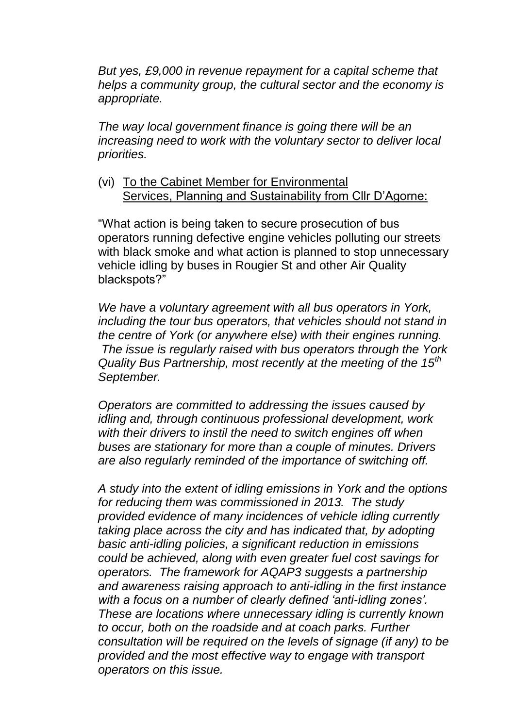*But yes, £9,000 in revenue repayment for a capital scheme that helps a community group, the cultural sector and the economy is appropriate.*

*The way local government finance is going there will be an increasing need to work with the voluntary sector to deliver local priorities.*

(vi) To the Cabinet Member for Environmental Services, Planning and Sustainability from Cllr D'Agorne:

"What action is being taken to secure prosecution of bus operators running defective engine vehicles polluting our streets with black smoke and what action is planned to stop unnecessary vehicle idling by buses in Rougier St and other Air Quality blackspots?"

*We have a voluntary agreement with all bus operators in York, including the tour bus operators, that vehicles should not stand in the centre of York (or anywhere else) with their engines running. The issue is regularly raised with bus operators through the York Quality Bus Partnership, most recently at the meeting of the 15th September.*

*Operators are committed to addressing the issues caused by idling and, through continuous professional development, work with their drivers to instil the need to switch engines off when buses are stationary for more than a couple of minutes. Drivers are also regularly reminded of the importance of switching off.*

*A study into the extent of idling emissions in York and the options for reducing them was commissioned in 2013. The study provided evidence of many incidences of vehicle idling currently taking place across the city and has indicated that, by adopting basic anti-idling policies, a significant reduction in emissions could be achieved, along with even greater fuel cost savings for operators. The framework for AQAP3 suggests a partnership and awareness raising approach to anti-idling in the first instance with a focus on a number of clearly defined 'anti-idling zones'. These are locations where unnecessary idling is currently known to occur, both on the roadside and at coach parks. Further consultation will be required on the levels of signage (if any) to be provided and the most effective way to engage with transport operators on this issue.*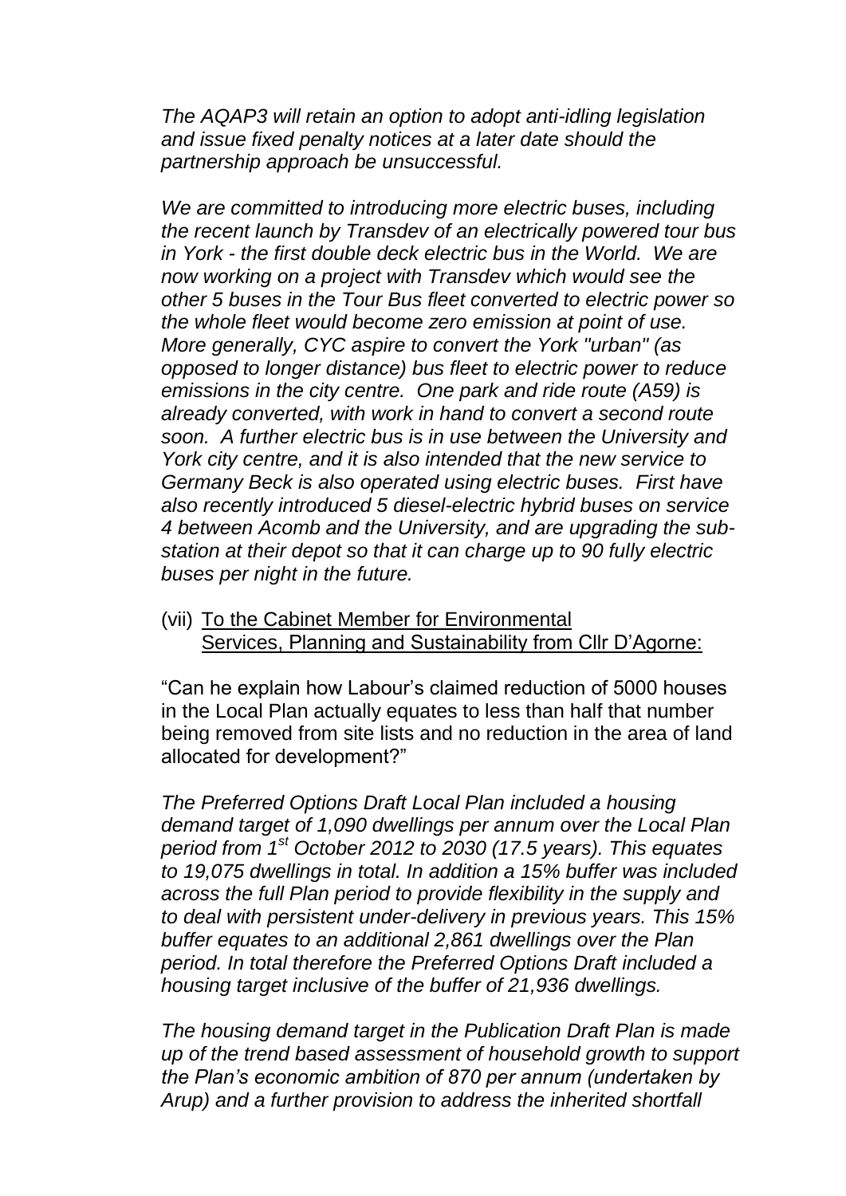*The AQAP3 will retain an option to adopt anti-idling legislation and issue fixed penalty notices at a later date should the partnership approach be unsuccessful.*

*We are committed to introducing more electric buses, including the recent launch by Transdev of an electrically powered tour bus in York - the first double deck electric bus in the World. We are now working on a project with Transdev which would see the other 5 buses in the Tour Bus fleet converted to electric power so the whole fleet would become zero emission at point of use. More generally, CYC aspire to convert the York "urban" (as opposed to longer distance) bus fleet to electric power to reduce emissions in the city centre. One park and ride route (A59) is already converted, with work in hand to convert a second route soon. A further electric bus is in use between the University and York city centre, and it is also intended that the new service to Germany Beck is also operated using electric buses. First have also recently introduced 5 diesel-electric hybrid buses on service 4 between Acomb and the University, and are upgrading the sub-station at their depot so that it can charge up to 90 fully electric buses per night in the future.*

(vii) To the Cabinet Member for Environmental Services, Planning and Sustainability from Cllr D'Agorne:

"Can he explain how Labour's claimed reduction of 5000 houses in the Local Plan actually equates to less than half that number being removed from site lists and no reduction in the area of land allocated for development?"

*The Preferred Options Draft Local Plan included a housing demand target of 1,090 dwellings per annum over the Local Plan period from 1st October 2012 to 2030 (17.5 years). This equates to 19,075 dwellings in total. In addition a 15% buffer was included across the full Plan period to provide flexibility in the supply and to deal with persistent under-delivery in previous years. This 15% buffer equates to an additional 2,861 dwellings over the Plan period. In total therefore the Preferred Options Draft included a housing target inclusive of the buffer of 21,936 dwellings.*

*The housing demand target in the Publication Draft Plan is made up of the trend based assessment of household growth to support the Plan's economic ambition of 870 per annum (undertaken by Arup) and a further provision to address the inherited shortfall*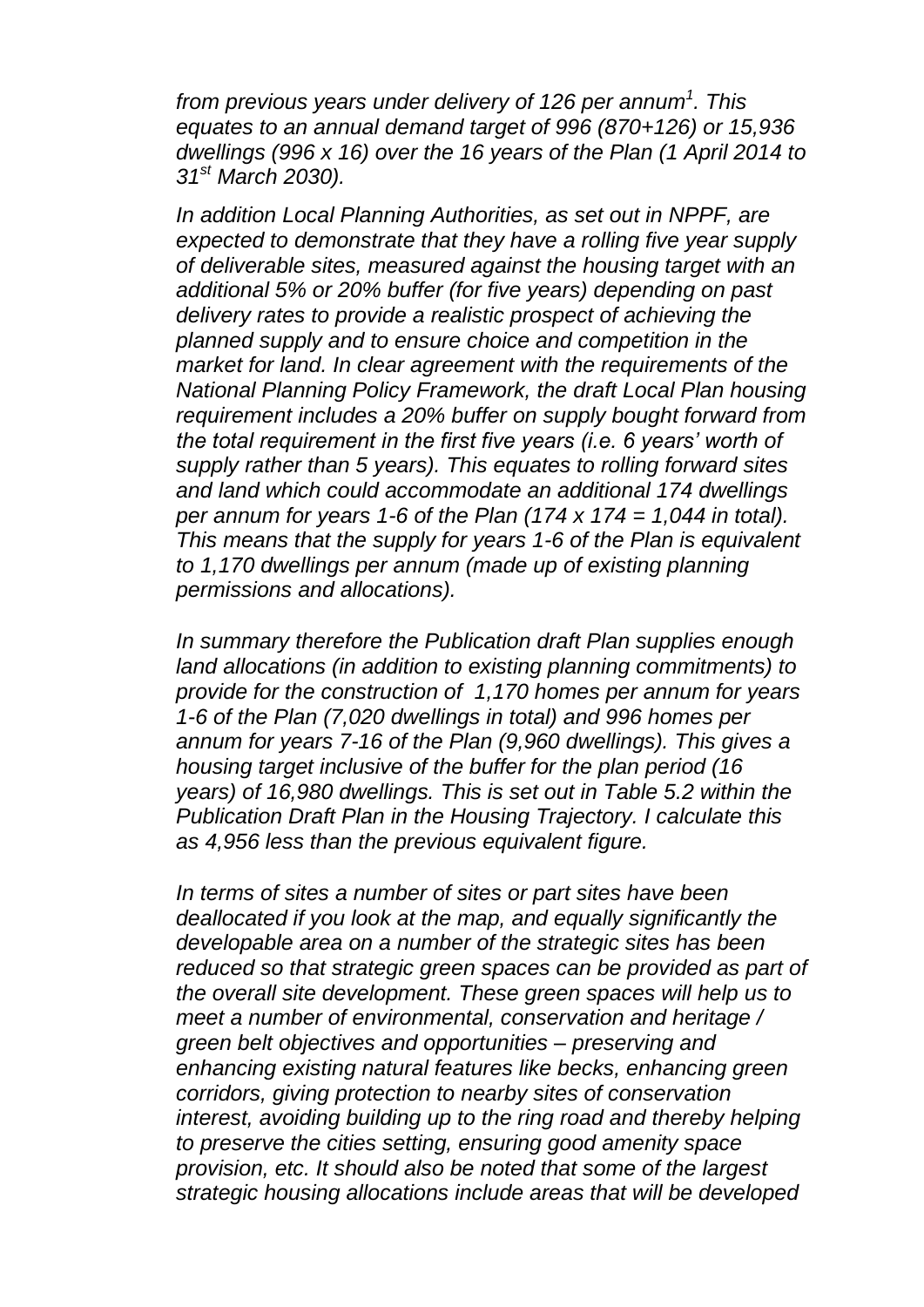*from previous years under delivery of 126 per annum[1]. This equates to an annual demand target of 996 (870+126) or 15,936 dwellings (996 x 16) over the 16 years of the Plan (1 April 2014 to 31st March 2030).*

*In addition Local Planning Authorities, as set out in NPPF, are expected to demonstrate that they have a rolling five year supply of deliverable sites, measured against the housing target with an additional 5% or 20% buffer (for five years) depending on past delivery rates to provide a realistic prospect of achieving the planned supply and to ensure choice and competition in the market for land. In clear agreement with the requirements of the National Planning Policy Framework, the draft Local Plan housing requirement includes a 20% buffer on supply bought forward from the total requirement in the first five years (i.e. 6 years' worth of supply rather than 5 years). This equates to rolling forward sites and land which could accommodate an additional 174 dwellings per annum for years 1-6 of the Plan (174 x 174 = 1,044 in total). This means that the supply for years 1-6 of the Plan is equivalent to 1,170 dwellings per annum (made up of existing planning permissions and allocations).*

*In summary therefore the Publication draft Plan supplies enough land allocations (in addition to existing planning commitments) to provide for the construction of 1,170 homes per annum for years 1-6 of the Plan (7,020 dwellings in total) and 996 homes per annum for years 7-16 of the Plan (9,960 dwellings). This gives a housing target inclusive of the buffer for the plan period (16 years) of 16,980 dwellings. This is set out in Table 5.2 within the Publication Draft Plan in the Housing Trajectory. I calculate this as 4,956 less than the previous equivalent figure.*

*In terms of sites a number of sites or part sites have been deallocated if you look at the map, and equally significantly the developable area on a number of the strategic sites has been reduced so that strategic green spaces can be provided as part of the overall site development. These green spaces will help us to meet a number of environmental, conservation and heritage / green belt objectives and opportunities – preserving and enhancing existing natural features like becks, enhancing green corridors, giving protection to nearby sites of conservation interest, avoiding building up to the ring road and thereby helping to preserve the cities setting, ensuring good amenity space provision, etc. It should also be noted that some of the largest strategic housing allocations include areas that will be developed*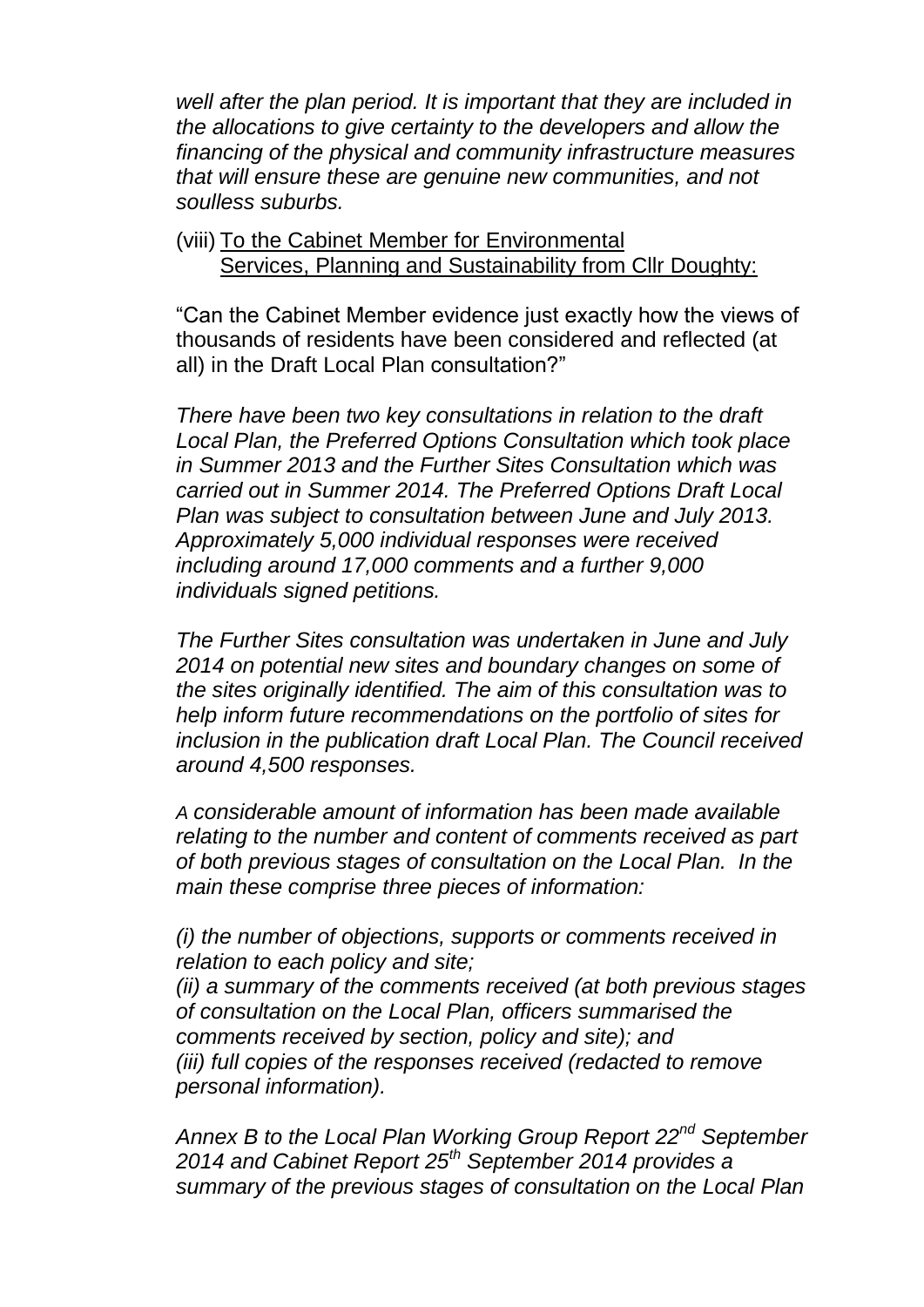*well after the plan period. It is important that they are included in the allocations to give certainty to the developers and allow the financing of the physical and community infrastructure measures that will ensure these are genuine new communities, and not soulless suburbs.*

(viii) To the Cabinet Member for Environmental Services, Planning and Sustainability from Cllr Doughty:

"Can the Cabinet Member evidence just exactly how the views of thousands of residents have been considered and reflected (at all) in the Draft Local Plan consultation?"

*There have been two key consultations in relation to the draft Local Plan, the Preferred Options Consultation which took place in Summer 2013 and the Further Sites Consultation which was carried out in Summer 2014. The Preferred Options Draft Local Plan was subject to consultation between June and July 2013. Approximately 5,000 individual responses were received including around 17,000 comments and a further 9,000 individuals signed petitions.*

*The Further Sites consultation was undertaken in June and July 2014 on potential new sites and boundary changes on some of the sites originally identified. The aim of this consultation was to help inform future recommendations on the portfolio of sites for inclusion in the publication draft Local Plan. The Council received around 4,500 responses.*

*A considerable amount of information has been made available relating to the number and content of comments received as part of both previous stages of consultation on the Local Plan. In the main these comprise three pieces of information:*

*(i) the number of objections, supports or comments received in relation to each policy and site;*
*(ii) a summary of the comments received (at both previous stages of consultation on the Local Plan, officers summarised the comments received by section, policy and site); and*
*(iii) full copies of the responses received (redacted to remove personal information).*

*Annex B to the Local Plan Working Group Report 22nd September 2014 and Cabinet Report 25th September 2014 provides a summary of the previous stages of consultation on the Local Plan*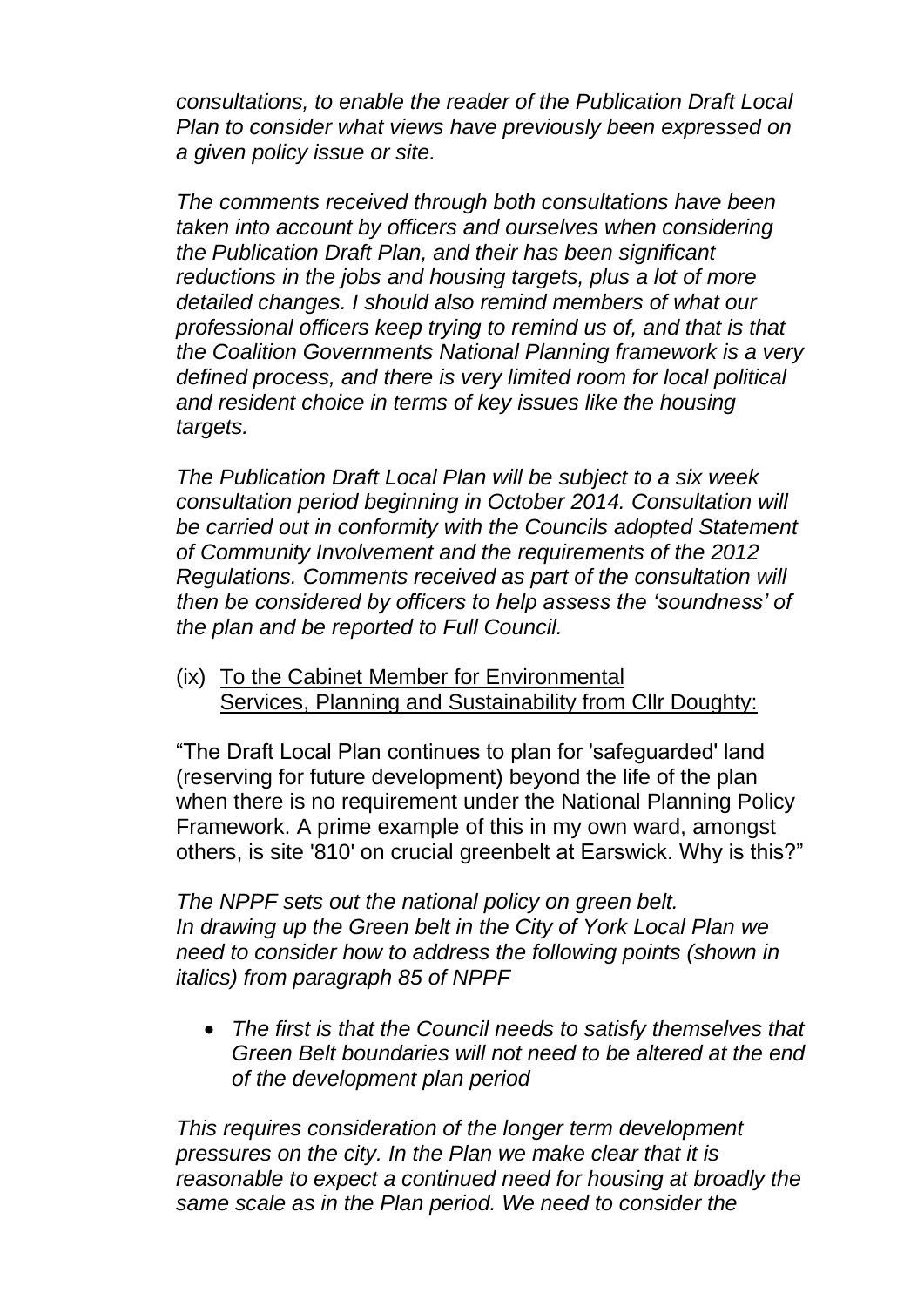*consultations, to enable the reader of the Publication Draft Local Plan to consider what views have previously been expressed on a given policy issue or site.*

*The comments received through both consultations have been taken into account by officers and ourselves when considering the Publication Draft Plan, and their has been significant reductions in the jobs and housing targets, plus a lot of more detailed changes. I should also remind members of what our professional officers keep trying to remind us of, and that is that the Coalition Governments National Planning framework is a very defined process, and there is very limited room for local political and resident choice in terms of key issues like the housing targets.*

*The Publication Draft Local Plan will be subject to a six week consultation period beginning in October 2014. Consultation will be carried out in conformity with the Councils adopted Statement of Community Involvement and the requirements of the 2012 Regulations. Comments received as part of the consultation will then be considered by officers to help assess the 'soundness' of the plan and be reported to Full Council.*

(ix) <u>To the Cabinet Member for Environmental Services, Planning and Sustainability from Cllr Doughty:</u>

"The Draft Local Plan continues to plan for 'safeguarded' land (reserving for future development) beyond the life of the plan when there is no requirement under the National Planning Policy Framework. A prime example of this in my own ward, amongst others, is site '810' on crucial greenbelt at Earswick. Why is this?"

*The NPPF sets out the national policy on green belt. In drawing up the Green belt in the City of York Local Plan we need to consider how to address the following points (shown in italics) from paragraph 85 of NPPF*

- *The first is that the Council needs to satisfy themselves that Green Belt boundaries will not need to be altered at the end of the development plan period*

*This requires consideration of the longer term development pressures on the city. In the Plan we make clear that it is reasonable to expect a continued need for housing at broadly the same scale as in the Plan period. We need to consider the*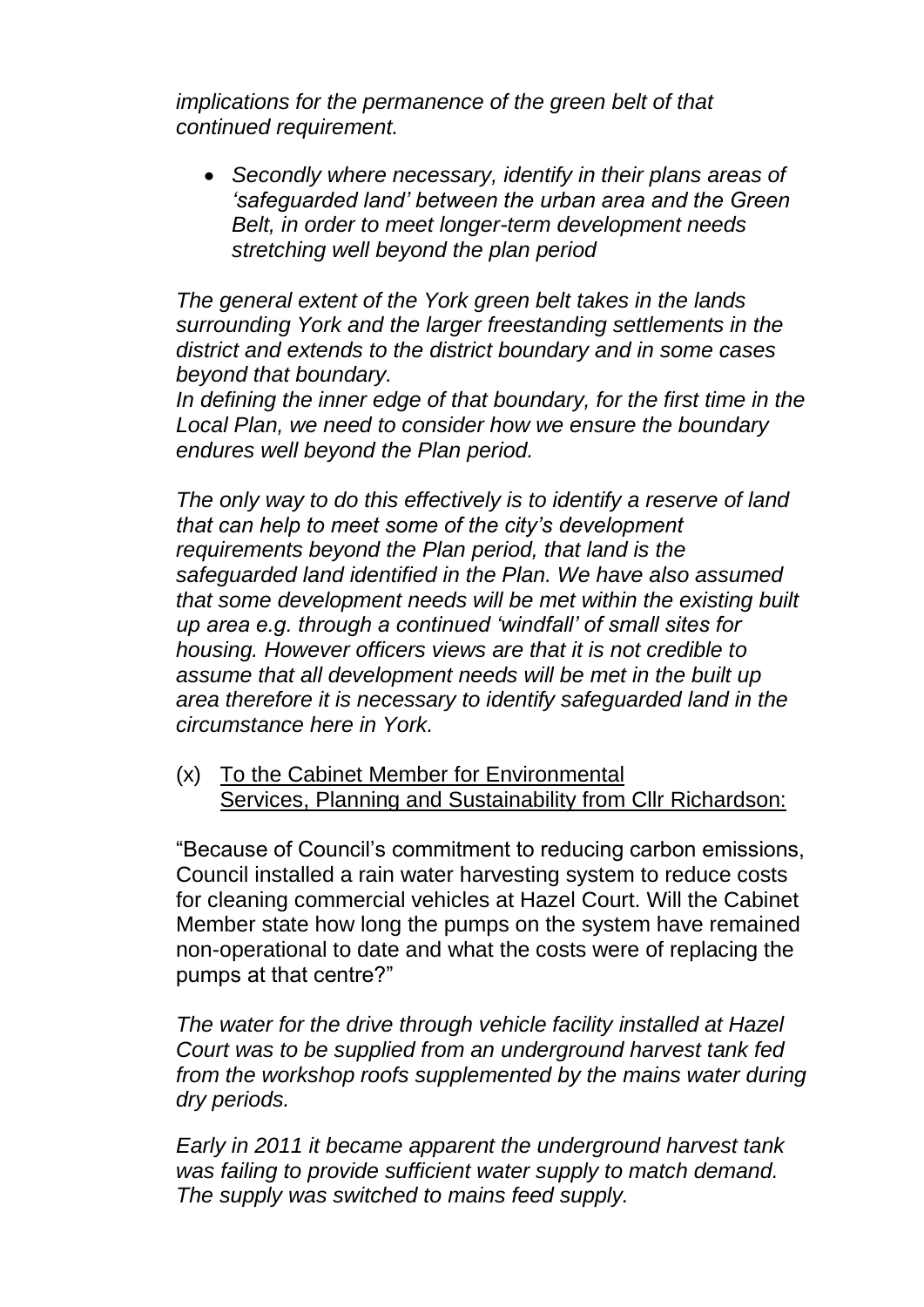*implications for the permanence of the green belt of that continued requirement.*

- *Secondly where necessary, identify in their plans areas of 'safeguarded land' between the urban area and the Green Belt, in order to meet longer-term development needs stretching well beyond the plan period*

*The general extent of the York green belt takes in the lands surrounding York and the larger freestanding settlements in the district and extends to the district boundary and in some cases beyond that boundary.*

*In defining the inner edge of that boundary, for the first time in the Local Plan, we need to consider how we ensure the boundary endures well beyond the Plan period.*

*The only way to do this effectively is to identify a reserve of land that can help to meet some of the city's development requirements beyond the Plan period, that land is the safeguarded land identified in the Plan. We have also assumed that some development needs will be met within the existing built up area e.g. through a continued 'windfall' of small sites for housing. However officers views are that it is not credible to assume that all development needs will be met in the built up area therefore it is necessary to identify safeguarded land in the circumstance here in York.*

(x) <u>To the Cabinet Member for Environmental Services, Planning and Sustainability from Cllr Richardson:</u>

"Because of Council's commitment to reducing carbon emissions, Council installed a rain water harvesting system to reduce costs for cleaning commercial vehicles at Hazel Court. Will the Cabinet Member state how long the pumps on the system have remained non-operational to date and what the costs were of replacing the pumps at that centre?"

*The water for the drive through vehicle facility installed at Hazel Court was to be supplied from an underground harvest tank fed from the workshop roofs supplemented by the mains water during dry periods.*

*Early in 2011 it became apparent the underground harvest tank was failing to provide sufficient water supply to match demand. The supply was switched to mains feed supply.*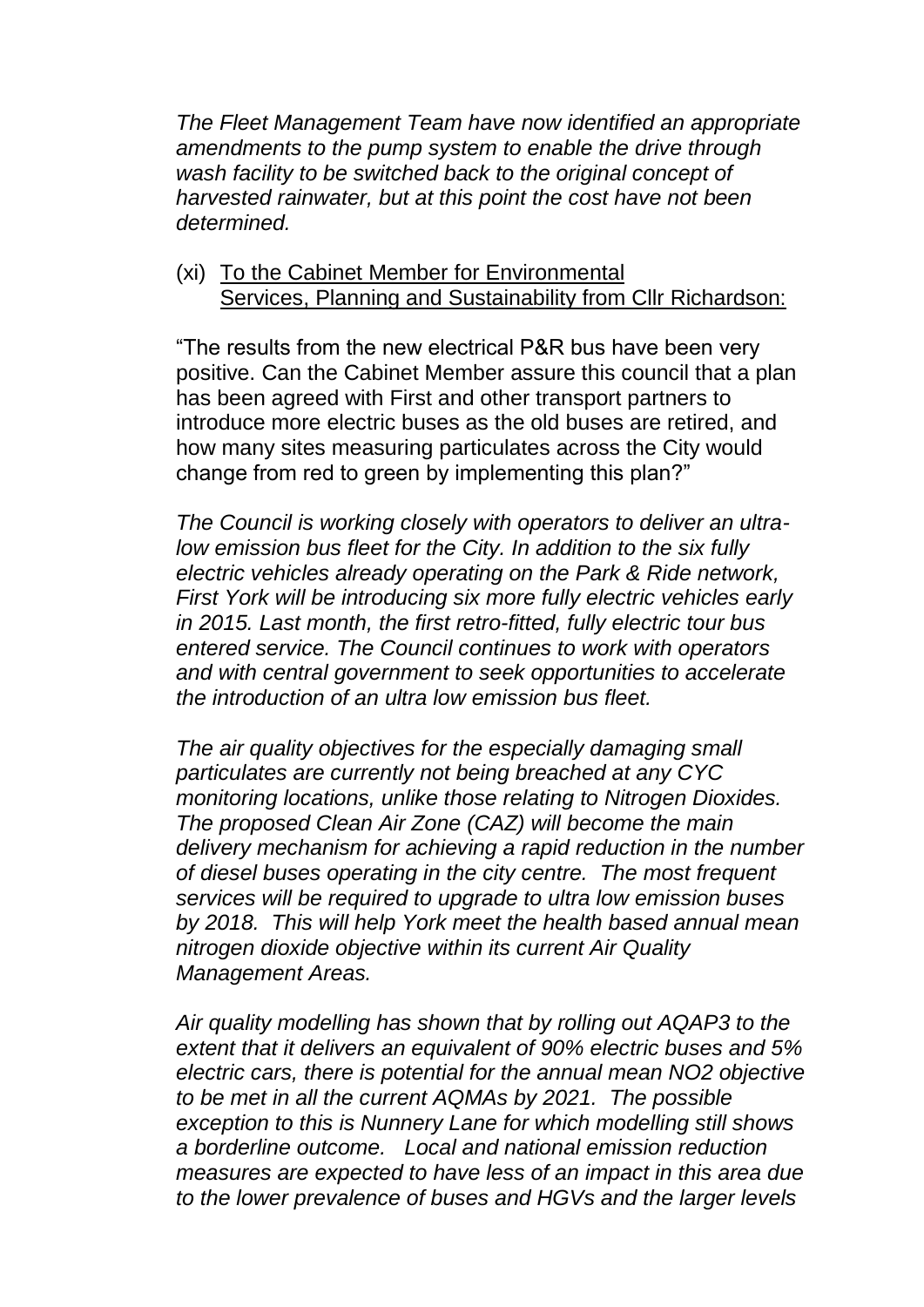*The Fleet Management Team have now identified an appropriate amendments to the pump system to enable the drive through wash facility to be switched back to the original concept of harvested rainwater, but at this point the cost have not been determined.*

(xi) To the Cabinet Member for Environmental Services, Planning and Sustainability from Cllr Richardson:

"The results from the new electrical P&R bus have been very positive. Can the Cabinet Member assure this council that a plan has been agreed with First and other transport partners to introduce more electric buses as the old buses are retired, and how many sites measuring particulates across the City would change from red to green by implementing this plan?"

*The Council is working closely with operators to deliver an ultra-low emission bus fleet for the City. In addition to the six fully electric vehicles already operating on the Park & Ride network, First York will be introducing six more fully electric vehicles early in 2015. Last month, the first retro-fitted, fully electric tour bus entered service. The Council continues to work with operators and with central government to seek opportunities to accelerate the introduction of an ultra low emission bus fleet.*

*The air quality objectives for the especially damaging small particulates are currently not being breached at any CYC monitoring locations, unlike those relating to Nitrogen Dioxides. The proposed Clean Air Zone (CAZ) will become the main delivery mechanism for achieving a rapid reduction in the number of diesel buses operating in the city centre. The most frequent services will be required to upgrade to ultra low emission buses by 2018. This will help York meet the health based annual mean nitrogen dioxide objective within its current Air Quality Management Areas.*

*Air quality modelling has shown that by rolling out AQAP3 to the extent that it delivers an equivalent of 90% electric buses and 5% electric cars, there is potential for the annual mean NO2 objective to be met in all the current AQMAs by 2021. The possible exception to this is Nunnery Lane for which modelling still shows a borderline outcome. Local and national emission reduction measures are expected to have less of an impact in this area due to the lower prevalence of buses and HGVs and the larger levels*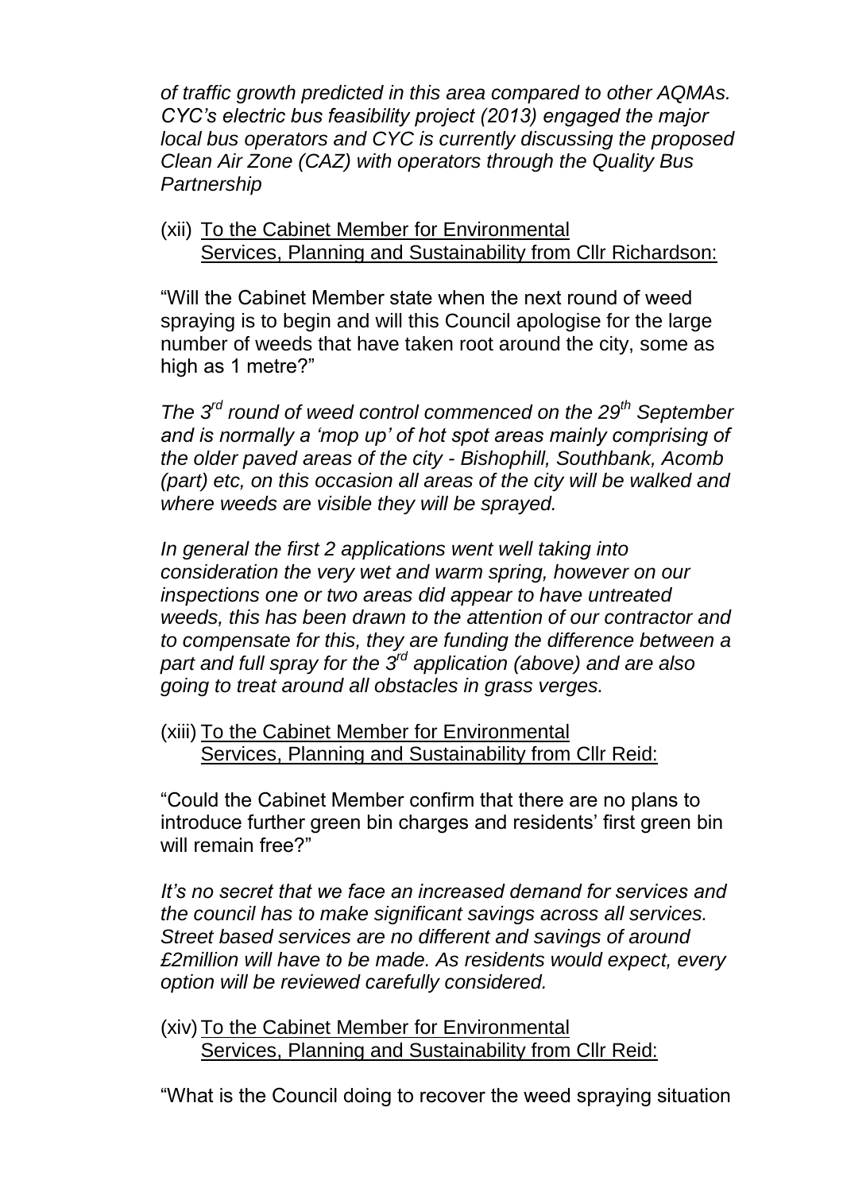*of traffic growth predicted in this area compared to other AQMAs. CYC's electric bus feasibility project (2013) engaged the major local bus operators and CYC is currently discussing the proposed Clean Air Zone (CAZ) with operators through the Quality Bus Partnership*

(xii) To the Cabinet Member for Environmental Services, Planning and Sustainability from Cllr Richardson:

"Will the Cabinet Member state when the next round of weed spraying is to begin and will this Council apologise for the large number of weeds that have taken root around the city, some as high as 1 metre?"

*The 3rd round of weed control commenced on the 29th September and is normally a 'mop up' of hot spot areas mainly comprising of the older paved areas of the city - Bishophill, Southbank, Acomb (part) etc, on this occasion all areas of the city will be walked and where weeds are visible they will be sprayed.*

*In general the first 2 applications went well taking into consideration the very wet and warm spring, however on our inspections one or two areas did appear to have untreated weeds, this has been drawn to the attention of our contractor and to compensate for this, they are funding the difference between a part and full spray for the 3rd application (above) and are also going to treat around all obstacles in grass verges.*

(xiii) To the Cabinet Member for Environmental Services, Planning and Sustainability from Cllr Reid:

"Could the Cabinet Member confirm that there are no plans to introduce further green bin charges and residents' first green bin will remain free?"

*It's no secret that we face an increased demand for services and the council has to make significant savings across all services. Street based services are no different and savings of around £2million will have to be made. As residents would expect, every option will be reviewed carefully considered.*

(xiv) To the Cabinet Member for Environmental Services, Planning and Sustainability from Cllr Reid:

"What is the Council doing to recover the weed spraying situation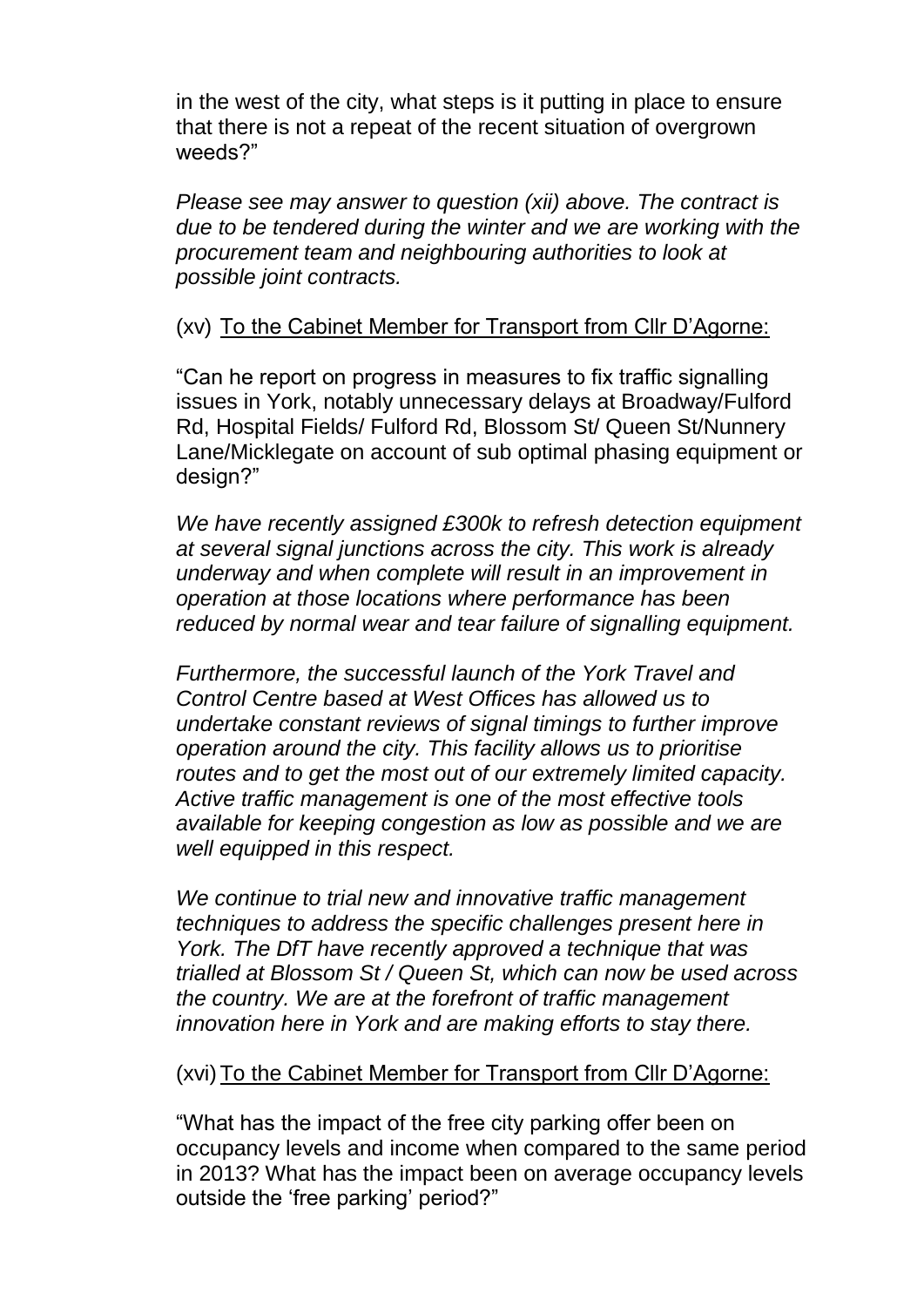in the west of the city, what steps is it putting in place to ensure that there is not a repeat of the recent situation of overgrown weeds?"

*Please see may answer to question (xii) above. The contract is due to be tendered during the winter and we are working with the procurement team and neighbouring authorities to look at possible joint contracts.*

(xv) <u>To the Cabinet Member for Transport from Cllr D'Agorne:</u>

"Can he report on progress in measures to fix traffic signalling issues in York, notably unnecessary delays at Broadway/Fulford Rd, Hospital Fields/ Fulford Rd, Blossom St/ Queen St/Nunnery Lane/Micklegate on account of sub optimal phasing equipment or design?"

*We have recently assigned £300k to refresh detection equipment at several signal junctions across the city. This work is already underway and when complete will result in an improvement in operation at those locations where performance has been reduced by normal wear and tear failure of signalling equipment.*

*Furthermore, the successful launch of the York Travel and Control Centre based at West Offices has allowed us to undertake constant reviews of signal timings to further improve operation around the city. This facility allows us to prioritise routes and to get the most out of our extremely limited capacity. Active traffic management is one of the most effective tools available for keeping congestion as low as possible and we are well equipped in this respect.*

*We continue to trial new and innovative traffic management techniques to address the specific challenges present here in York. The DfT have recently approved a technique that was trialled at Blossom St / Queen St, which can now be used across the country. We are at the forefront of traffic management innovation here in York and are making efforts to stay there.*

(xvi) <u>To the Cabinet Member for Transport from Cllr D'Agorne:</u>

"What has the impact of the free city parking offer been on occupancy levels and income when compared to the same period in 2013? What has the impact been on average occupancy levels outside the 'free parking' period?"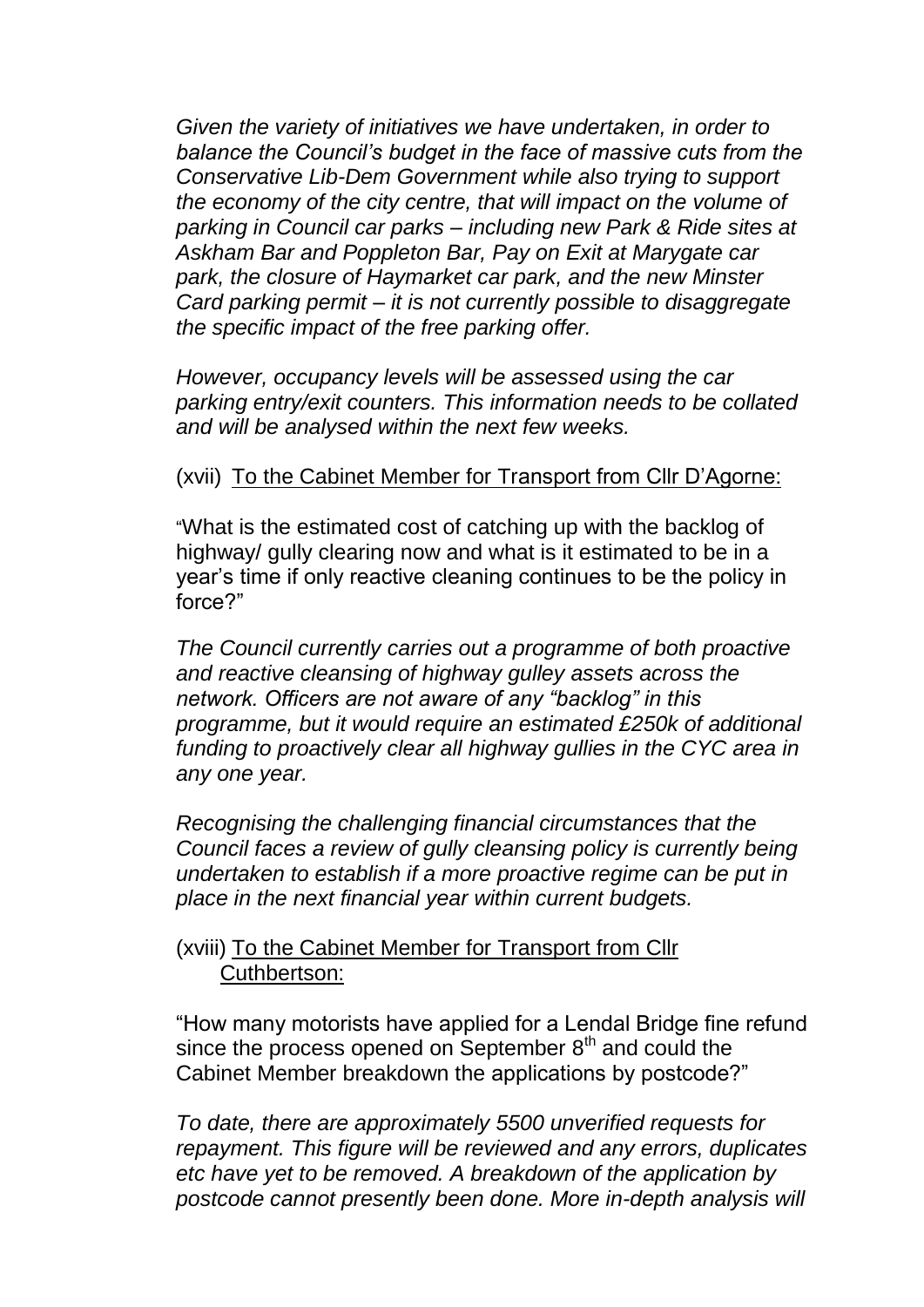*Given the variety of initiatives we have undertaken, in order to balance the Council's budget in the face of massive cuts from the Conservative Lib-Dem Government while also trying to support the economy of the city centre, that will impact on the volume of parking in Council car parks – including new Park & Ride sites at Askham Bar and Poppleton Bar, Pay on Exit at Marygate car park, the closure of Haymarket car park, and the new Minster Card parking permit – it is not currently possible to disaggregate the specific impact of the free parking offer.*

*However, occupancy levels will be assessed using the car parking entry/exit counters. This information needs to be collated and will be analysed within the next few weeks.*

(xvii) <u>To the Cabinet Member for Transport from Cllr D'Agorne:</u>

"What is the estimated cost of catching up with the backlog of highway/ gully clearing now and what is it estimated to be in a year's time if only reactive cleaning continues to be the policy in force?"

*The Council currently carries out a programme of both proactive and reactive cleansing of highway gulley assets across the network. Officers are not aware of any "backlog" in this programme, but it would require an estimated £250k of additional funding to proactively clear all highway gullies in the CYC area in any one year.*

*Recognising the challenging financial circumstances that the Council faces a review of gully cleansing policy is currently being undertaken to establish if a more proactive regime can be put in place in the next financial year within current budgets.*

(xviii) <u>To the Cabinet Member for Transport from Cllr Cuthbertson:</u>

"How many motorists have applied for a Lendal Bridge fine refund since the process opened on September 8th and could the Cabinet Member breakdown the applications by postcode?"

*To date, there are approximately 5500 unverified requests for repayment. This figure will be reviewed and any errors, duplicates etc have yet to be removed. A breakdown of the application by postcode cannot presently been done. More in-depth analysis will*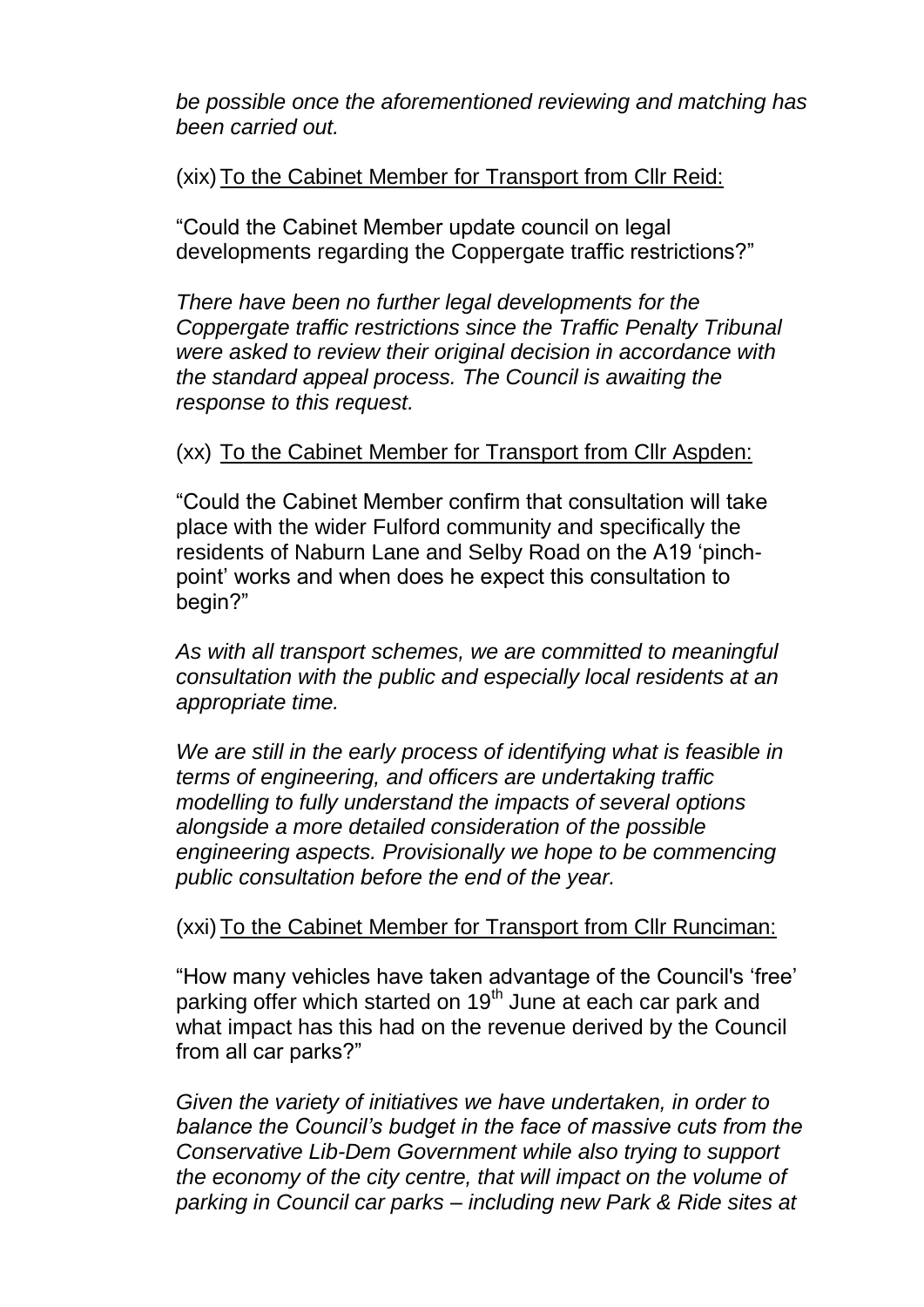*be possible once the aforementioned reviewing and matching has been carried out.*

(xix) To the Cabinet Member for Transport from Cllr Reid:

"Could the Cabinet Member update council on legal developments regarding the Coppergate traffic restrictions?"

*There have been no further legal developments for the Coppergate traffic restrictions since the Traffic Penalty Tribunal were asked to review their original decision in accordance with the standard appeal process. The Council is awaiting the response to this request.*

(xx) To the Cabinet Member for Transport from Cllr Aspden:

"Could the Cabinet Member confirm that consultation will take place with the wider Fulford community and specifically the residents of Naburn Lane and Selby Road on the A19 'pinch-point' works and when does he expect this consultation to begin?"

*As with all transport schemes, we are committed to meaningful consultation with the public and especially local residents at an appropriate time.*

*We are still in the early process of identifying what is feasible in terms of engineering, and officers are undertaking traffic modelling to fully understand the impacts of several options alongside a more detailed consideration of the possible engineering aspects. Provisionally we hope to be commencing public consultation before the end of the year.*

(xxi) To the Cabinet Member for Transport from Cllr Runciman:

"How many vehicles have taken advantage of the Council's 'free' parking offer which started on 19th June at each car park and what impact has this had on the revenue derived by the Council from all car parks?"

*Given the variety of initiatives we have undertaken, in order to balance the Council's budget in the face of massive cuts from the Conservative Lib-Dem Government while also trying to support the economy of the city centre, that will impact on the volume of parking in Council car parks – including new Park & Ride sites at*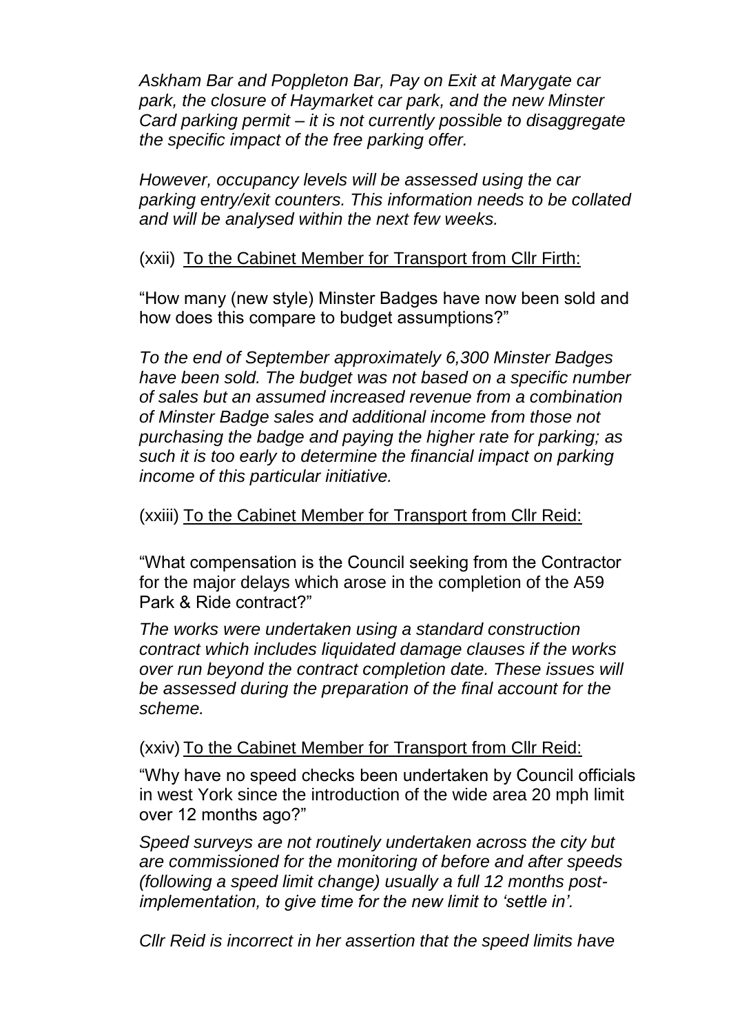*Askham Bar and Poppleton Bar, Pay on Exit at Marygate car park, the closure of Haymarket car park, and the new Minster Card parking permit – it is not currently possible to disaggregate the specific impact of the free parking offer.*

*However, occupancy levels will be assessed using the car parking entry/exit counters. This information needs to be collated and will be analysed within the next few weeks.*

(xxii) <u>To the Cabinet Member for Transport from Cllr Firth:</u>

"How many (new style) Minster Badges have now been sold and how does this compare to budget assumptions?"

*To the end of September approximately 6,300 Minster Badges have been sold. The budget was not based on a specific number of sales but an assumed increased revenue from a combination of Minster Badge sales and additional income from those not purchasing the badge and paying the higher rate for parking; as such it is too early to determine the financial impact on parking income of this particular initiative.*

(xxiii) <u>To the Cabinet Member for Transport from Cllr Reid:</u>

"What compensation is the Council seeking from the Contractor for the major delays which arose in the completion of the A59 Park & Ride contract?"

*The works were undertaken using a standard construction contract which includes liquidated damage clauses if the works over run beyond the contract completion date. These issues will be assessed during the preparation of the final account for the scheme.*

(xxiv) <u>To the Cabinet Member for Transport from Cllr Reid:</u>

"Why have no speed checks been undertaken by Council officials in west York since the introduction of the wide area 20 mph limit over 12 months ago?"

*Speed surveys are not routinely undertaken across the city but are commissioned for the monitoring of before and after speeds (following a speed limit change) usually a full 12 months post-implementation, to give time for the new limit to 'settle in'.*

*Cllr Reid is incorrect in her assertion that the speed limits have*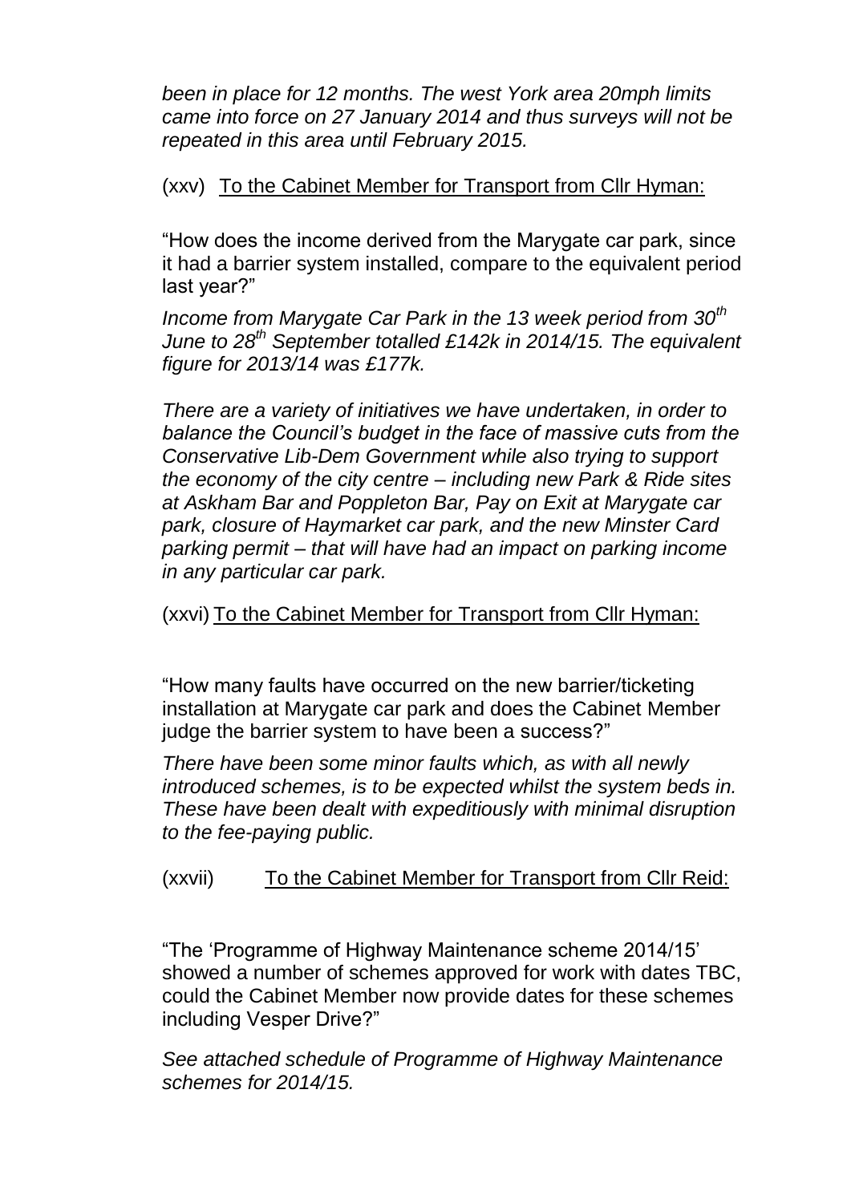*been in place for 12 months. The west York area 20mph limits came into force on 27 January 2014 and thus surveys will not be repeated in this area until February 2015.*

(xxv) To the Cabinet Member for Transport from Cllr Hyman:

"How does the income derived from the Marygate car park, since it had a barrier system installed, compare to the equivalent period last year?"

*Income from Marygate Car Park in the 13 week period from 30th June to 28th September totalled £142k in 2014/15. The equivalent figure for 2013/14 was £177k.*

*There are a variety of initiatives we have undertaken, in order to balance the Council's budget in the face of massive cuts from the Conservative Lib-Dem Government while also trying to support the economy of the city centre – including new Park & Ride sites at Askham Bar and Poppleton Bar, Pay on Exit at Marygate car park, closure of Haymarket car park, and the new Minster Card parking permit – that will have had an impact on parking income in any particular car park.*

(xxvi) To the Cabinet Member for Transport from Cllr Hyman:

"How many faults have occurred on the new barrier/ticketing installation at Marygate car park and does the Cabinet Member judge the barrier system to have been a success?"

*There have been some minor faults which, as with all newly introduced schemes, is to be expected whilst the system beds in. These have been dealt with expeditiously with minimal disruption to the fee-paying public.*

(xxvii) To the Cabinet Member for Transport from Cllr Reid:

"The 'Programme of Highway Maintenance scheme 2014/15' showed a number of schemes approved for work with dates TBC, could the Cabinet Member now provide dates for these schemes including Vesper Drive?"

*See attached schedule of Programme of Highway Maintenance schemes for 2014/15.*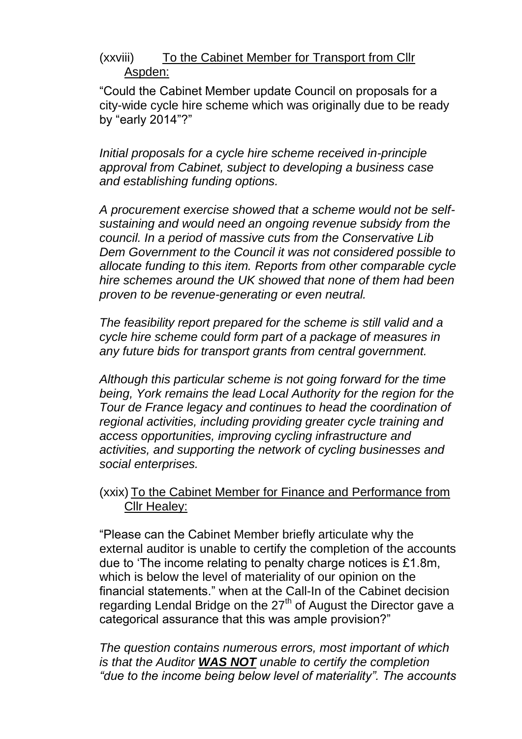(xxviii) <u>To the Cabinet Member for Transport from Cllr Aspden:</u>

"Could the Cabinet Member update Council on proposals for a city-wide cycle hire scheme which was originally due to be ready by "early 2014"?"

*Initial proposals for a cycle hire scheme received in-principle approval from Cabinet, subject to developing a business case and establishing funding options.*

*A procurement exercise showed that a scheme would not be self-sustaining and would need an ongoing revenue subsidy from the council. In a period of massive cuts from the Conservative Lib Dem Government to the Council it was not considered possible to allocate funding to this item. Reports from other comparable cycle hire schemes around the UK showed that none of them had been proven to be revenue-generating or even neutral.*

*The feasibility report prepared for the scheme is still valid and a cycle hire scheme could form part of a package of measures in any future bids for transport grants from central government.*

*Although this particular scheme is not going forward for the time being, York remains the lead Local Authority for the region for the Tour de France legacy and continues to head the coordination of regional activities, including providing greater cycle training and access opportunities, improving cycling infrastructure and activities, and supporting the network of cycling businesses and social enterprises.*

(xxix) <u>To the Cabinet Member for Finance and Performance from Cllr Healey:</u>

"Please can the Cabinet Member briefly articulate why the external auditor is unable to certify the completion of the accounts due to 'The income relating to penalty charge notices is £1.8m, which is below the level of materiality of our opinion on the financial statements." when at the Call-In of the Cabinet decision regarding Lendal Bridge on the 27th of August the Director gave a categorical assurance that this was ample provision?"

*The question contains numerous errors, most important of which is that the Auditor* ***<u>WAS NOT</u>*** *unable to certify the completion "due to the income being below level of materiality". The accounts*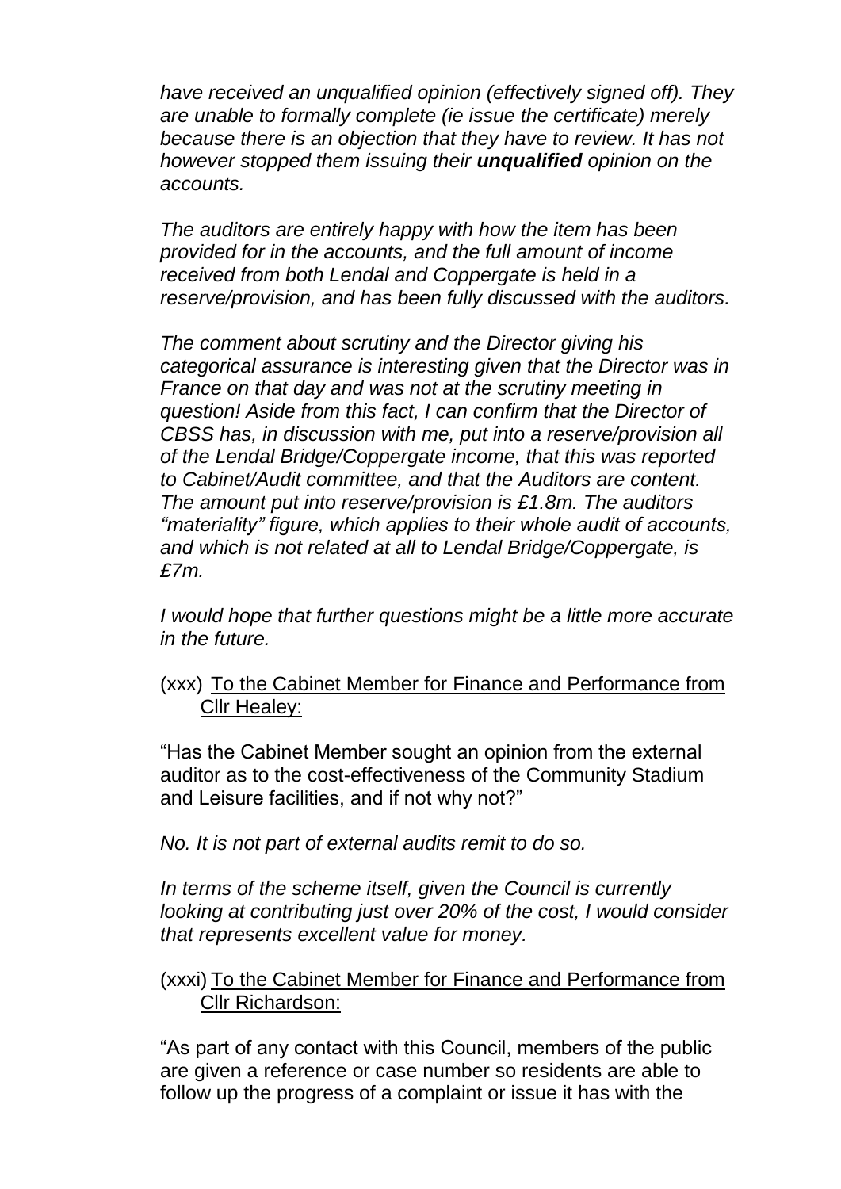*have received an unqualified opinion (effectively signed off). They are unable to formally complete (ie issue the certificate) merely because there is an objection that they have to review. It has not however stopped them issuing their **unqualified** opinion on the accounts.*

*The auditors are entirely happy with how the item has been provided for in the accounts, and the full amount of income received from both Lendal and Coppergate is held in a reserve/provision, and has been fully discussed with the auditors.*

*The comment about scrutiny and the Director giving his categorical assurance is interesting given that the Director was in France on that day and was not at the scrutiny meeting in question! Aside from this fact, I can confirm that the Director of CBSS has, in discussion with me, put into a reserve/provision all of the Lendal Bridge/Coppergate income, that this was reported to Cabinet/Audit committee, and that the Auditors are content. The amount put into reserve/provision is £1.8m. The auditors "materiality" figure, which applies to their whole audit of accounts, and which is not related at all to Lendal Bridge/Coppergate, is £7m.*

*I would hope that further questions might be a little more accurate in the future.*

(xxx) <u>To the Cabinet Member for Finance and Performance from Cllr Healey:</u>

"Has the Cabinet Member sought an opinion from the external auditor as to the cost-effectiveness of the Community Stadium and Leisure facilities, and if not why not?"

*No. It is not part of external audits remit to do so.*

*In terms of the scheme itself, given the Council is currently looking at contributing just over 20% of the cost, I would consider that represents excellent value for money.*

(xxxi) <u>To the Cabinet Member for Finance and Performance from Cllr Richardson:</u>

"As part of any contact with this Council, members of the public are given a reference or case number so residents are able to follow up the progress of a complaint or issue it has with the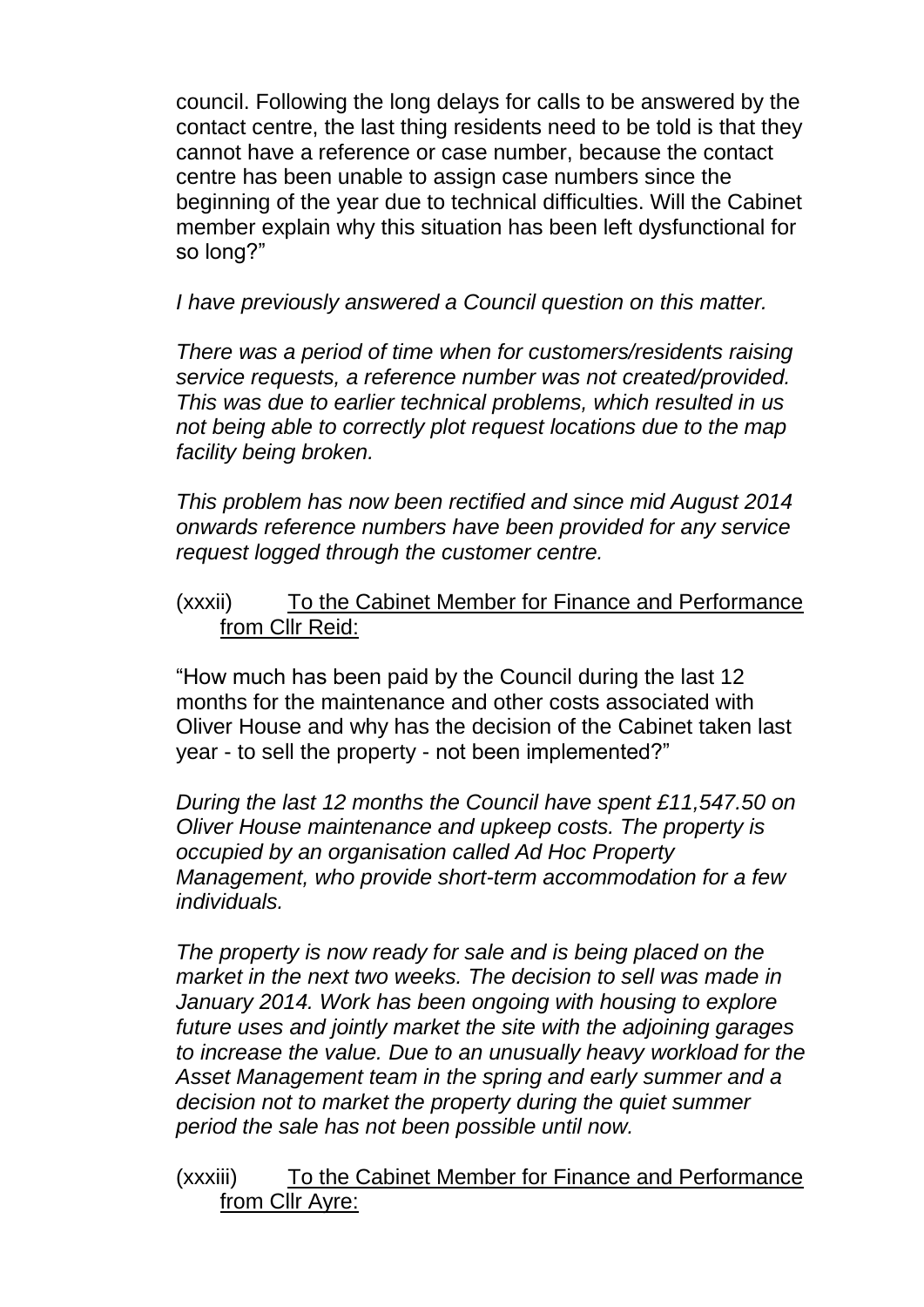council. Following the long delays for calls to be answered by the contact centre, the last thing residents need to be told is that they cannot have a reference or case number, because the contact centre has been unable to assign case numbers since the beginning of the year due to technical difficulties. Will the Cabinet member explain why this situation has been left dysfunctional for so long?"

*I have previously answered a Council question on this matter.*

*There was a period of time when for customers/residents raising service requests, a reference number was not created/provided. This was due to earlier technical problems, which resulted in us not being able to correctly plot request locations due to the map facility being broken.*

*This problem has now been rectified and since mid August 2014 onwards reference numbers have been provided for any service request logged through the customer centre.*

(xxxii) <u>To the Cabinet Member for Finance and Performance from Cllr Reid:</u>

"How much has been paid by the Council during the last 12 months for the maintenance and other costs associated with Oliver House and why has the decision of the Cabinet taken last year - to sell the property - not been implemented?"

*During the last 12 months the Council have spent £11,547.50 on Oliver House maintenance and upkeep costs. The property is occupied by an organisation called Ad Hoc Property Management, who provide short-term accommodation for a few individuals.*

*The property is now ready for sale and is being placed on the market in the next two weeks. The decision to sell was made in January 2014. Work has been ongoing with housing to explore future uses and jointly market the site with the adjoining garages to increase the value. Due to an unusually heavy workload for the Asset Management team in the spring and early summer and a decision not to market the property during the quiet summer period the sale has not been possible until now.*

(xxxiii) <u>To the Cabinet Member for Finance and Performance from Cllr Ayre:</u>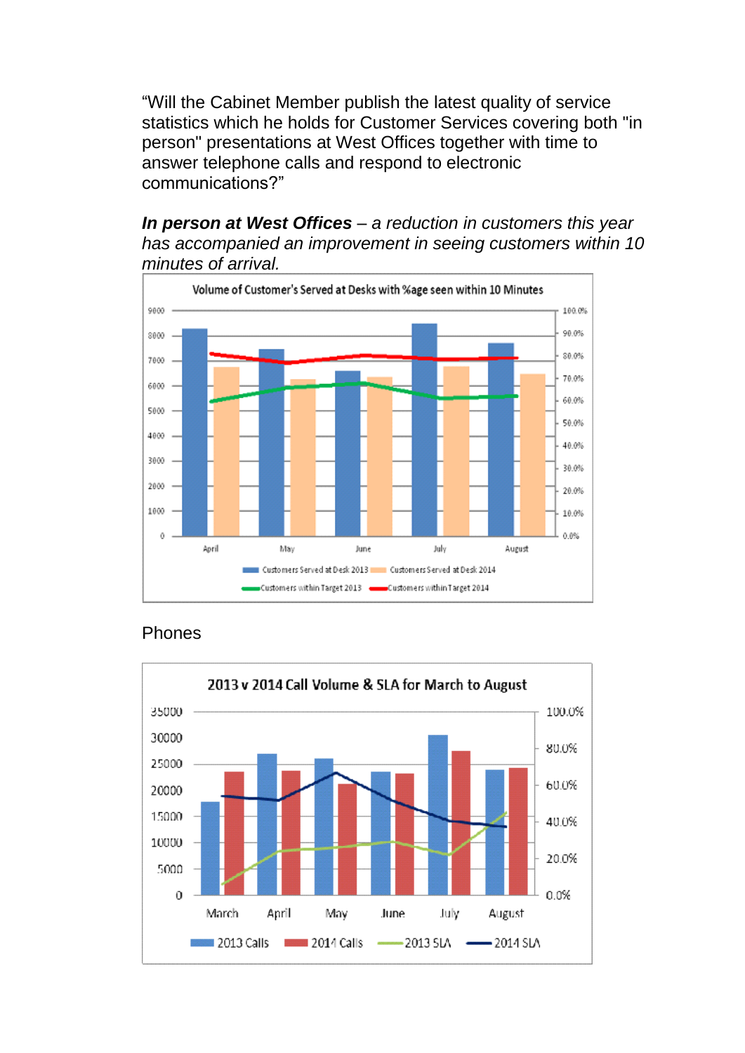"Will the Cabinet Member publish the latest quality of service statistics which he holds for Customer Services covering both "in person" presentations at West Offices together with time to answer telephone calls and respond to electronic communications?"

***In person at West Offices*** *– a reduction in customers this year has accompanied an improvement in seeing customers within 10 minutes of arrival.*

Volume of Customer's Served at Desks with %age seen within 10 Minutes

Customers Served at Desk 2013 · Customers Served at Desk 2014 · Customers within Target 2013 · Customers within Target 2014

Phones

2013 v 2014 Call Volume & SLA for March to August

2013 Calls · 2014 Calls · 2013 SLA · 2014 SLA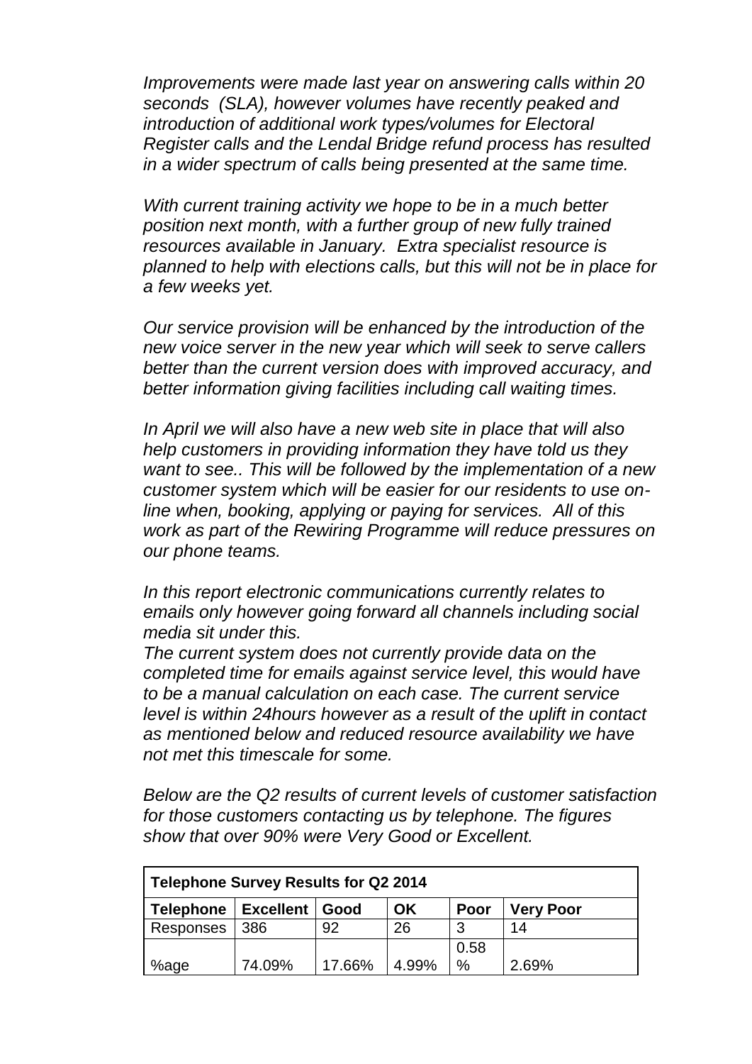*Improvements were made last year on answering calls within 20 seconds (SLA), however volumes have recently peaked and introduction of additional work types/volumes for Electoral Register calls and the Lendal Bridge refund process has resulted in a wider spectrum of calls being presented at the same time.*

*With current training activity we hope to be in a much better position next month, with a further group of new fully trained resources available in January. Extra specialist resource is planned to help with elections calls, but this will not be in place for a few weeks yet.*

*Our service provision will be enhanced by the introduction of the new voice server in the new year which will seek to serve callers better than the current version does with improved accuracy, and better information giving facilities including call waiting times.*

*In April we will also have a new web site in place that will also help customers in providing information they have told us they want to see.. This will be followed by the implementation of a new customer system which will be easier for our residents to use on-line when, booking, applying or paying for services. All of this work as part of the Rewiring Programme will reduce pressures on our phone teams.*

*In this report electronic communications currently relates to emails only however going forward all channels including social media sit under this.*

*The current system does not currently provide data on the completed time for emails against service level, this would have to be a manual calculation on each case. The current service level is within 24hours however as a result of the uplift in contact as mentioned below and reduced resource availability we have not met this timescale for some.*

*Below are the Q2 results of current levels of customer satisfaction for those customers contacting us by telephone. The figures show that over 90% were Very Good or Excellent.*

| **Telephone Survey Results for Q2 2014** | | | | | |
|---|---|---|---|---|---|
| **Telephone** | **Excellent** | **Good** | **OK** | **Poor** | **Very Poor** |
| Responses | 386 | 92 | 26 | 3 | 14 |
| %age | 74.09% | 17.66% | 4.99% | 0.58 % | 2.69% |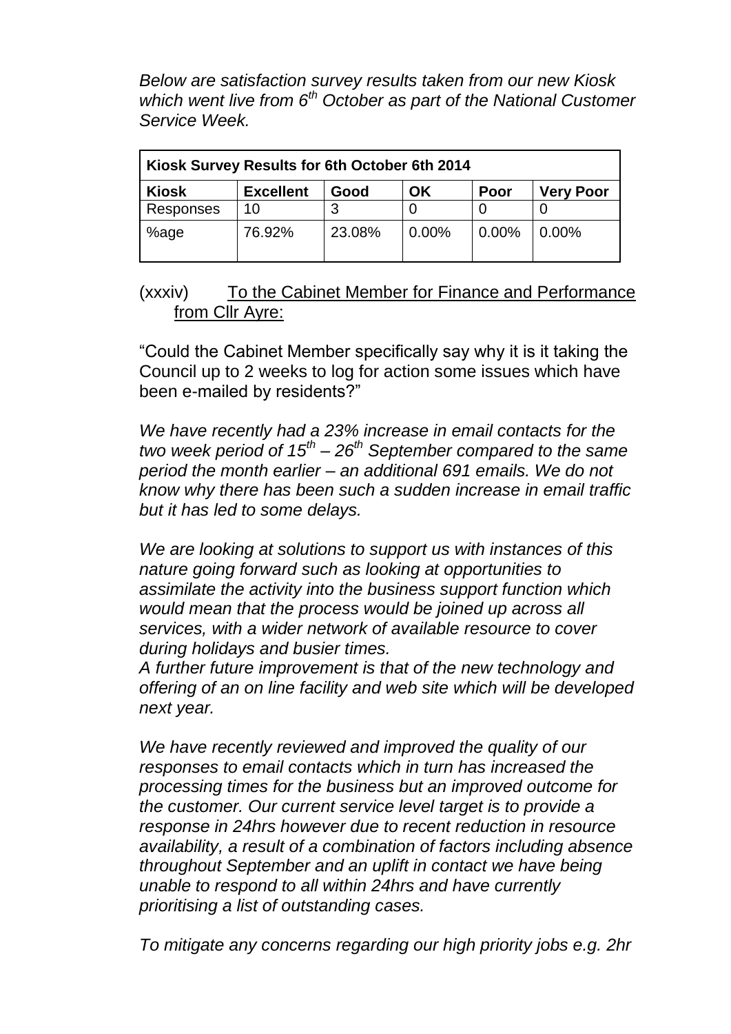*Below are satisfaction survey results taken from our new Kiosk which went live from 6th October as part of the National Customer Service Week.*

| Kiosk Survey Results for 6th October 6th 2014 | | | | | |
|---|---|---|---|---|---|
| **Kiosk** | **Excellent** | **Good** | **OK** | **Poor** | **Very Poor** |
| Responses | 10 | 3 | 0 | 0 | 0 |
| %age | 76.92% | 23.08% | 0.00% | 0.00% | 0.00% |

(xxxiv) To the Cabinet Member for Finance and Performance from Cllr Ayre:

"Could the Cabinet Member specifically say why it is it taking the Council up to 2 weeks to log for action some issues which have been e-mailed by residents?"

*We have recently had a 23% increase in email contacts for the two week period of 15th – 26th September compared to the same period the month earlier – an additional 691 emails. We do not know why there has been such a sudden increase in email traffic but it has led to some delays.*

*We are looking at solutions to support us with instances of this nature going forward such as looking at opportunities to assimilate the activity into the business support function which would mean that the process would be joined up across all services, with a wider network of available resource to cover during holidays and busier times.*
*A further future improvement is that of the new technology and offering of an on line facility and web site which will be developed next year.*

*We have recently reviewed and improved the quality of our responses to email contacts which in turn has increased the processing times for the business but an improved outcome for the customer. Our current service level target is to provide a response in 24hrs however due to recent reduction in resource availability, a result of a combination of factors including absence throughout September and an uplift in contact we have being unable to respond to all within 24hrs and have currently prioritising a list of outstanding cases.*

*To mitigate any concerns regarding our high priority jobs e.g. 2hr*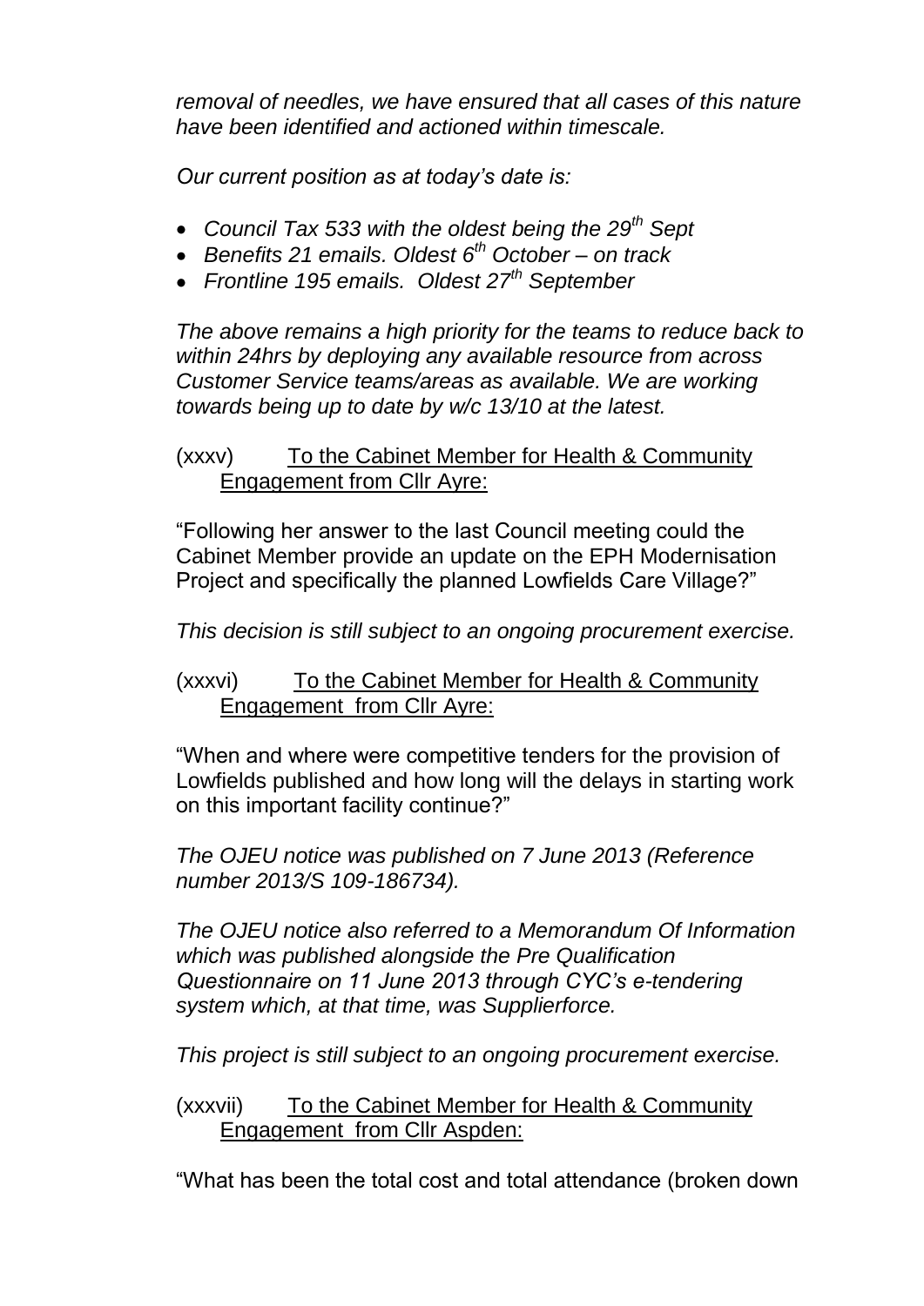*removal of needles, we have ensured that all cases of this nature have been identified and actioned within timescale.*

*Our current position as at today's date is:*

- *Council Tax 533 with the oldest being the 29th Sept*
- *Benefits 21 emails. Oldest 6th October – on track*
- *Frontline 195 emails. Oldest 27th September*

*The above remains a high priority for the teams to reduce back to within 24hrs by deploying any available resource from across Customer Service teams/areas as available. We are working towards being up to date by w/c 13/10 at the latest.*

(xxxv) To the Cabinet Member for Health & Community Engagement from Cllr Ayre:

"Following her answer to the last Council meeting could the Cabinet Member provide an update on the EPH Modernisation Project and specifically the planned Lowfields Care Village?"

*This decision is still subject to an ongoing procurement exercise.*

(xxxvi) To the Cabinet Member for Health & Community Engagement from Cllr Ayre:

"When and where were competitive tenders for the provision of Lowfields published and how long will the delays in starting work on this important facility continue?"

*The OJEU notice was published on 7 June 2013 (Reference number 2013/S 109-186734).*

*The OJEU notice also referred to a Memorandum Of Information which was published alongside the Pre Qualification Questionnaire on 11 June 2013 through CYC's e-tendering system which, at that time, was Supplierforce.*

*This project is still subject to an ongoing procurement exercise.*

(xxxvii) To the Cabinet Member for Health & Community Engagement from Cllr Aspden:

"What has been the total cost and total attendance (broken down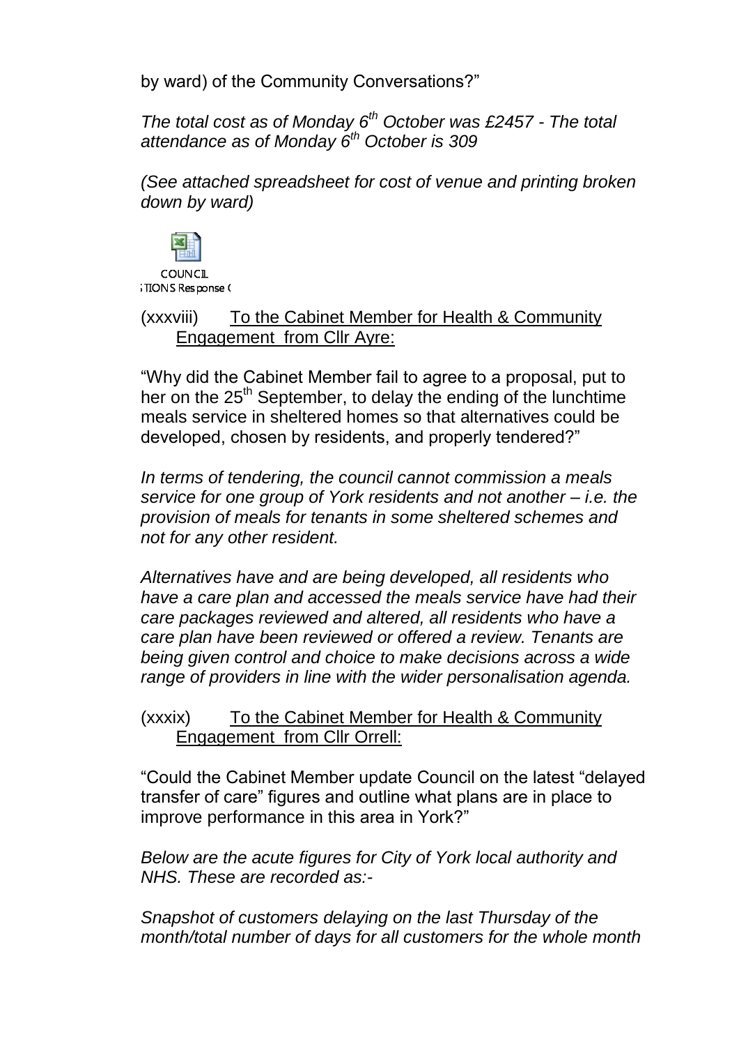by ward) of the Community Conversations?"

*The total cost as of Monday 6th October was £2457 - The total attendance as of Monday 6th October is 309*

*(See attached spreadsheet for cost of venue and printing broken down by ward)*

COUNCIL
STIONS Response (

(xxxviii) To the Cabinet Member for Health & Community Engagement from Cllr Ayre:

"Why did the Cabinet Member fail to agree to a proposal, put to her on the 25th September, to delay the ending of the lunchtime meals service in sheltered homes so that alternatives could be developed, chosen by residents, and properly tendered?"

*In terms of tendering, the council cannot commission a meals service for one group of York residents and not another – i.e. the provision of meals for tenants in some sheltered schemes and not for any other resident.*

*Alternatives have and are being developed, all residents who have a care plan and accessed the meals service have had their care packages reviewed and altered, all residents who have a care plan have been reviewed or offered a review. Tenants are being given control and choice to make decisions across a wide range of providers in line with the wider personalisation agenda.*

(xxxix) To the Cabinet Member for Health & Community Engagement from Cllr Orrell:

"Could the Cabinet Member update Council on the latest "delayed transfer of care" figures and outline what plans are in place to improve performance in this area in York?"

*Below are the acute figures for City of York local authority and NHS. These are recorded as:-*

*Snapshot of customers delaying on the last Thursday of the month/total number of days for all customers for the whole month*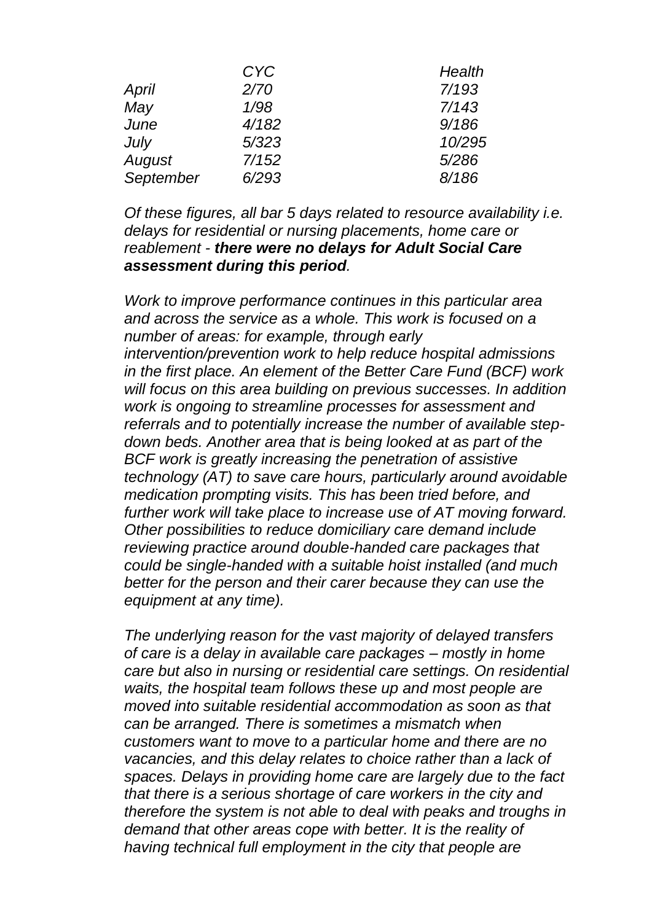| | *CYC* | *Health* |
|---|---|---|
| *April* | *2/70* | *7/193* |
| *May* | *1/98* | *7/143* |
| *June* | *4/182* | *9/186* |
| *July* | *5/323* | *10/295* |
| *August* | *7/152* | *5/286* |
| *September* | *6/293* | *8/186* |

*Of these figures, all bar 5 days related to resource availability i.e. delays for residential or nursing placements, home care or reablement - **there were no delays for Adult Social Care assessment during this period**.*

*Work to improve performance continues in this particular area and across the service as a whole. This work is focused on a number of areas: for example, through early intervention/prevention work to help reduce hospital admissions in the first place. An element of the Better Care Fund (BCF) work will focus on this area building on previous successes. In addition work is ongoing to streamline processes for assessment and referrals and to potentially increase the number of available step-down beds. Another area that is being looked at as part of the BCF work is greatly increasing the penetration of assistive technology (AT) to save care hours, particularly around avoidable medication prompting visits. This has been tried before, and further work will take place to increase use of AT moving forward. Other possibilities to reduce domiciliary care demand include reviewing practice around double-handed care packages that could be single-handed with a suitable hoist installed (and much better for the person and their carer because they can use the equipment at any time).*

*The underlying reason for the vast majority of delayed transfers of care is a delay in available care packages – mostly in home care but also in nursing or residential care settings. On residential waits, the hospital team follows these up and most people are moved into suitable residential accommodation as soon as that can be arranged. There is sometimes a mismatch when customers want to move to a particular home and there are no vacancies, and this delay relates to choice rather than a lack of spaces. Delays in providing home care are largely due to the fact that there is a serious shortage of care workers in the city and therefore the system is not able to deal with peaks and troughs in demand that other areas cope with better. It is the reality of having technical full employment in the city that people are*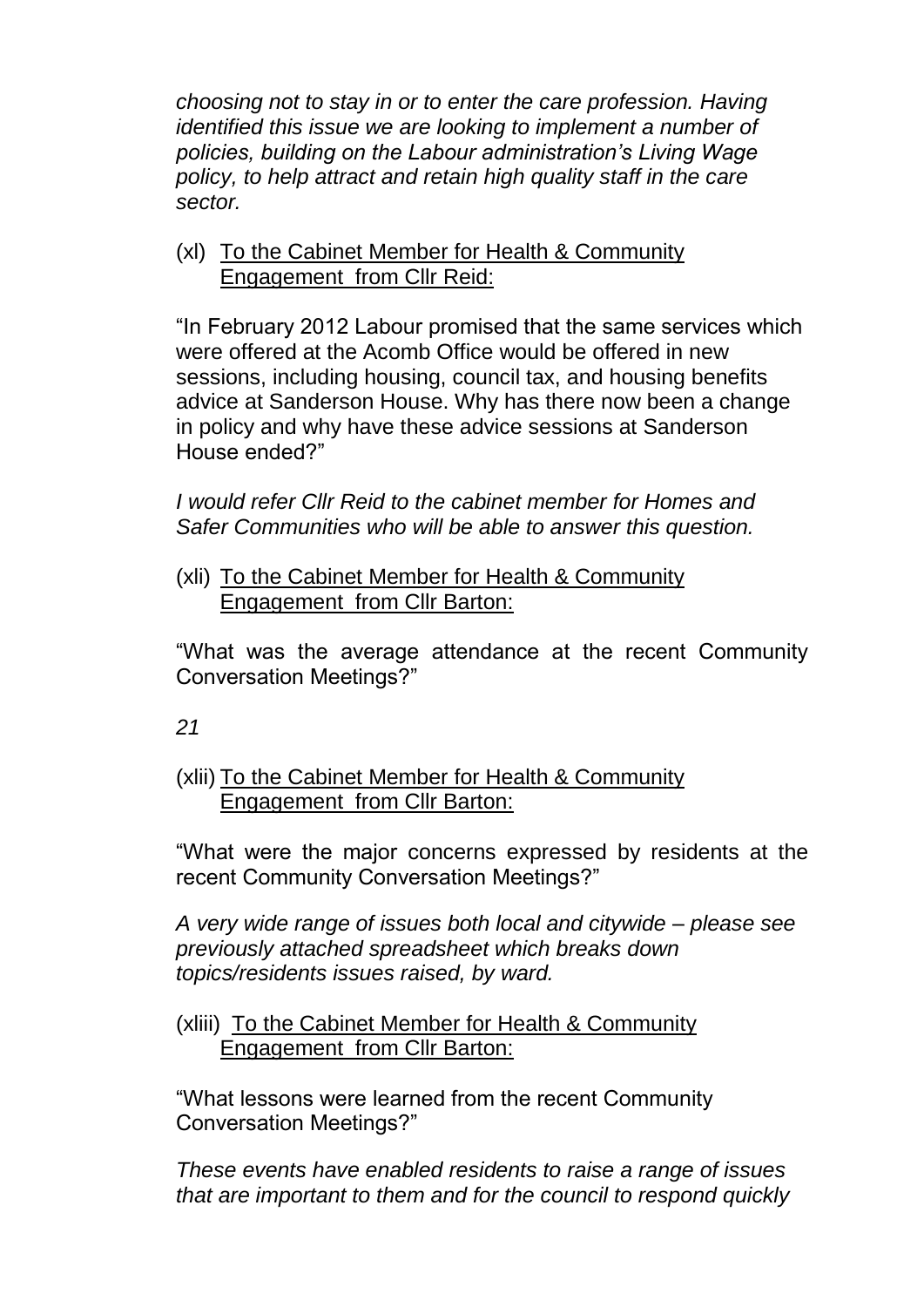*choosing not to stay in or to enter the care profession. Having identified this issue we are looking to implement a number of policies, building on the Labour administration's Living Wage policy, to help attract and retain high quality staff in the care sector.*

(xl) To the Cabinet Member for Health & Community Engagement from Cllr Reid:

"In February 2012 Labour promised that the same services which were offered at the Acomb Office would be offered in new sessions, including housing, council tax, and housing benefits advice at Sanderson House. Why has there now been a change in policy and why have these advice sessions at Sanderson House ended?"

*I would refer Cllr Reid to the cabinet member for Homes and Safer Communities who will be able to answer this question.*

(xli) To the Cabinet Member for Health & Community Engagement from Cllr Barton:

"What was the average attendance at the recent Community Conversation Meetings?"

*21*

(xlii) To the Cabinet Member for Health & Community Engagement from Cllr Barton:

"What were the major concerns expressed by residents at the recent Community Conversation Meetings?"

*A very wide range of issues both local and citywide – please see previously attached spreadsheet which breaks down topics/residents issues raised, by ward.*

(xliii) To the Cabinet Member for Health & Community Engagement from Cllr Barton:

"What lessons were learned from the recent Community Conversation Meetings?"

*These events have enabled residents to raise a range of issues that are important to them and for the council to respond quickly*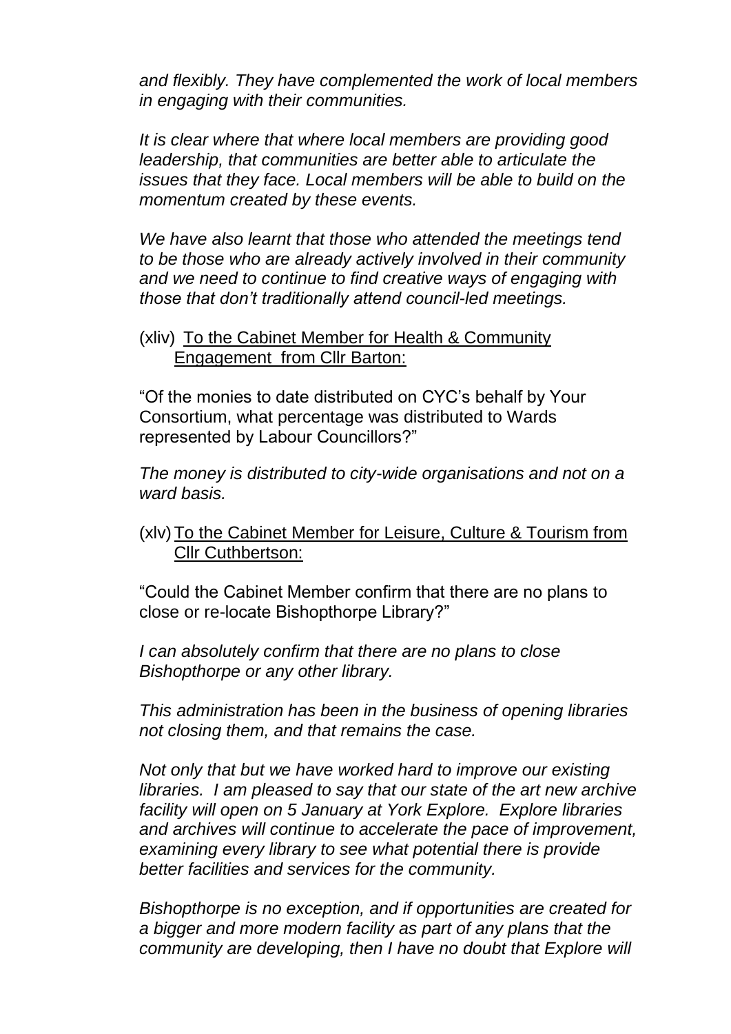*and flexibly. They have complemented the work of local members in engaging with their communities.*

*It is clear where that where local members are providing good leadership, that communities are better able to articulate the issues that they face. Local members will be able to build on the momentum created by these events.*

*We have also learnt that those who attended the meetings tend to be those who are already actively involved in their community and we need to continue to find creative ways of engaging with those that don't traditionally attend council-led meetings.*

(xliv) <u>To the Cabinet Member for Health & Community Engagement from Cllr Barton:</u>

"Of the monies to date distributed on CYC's behalf by Your Consortium, what percentage was distributed to Wards represented by Labour Councillors?"

*The money is distributed to city-wide organisations and not on a ward basis.*

(xlv) <u>To the Cabinet Member for Leisure, Culture & Tourism from Cllr Cuthbertson:</u>

"Could the Cabinet Member confirm that there are no plans to close or re-locate Bishopthorpe Library?"

*I can absolutely confirm that there are no plans to close Bishopthorpe or any other library.*

*This administration has been in the business of opening libraries not closing them, and that remains the case.*

*Not only that but we have worked hard to improve our existing libraries. I am pleased to say that our state of the art new archive facility will open on 5 January at York Explore. Explore libraries and archives will continue to accelerate the pace of improvement, examining every library to see what potential there is provide better facilities and services for the community.*

*Bishopthorpe is no exception, and if opportunities are created for a bigger and more modern facility as part of any plans that the community are developing, then I have no doubt that Explore will*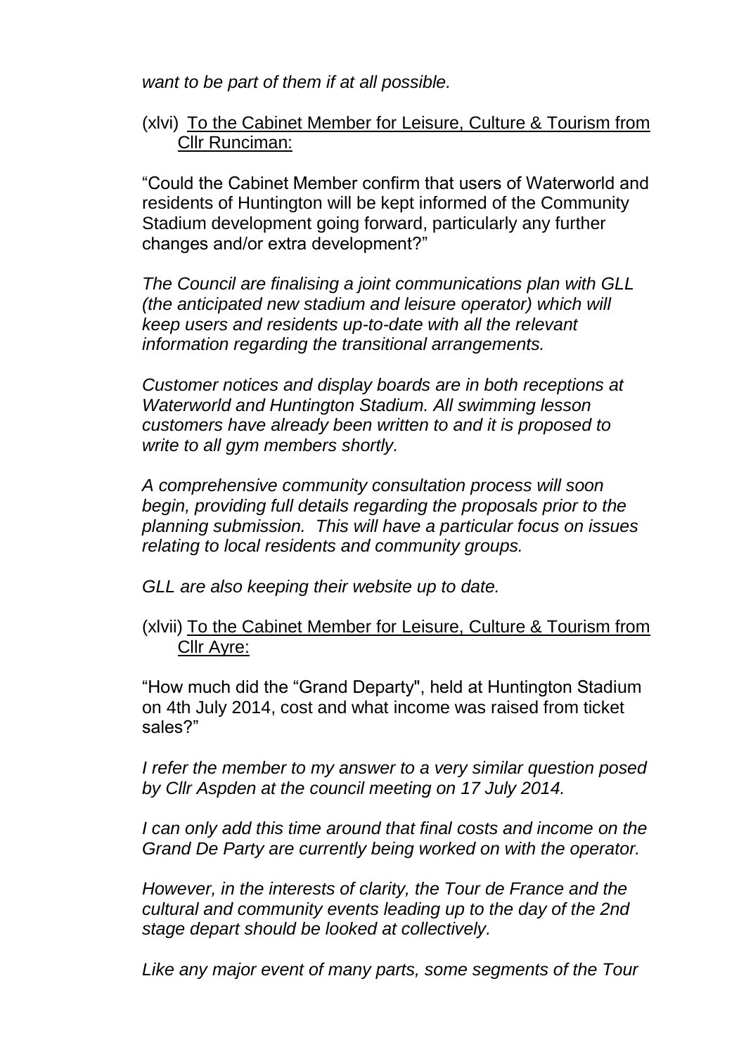*want to be part of them if at all possible.*

(xlvi) To the Cabinet Member for Leisure, Culture & Tourism from Cllr Runciman:

"Could the Cabinet Member confirm that users of Waterworld and residents of Huntington will be kept informed of the Community Stadium development going forward, particularly any further changes and/or extra development?"

*The Council are finalising a joint communications plan with GLL (the anticipated new stadium and leisure operator) which will keep users and residents up-to-date with all the relevant information regarding the transitional arrangements.*

*Customer notices and display boards are in both receptions at Waterworld and Huntington Stadium. All swimming lesson customers have already been written to and it is proposed to write to all gym members shortly.*

*A comprehensive community consultation process will soon begin, providing full details regarding the proposals prior to the planning submission. This will have a particular focus on issues relating to local residents and community groups.*

*GLL are also keeping their website up to date.*

(xlvii) To the Cabinet Member for Leisure, Culture & Tourism from Cllr Ayre:

"How much did the "Grand Departy", held at Huntington Stadium on 4th July 2014, cost and what income was raised from ticket sales?"

*I refer the member to my answer to a very similar question posed by Cllr Aspden at the council meeting on 17 July 2014.*

*I can only add this time around that final costs and income on the Grand De Party are currently being worked on with the operator.*

*However, in the interests of clarity, the Tour de France and the cultural and community events leading up to the day of the 2nd stage depart should be looked at collectively.*

*Like any major event of many parts, some segments of the Tour*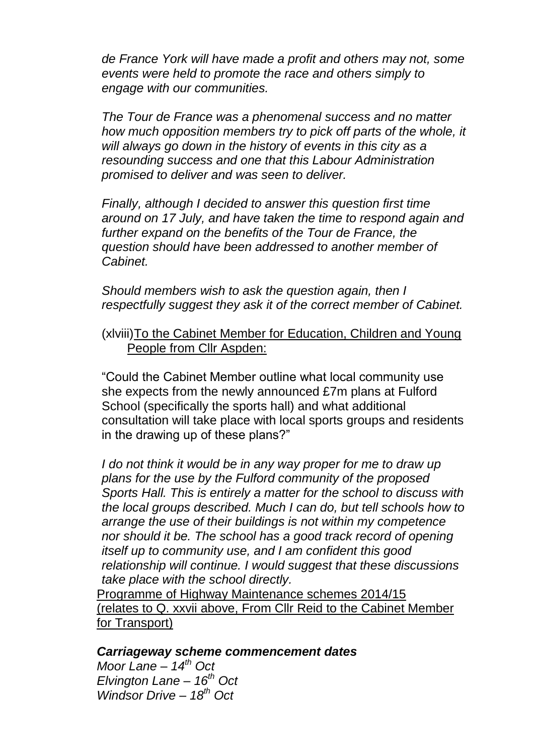*de France York will have made a profit and others may not, some events were held to promote the race and others simply to engage with our communities.*

*The Tour de France was a phenomenal success and no matter how much opposition members try to pick off parts of the whole, it will always go down in the history of events in this city as a resounding success and one that this Labour Administration promised to deliver and was seen to deliver.*

*Finally, although I decided to answer this question first time around on 17 July, and have taken the time to respond again and further expand on the benefits of the Tour de France, the question should have been addressed to another member of Cabinet.*

*Should members wish to ask the question again, then I respectfully suggest they ask it of the correct member of Cabinet.*

(xlviii) To the Cabinet Member for Education, Children and Young People from Cllr Aspden:

"Could the Cabinet Member outline what local community use she expects from the newly announced £7m plans at Fulford School (specifically the sports hall) and what additional consultation will take place with local sports groups and residents in the drawing up of these plans?"

*I do not think it would be in any way proper for me to draw up plans for the use by the Fulford community of the proposed Sports Hall. This is entirely a matter for the school to discuss with the local groups described. Much I can do, but tell schools how to arrange the use of their buildings is not within my competence nor should it be. The school has a good track record of opening itself up to community use, and I am confident this good relationship will continue. I would suggest that these discussions take place with the school directly.*

Programme of Highway Maintenance schemes 2014/15 (relates to Q. xxvii above, From Cllr Reid to the Cabinet Member for Transport)

***Carriageway scheme commencement dates***

*Moor Lane – 14th Oct*
*Elvington Lane – 16th Oct*
*Windsor Drive – 18th Oct*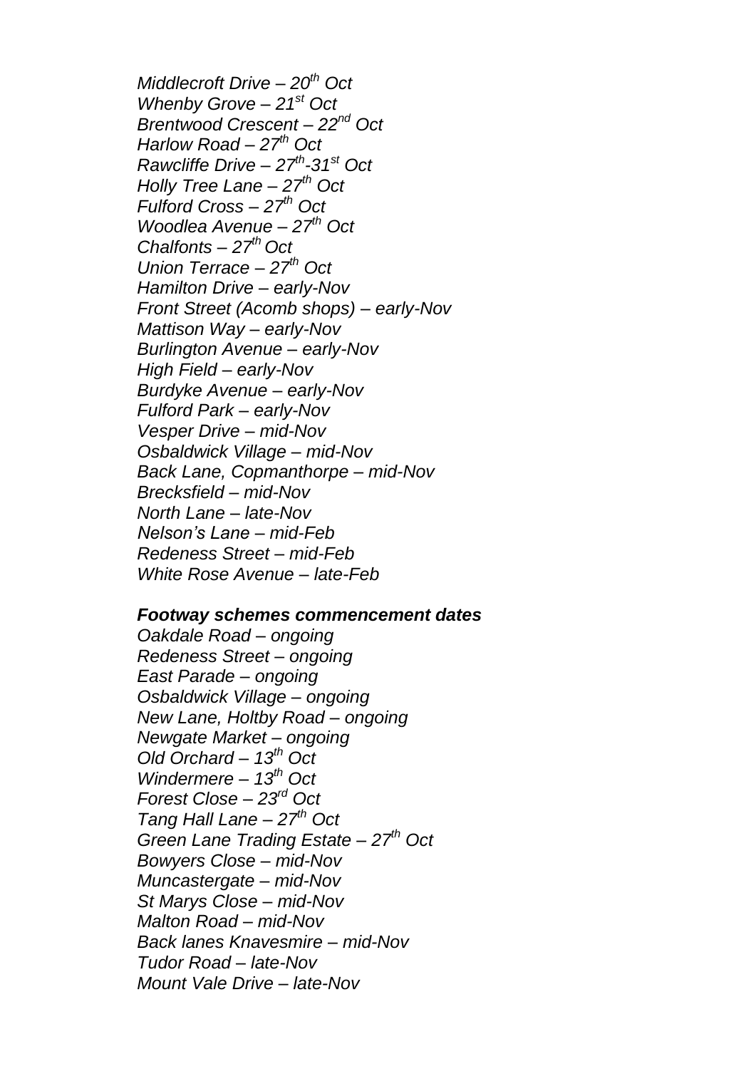*Middlecroft Drive – 20th Oct*
*Whenby Grove – 21st Oct*
*Brentwood Crescent – 22nd Oct*
*Harlow Road – 27th Oct*
*Rawcliffe Drive – 27th-31st Oct*
*Holly Tree Lane – 27th Oct*
*Fulford Cross – 27th Oct*
*Woodlea Avenue – 27th Oct*
*Chalfonts – 27th Oct*
*Union Terrace – 27th Oct*
*Hamilton Drive – early-Nov*
*Front Street (Acomb shops) – early-Nov*
*Mattison Way – early-Nov*
*Burlington Avenue – early-Nov*
*High Field – early-Nov*
*Burdyke Avenue – early-Nov*
*Fulford Park – early-Nov*
*Vesper Drive – mid-Nov*
*Osbaldwick Village – mid-Nov*
*Back Lane, Copmanthorpe – mid-Nov*
*Brecksfield – mid-Nov*
*North Lane – late-Nov*
*Nelson's Lane – mid-Feb*
*Redeness Street – mid-Feb*
*White Rose Avenue – late-Feb*

***Footway schemes commencement dates***

*Oakdale Road – ongoing*
*Redeness Street – ongoing*
*East Parade – ongoing*
*Osbaldwick Village – ongoing*
*New Lane, Holtby Road – ongoing*
*Newgate Market – ongoing*
*Old Orchard – 13th Oct*
*Windermere – 13th Oct*
*Forest Close – 23rd Oct*
*Tang Hall Lane – 27th Oct*
*Green Lane Trading Estate – 27th Oct*
*Bowyers Close – mid-Nov*
*Muncastergate – mid-Nov*
*St Marys Close – mid-Nov*
*Malton Road – mid-Nov*
*Back lanes Knavesmire – mid-Nov*
*Tudor Road – late-Nov*
*Mount Vale Drive – late-Nov*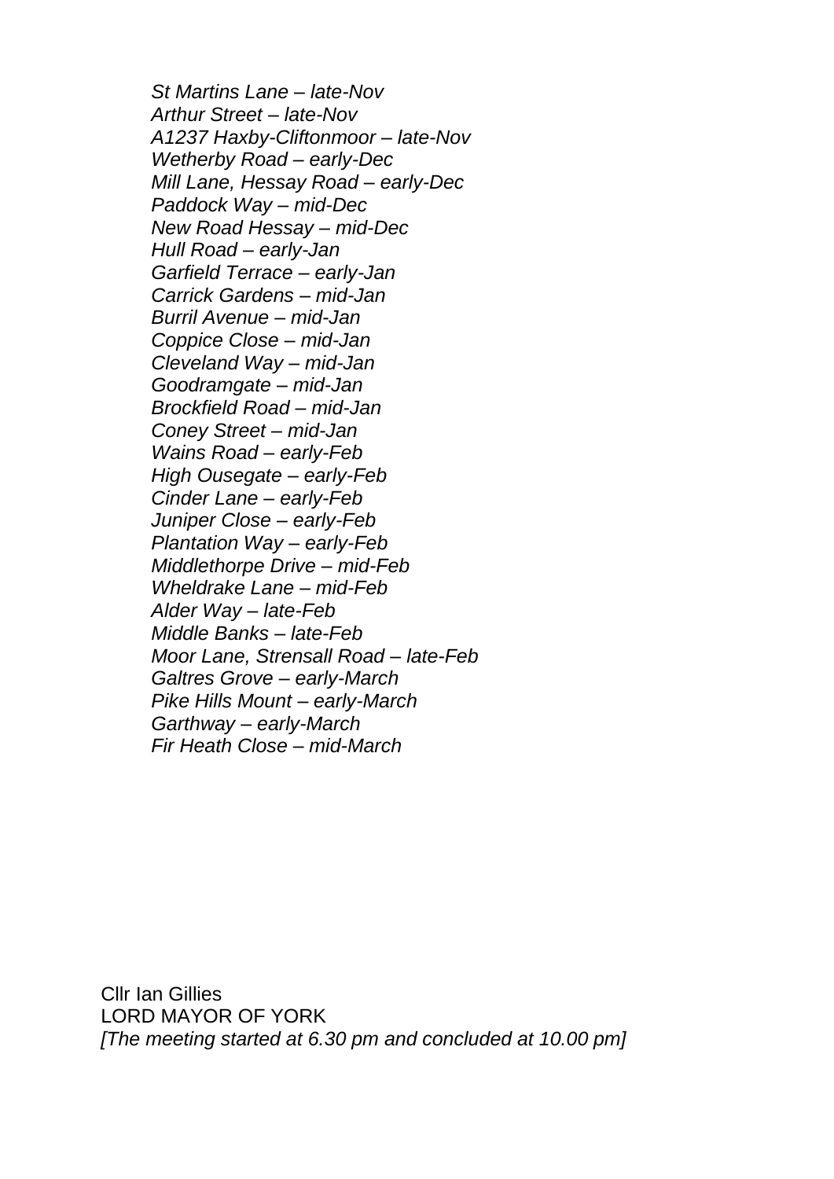*St Martins Lane – late-Nov*
*Arthur Street – late-Nov*
*A1237 Haxby-Cliftonmoor – late-Nov*
*Wetherby Road – early-Dec*
*Mill Lane, Hessay Road – early-Dec*
*Paddock Way – mid-Dec*
*New Road Hessay – mid-Dec*
*Hull Road – early-Jan*
*Garfield Terrace – early-Jan*
*Carrick Gardens – mid-Jan*
*Burril Avenue – mid-Jan*
*Coppice Close – mid-Jan*
*Cleveland Way – mid-Jan*
*Goodramgate – mid-Jan*
*Brockfield Road – mid-Jan*
*Coney Street – mid-Jan*
*Wains Road – early-Feb*
*High Ousegate – early-Feb*
*Cinder Lane – early-Feb*
*Juniper Close – early-Feb*
*Plantation Way – early-Feb*
*Middlethorpe Drive – mid-Feb*
*Wheldrake Lane – mid-Feb*
*Alder Way – late-Feb*
*Middle Banks – late-Feb*
*Moor Lane, Strensall Road – late-Feb*
*Galtres Grove – early-March*
*Pike Hills Mount – early-March*
*Garthway – early-March*
*Fir Heath Close – mid-March*

Cllr Ian Gillies
LORD MAYOR OF YORK
*[The meeting started at 6.30 pm and concluded at 10.00 pm]*